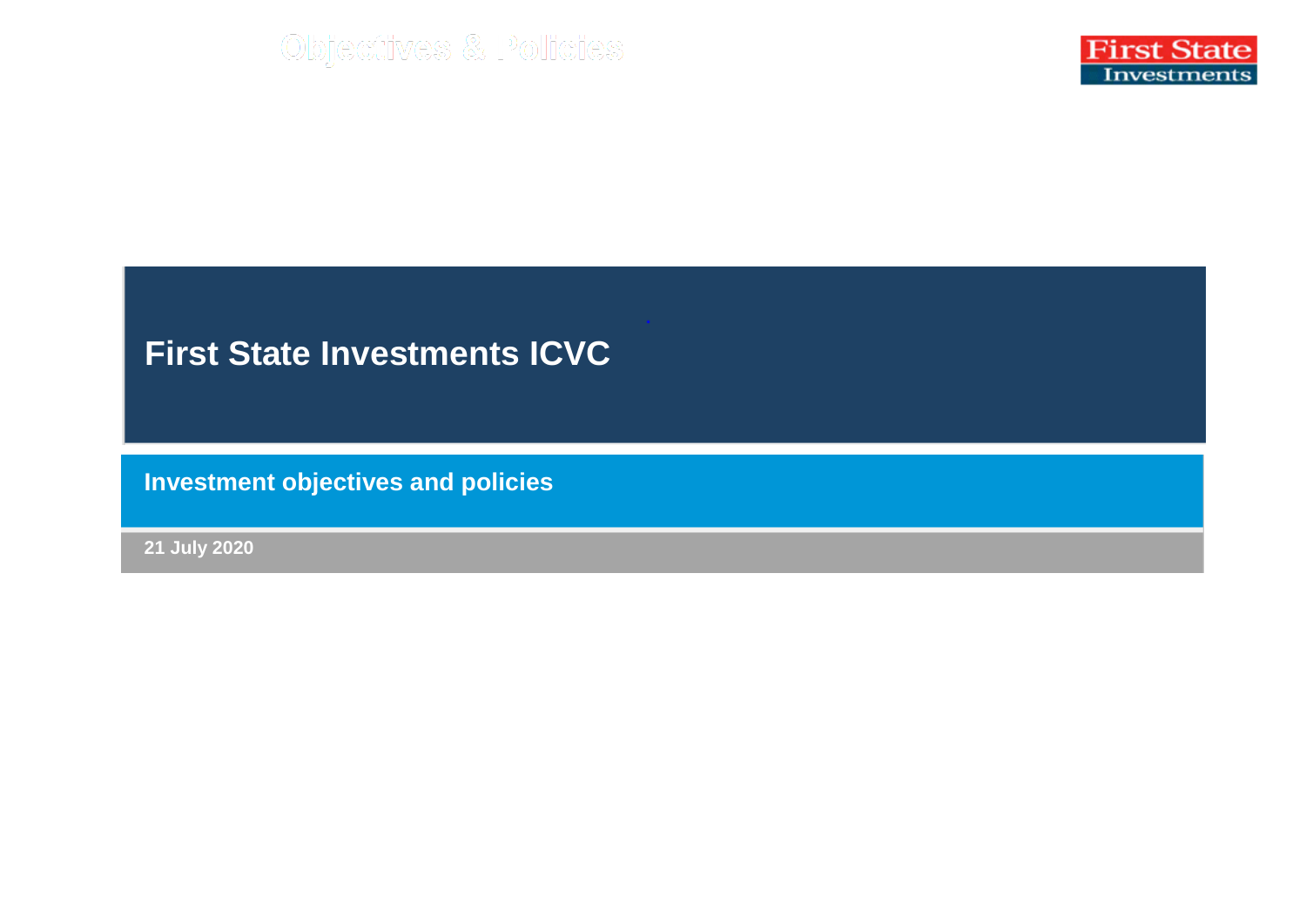# First State Investments ICVC

## Investment objectives and policies

**21 July 2020**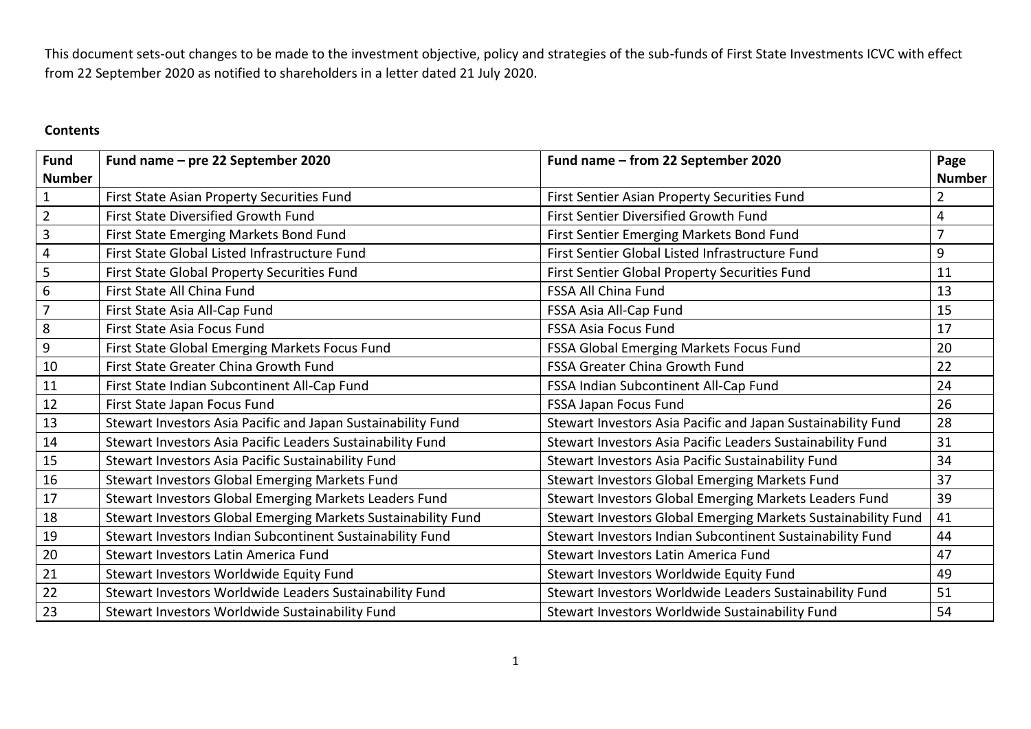This document sets-out changes to be made to the investment objective, policy and strategies of the sub-funds of First State Investments ICVC with effect from 22 September 2020 as notified to shareholders in a letter dated 21 July 2020.

**Contents**

| Fund Number | Fund name – pre 22 September 2020 | Fund name – from 22 September 2020 | Page Number |
|---|---|---|---|
| 1 | First State Asian Property Securities Fund | First Sentier Asian Property Securities Fund | 2 |
| 2 | First State Diversified Growth Fund | First Sentier Diversified Growth Fund | 4 |
| 3 | First State Emerging Markets Bond Fund | First Sentier Emerging Markets Bond Fund | 7 |
| 4 | First State Global Listed Infrastructure Fund | First Sentier Global Listed Infrastructure Fund | 9 |
| 5 | First State Global Property Securities Fund | First Sentier Global Property Securities Fund | 11 |
| 6 | First State All China Fund | FSSA All China Fund | 13 |
| 7 | First State Asia All-Cap Fund | FSSA Asia All-Cap Fund | 15 |
| 8 | First State Asia Focus Fund | FSSA Asia Focus Fund | 17 |
| 9 | First State Global Emerging Markets Focus Fund | FSSA Global Emerging Markets Focus Fund | 20 |
| 10 | First State Greater China Growth Fund | FSSA Greater China Growth Fund | 22 |
| 11 | First State Indian Subcontinent All-Cap Fund | FSSA Indian Subcontinent All-Cap Fund | 24 |
| 12 | First State Japan Focus Fund | FSSA Japan Focus Fund | 26 |
| 13 | Stewart Investors Asia Pacific and Japan Sustainability Fund | Stewart Investors Asia Pacific and Japan Sustainability Fund | 28 |
| 14 | Stewart Investors Asia Pacific Leaders Sustainability Fund | Stewart Investors Asia Pacific Leaders Sustainability Fund | 31 |
| 15 | Stewart Investors Asia Pacific Sustainability Fund | Stewart Investors Asia Pacific Sustainability Fund | 34 |
| 16 | Stewart Investors Global Emerging Markets Fund | Stewart Investors Global Emerging Markets Fund | 37 |
| 17 | Stewart Investors Global Emerging Markets Leaders Fund | Stewart Investors Global Emerging Markets Leaders Fund | 39 |
| 18 | Stewart Investors Global Emerging Markets Sustainability Fund | Stewart Investors Global Emerging Markets Sustainability Fund | 41 |
| 19 | Stewart Investors Indian Subcontinent Sustainability Fund | Stewart Investors Indian Subcontinent Sustainability Fund | 44 |
| 20 | Stewart Investors Latin America Fund | Stewart Investors Latin America Fund | 47 |
| 21 | Stewart Investors Worldwide Equity Fund | Stewart Investors Worldwide Equity Fund | 49 |
| 22 | Stewart Investors Worldwide Leaders Sustainability Fund | Stewart Investors Worldwide Leaders Sustainability Fund | 51 |
| 23 | Stewart Investors Worldwide Sustainability Fund | Stewart Investors Worldwide Sustainability Fund | 54 |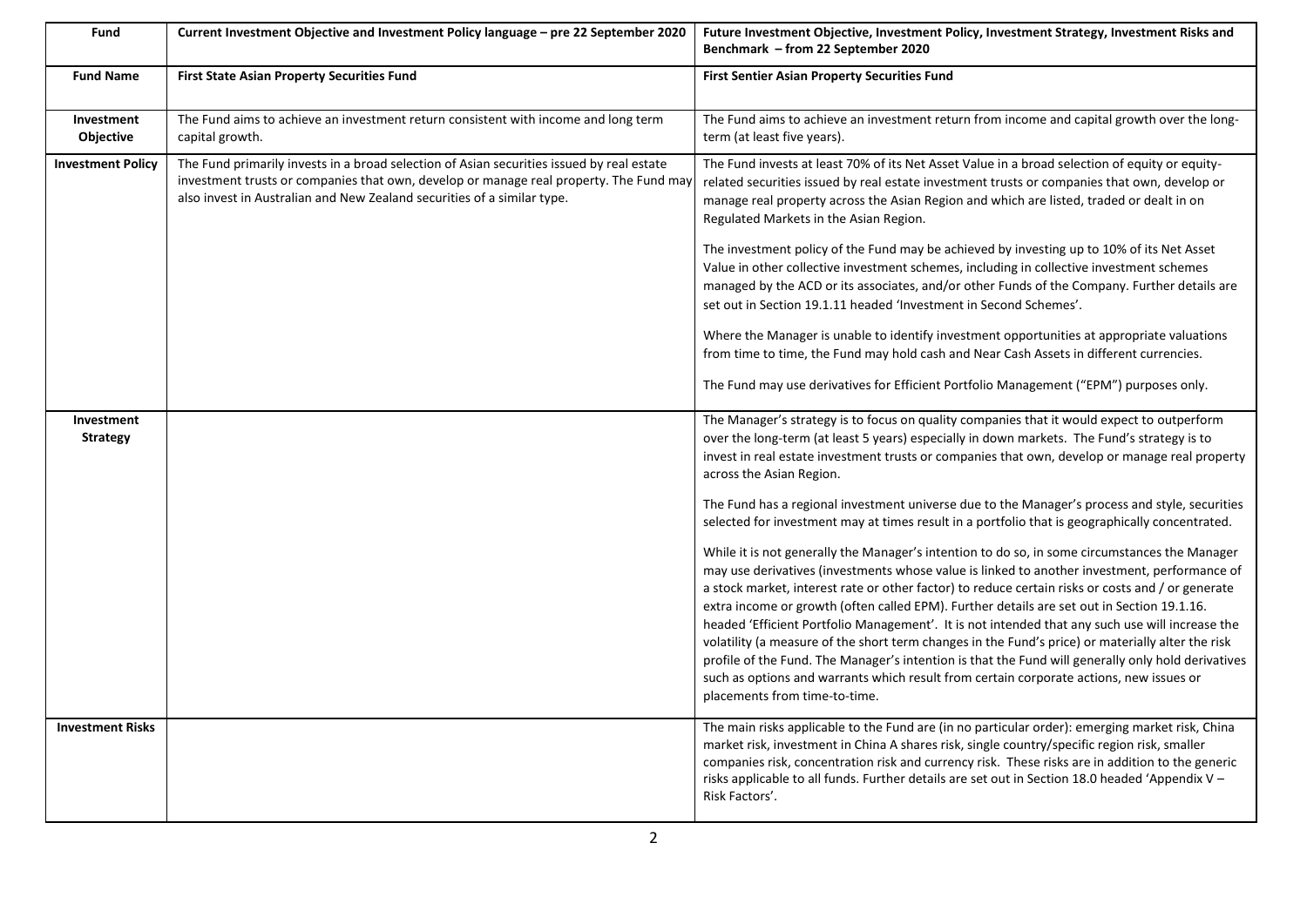| Fund | Current Investment Objective and Investment Policy language – pre 22 September 2020 | Future Investment Objective, Investment Policy, Investment Strategy, Investment Risks and Benchmark – from 22 September 2020 |
|---|---|---|
| **Fund Name** | **First State Asian Property Securities Fund** | **First Sentier Asian Property Securities Fund** |
| **Investment Objective** | The Fund aims to achieve an investment return consistent with income and long term capital growth. | The Fund aims to achieve an investment return from income and capital growth over the long-term (at least five years). |
| **Investment Policy** | The Fund primarily invests in a broad selection of Asian securities issued by real estate investment trusts or companies that own, develop or manage real property. The Fund may also invest in Australian and New Zealand securities of a similar type. | The Fund invests at least 70% of its Net Asset Value in a broad selection of equity or equity-related securities issued by real estate investment trusts or companies that own, develop or manage real property across the Asian Region and which are listed, traded or dealt in on Regulated Markets in the Asian Region.<br><br>The investment policy of the Fund may be achieved by investing up to 10% of its Net Asset Value in other collective investment schemes, including in collective investment schemes managed by the ACD or its associates, and/or other Funds of the Company. Further details are set out in Section 19.1.11 headed 'Investment in Second Schemes'.<br><br>Where the Manager is unable to identify investment opportunities at appropriate valuations from time to time, the Fund may hold cash and Near Cash Assets in different currencies.<br><br>The Fund may use derivatives for Efficient Portfolio Management ("EPM") purposes only. |
| **Investment Strategy** | | The Manager's strategy is to focus on quality companies that it would expect to outperform over the long-term (at least 5 years) especially in down markets. The Fund's strategy is to invest in real estate investment trusts or companies that own, develop or manage real property across the Asian Region.<br><br>The Fund has a regional investment universe due to the Manager's process and style, securities selected for investment may at times result in a portfolio that is geographically concentrated.<br><br>While it is not generally the Manager's intention to do so, in some circumstances the Manager may use derivatives (investments whose value is linked to another investment, performance of a stock market, interest rate or other factor) to reduce certain risks or costs and / or generate extra income or growth (often called EPM). Further details are set out in Section 19.1.16. headed 'Efficient Portfolio Management'. It is not intended that any such use will increase the volatility (a measure of the short term changes in the Fund's price) or materially alter the risk profile of the Fund. The Manager's intention is that the Fund will generally only hold derivatives such as options and warrants which result from certain corporate actions, new issues or placements from time-to-time. |
| **Investment Risks** | | The main risks applicable to the Fund are (in no particular order): emerging market risk, China market risk, investment in China A shares risk, single country/specific region risk, smaller companies risk, concentration risk and currency risk. These risks are in addition to the generic risks applicable to all funds. Further details are set out in Section 18.0 headed 'Appendix V – Risk Factors'. |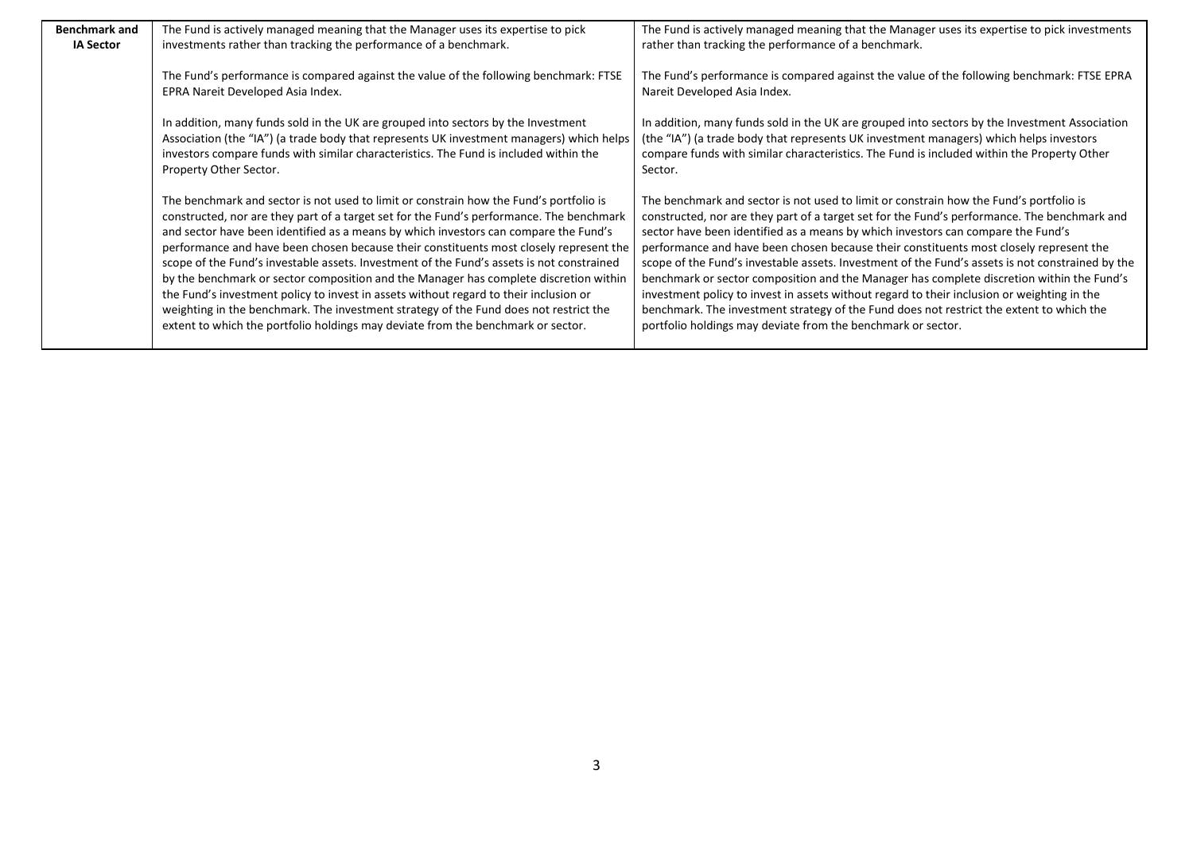| **Benchmark and IA Sector** | The Fund is actively managed meaning that the Manager uses its expertise to pick investments rather than tracking the performance of a benchmark.<br><br>The Fund's performance is compared against the value of the following benchmark: FTSE EPRA Nareit Developed Asia Index.<br><br>In addition, many funds sold in the UK are grouped into sectors by the Investment Association (the "IA") (a trade body that represents UK investment managers) which helps investors compare funds with similar characteristics. The Fund is included within the Property Other Sector.<br><br>The benchmark and sector is not used to limit or constrain how the Fund's portfolio is constructed, nor are they part of a target set for the Fund's performance. The benchmark and sector have been identified as a means by which investors can compare the Fund's performance and have been chosen because their constituents most closely represent the scope of the Fund's investable assets. Investment of the Fund's assets is not constrained by the benchmark or sector composition and the Manager has complete discretion within the Fund's investment policy to invest in assets without regard to their inclusion or weighting in the benchmark. The investment strategy of the Fund does not restrict the extent to which the portfolio holdings may deviate from the benchmark or sector. | The Fund is actively managed meaning that the Manager uses its expertise to pick investments rather than tracking the performance of a benchmark.<br><br>The Fund's performance is compared against the value of the following benchmark: FTSE EPRA Nareit Developed Asia Index.<br><br>In addition, many funds sold in the UK are grouped into sectors by the Investment Association (the "IA") (a trade body that represents UK investment managers) which helps investors compare funds with similar characteristics. The Fund is included within the Property Other Sector.<br><br>The benchmark and sector is not used to limit or constrain how the Fund's portfolio is constructed, nor are they part of a target set for the Fund's performance. The benchmark and sector have been identified as a means by which investors can compare the Fund's performance and have been chosen because their constituents most closely represent the scope of the Fund's investable assets. Investment of the Fund's assets is not constrained by the benchmark or sector composition and the Manager has complete discretion within the Fund's investment policy to invest in assets without regard to their inclusion or weighting in the benchmark. The investment strategy of the Fund does not restrict the extent to which the portfolio holdings may deviate from the benchmark or sector. |
|---|---|---|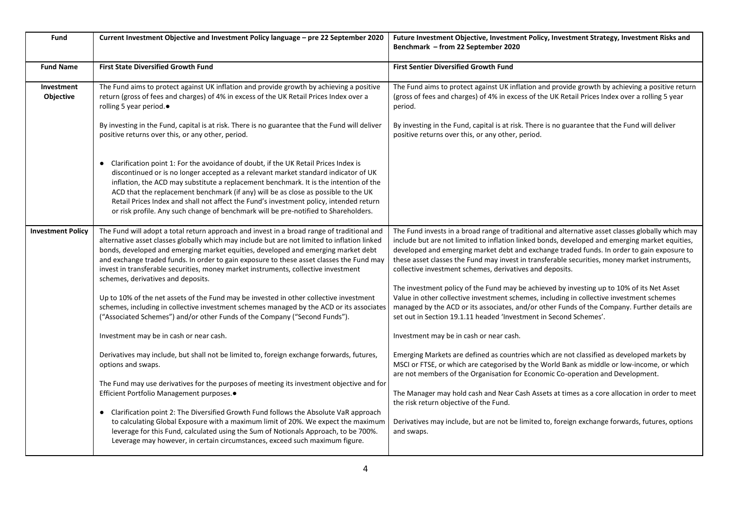| Fund | Current Investment Objective and Investment Policy language – pre 22 September 2020 | Future Investment Objective, Investment Policy, Investment Strategy, Investment Risks and Benchmark – from 22 September 2020 |
|---|---|---|
| **Fund Name** | **First State Diversified Growth Fund** | **First Sentier Diversified Growth Fund** |
| **Investment Objective** | The Fund aims to protect against UK inflation and provide growth by achieving a positive return (gross of fees and charges) of 4% in excess of the UK Retail Prices Index over a rolling 5 year period.● <br><br> By investing in the Fund, capital is at risk. There is no guarantee that the Fund will deliver positive returns over this, or any other, period. <br><br> ● Clarification point 1: For the avoidance of doubt, if the UK Retail Prices Index is discontinued or is no longer accepted as a relevant market standard indicator of UK inflation, the ACD may substitute a replacement benchmark. It is the intention of the ACD that the replacement benchmark (if any) will be as close as possible to the UK Retail Prices Index and shall not affect the Fund's investment policy, intended return or risk profile. Any such change of benchmark will be pre-notified to Shareholders. | The Fund aims to protect against UK inflation and provide growth by achieving a positive return (gross of fees and charges) of 4% in excess of the UK Retail Prices Index over a rolling 5 year period. <br><br> By investing in the Fund, capital is at risk. There is no guarantee that the Fund will deliver positive returns over this, or any other, period. |
| **Investment Policy** | The Fund will adopt a total return approach and invest in a broad range of traditional and alternative asset classes globally which may include but are not limited to inflation linked bonds, developed and emerging market equities, developed and emerging market debt and exchange traded funds. In order to gain exposure to these asset classes the Fund may invest in transferable securities, money market instruments, collective investment schemes, derivatives and deposits. <br><br> Up to 10% of the net assets of the Fund may be invested in other collective investment schemes, including in collective investment schemes managed by the ACD or its associates ("Associated Schemes") and/or other Funds of the Company ("Second Funds"). <br><br> Investment may be in cash or near cash. <br><br> Derivatives may include, but shall not be limited to, foreign exchange forwards, futures, options and swaps. <br><br> The Fund may use derivatives for the purposes of meeting its investment objective and for Efficient Portfolio Management purposes.● <br><br> ● Clarification point 2: The Diversified Growth Fund follows the Absolute VaR approach to calculating Global Exposure with a maximum limit of 20%. We expect the maximum leverage for this Fund, calculated using the Sum of Notionals Approach, to be 700%. Leverage may however, in certain circumstances, exceed such maximum figure. | The Fund invests in a broad range of traditional and alternative asset classes globally which may include but are not limited to inflation linked bonds, developed and emerging market equities, developed and emerging market debt and exchange traded funds. In order to gain exposure to these asset classes the Fund may invest in transferable securities, money market instruments, collective investment schemes, derivatives and deposits. <br><br> The investment policy of the Fund may be achieved by investing up to 10% of its Net Asset Value in other collective investment schemes, including in collective investment schemes managed by the ACD or its associates, and/or other Funds of the Company. Further details are set out in Section 19.1.11 headed 'Investment in Second Schemes'. <br><br> Investment may be in cash or near cash. <br><br> Emerging Markets are defined as countries which are not classified as developed markets by MSCI or FTSE, or which are categorised by the World Bank as middle or low-income, or which are not members of the Organisation for Economic Co-operation and Development. <br><br> The Manager may hold cash and Near Cash Assets at times as a core allocation in order to meet the risk return objective of the Fund. <br><br> Derivatives may include, but are not be limited to, foreign exchange forwards, futures, options and swaps. |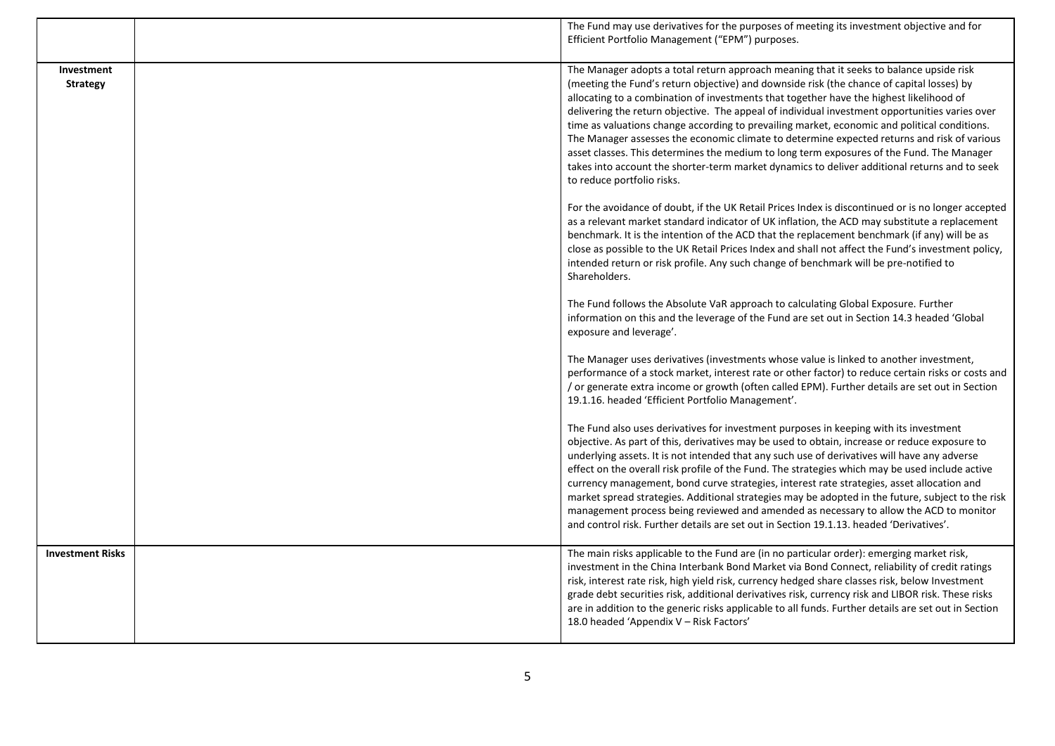| | | |
|---|---|---|
| | | The Fund may use derivatives for the purposes of meeting its investment objective and for Efficient Portfolio Management ("EPM") purposes. |
| **Investment Strategy** | | The Manager adopts a total return approach meaning that it seeks to balance upside risk (meeting the Fund's return objective) and downside risk (the chance of capital losses) by allocating to a combination of investments that together have the highest likelihood of delivering the return objective. The appeal of individual investment opportunities varies over time as valuations change according to prevailing market, economic and political conditions. The Manager assesses the economic climate to determine expected returns and risk of various asset classes. This determines the medium to long term exposures of the Fund. The Manager takes into account the shorter-term market dynamics to deliver additional returns and to seek to reduce portfolio risks.<br><br>For the avoidance of doubt, if the UK Retail Prices Index is discontinued or is no longer accepted as a relevant market standard indicator of UK inflation, the ACD may substitute a replacement benchmark. It is the intention of the ACD that the replacement benchmark (if any) will be as close as possible to the UK Retail Prices Index and shall not affect the Fund's investment policy, intended return or risk profile. Any such change of benchmark will be pre-notified to Shareholders.<br><br>The Fund follows the Absolute VaR approach to calculating Global Exposure. Further information on this and the leverage of the Fund are set out in Section 14.3 headed 'Global exposure and leverage'.<br><br>The Manager uses derivatives (investments whose value is linked to another investment, performance of a stock market, interest rate or other factor) to reduce certain risks or costs and / or generate extra income or growth (often called EPM). Further details are set out in Section 19.1.16. headed 'Efficient Portfolio Management'.<br><br>The Fund also uses derivatives for investment purposes in keeping with its investment objective. As part of this, derivatives may be used to obtain, increase or reduce exposure to underlying assets. It is not intended that any such use of derivatives will have any adverse effect on the overall risk profile of the Fund. The strategies which may be used include active currency management, bond curve strategies, interest rate strategies, asset allocation and market spread strategies. Additional strategies may be adopted in the future, subject to the risk management process being reviewed and amended as necessary to allow the ACD to monitor and control risk. Further details are set out in Section 19.1.13. headed 'Derivatives'. |
| **Investment Risks** | | The main risks applicable to the Fund are (in no particular order): emerging market risk, investment in the China Interbank Bond Market via Bond Connect, reliability of credit ratings risk, interest rate risk, high yield risk, currency hedged share classes risk, below Investment grade debt securities risk, additional derivatives risk, currency risk and LIBOR risk. These risks are in addition to the generic risks applicable to all funds. Further details are set out in Section 18.0 headed 'Appendix V – Risk Factors' |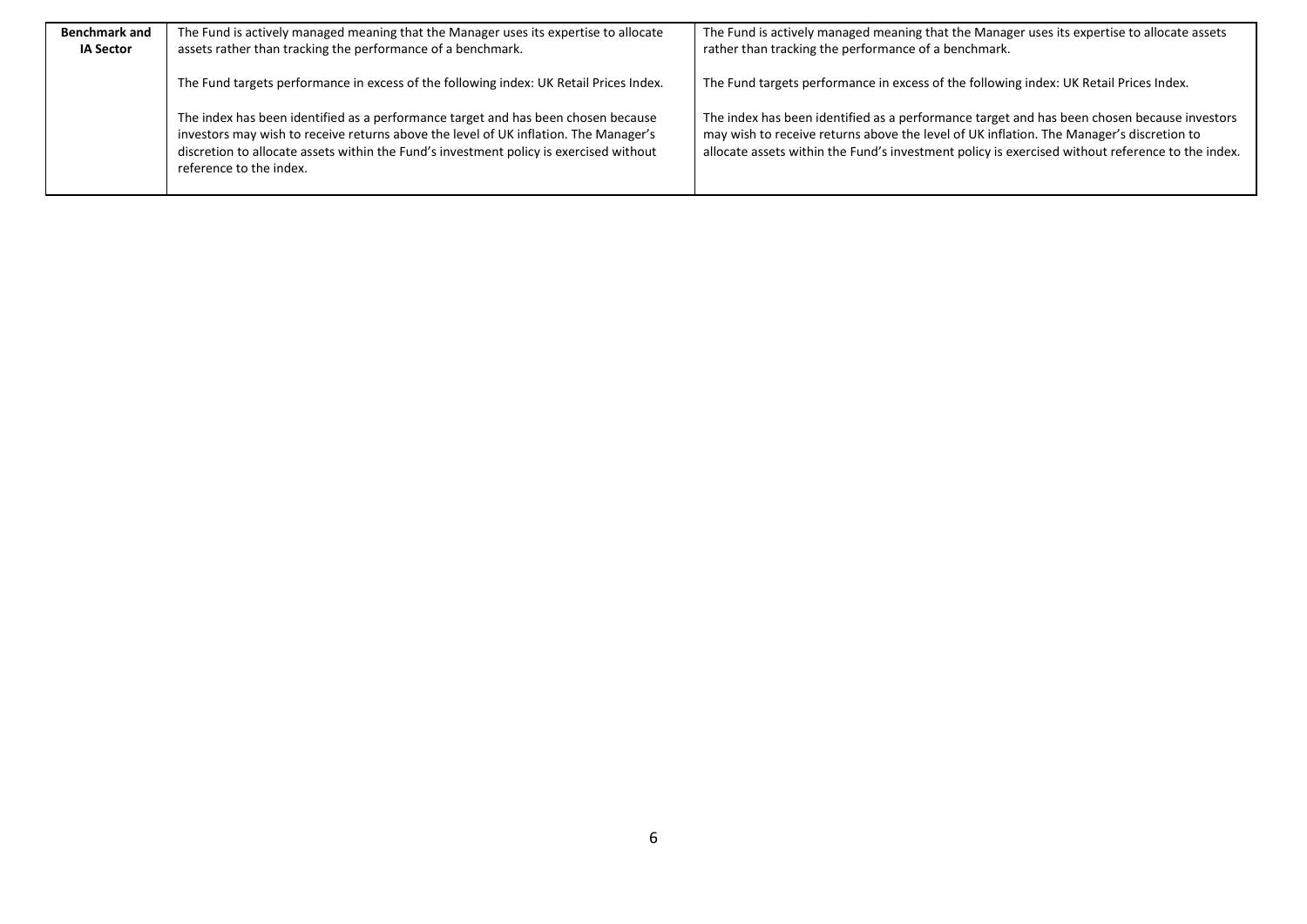| **Benchmark and IA Sector** | The Fund is actively managed meaning that the Manager uses its expertise to allocate assets rather than tracking the performance of a benchmark.<br><br>The Fund targets performance in excess of the following index: UK Retail Prices Index.<br><br>The index has been identified as a performance target and has been chosen because investors may wish to receive returns above the level of UK inflation. The Manager's discretion to allocate assets within the Fund's investment policy is exercised without reference to the index. | The Fund is actively managed meaning that the Manager uses its expertise to allocate assets rather than tracking the performance of a benchmark.<br><br>The Fund targets performance in excess of the following index: UK Retail Prices Index.<br><br>The index has been identified as a performance target and has been chosen because investors may wish to receive returns above the level of UK inflation. The Manager's discretion to allocate assets within the Fund's investment policy is exercised without reference to the index. |
|---|---|---|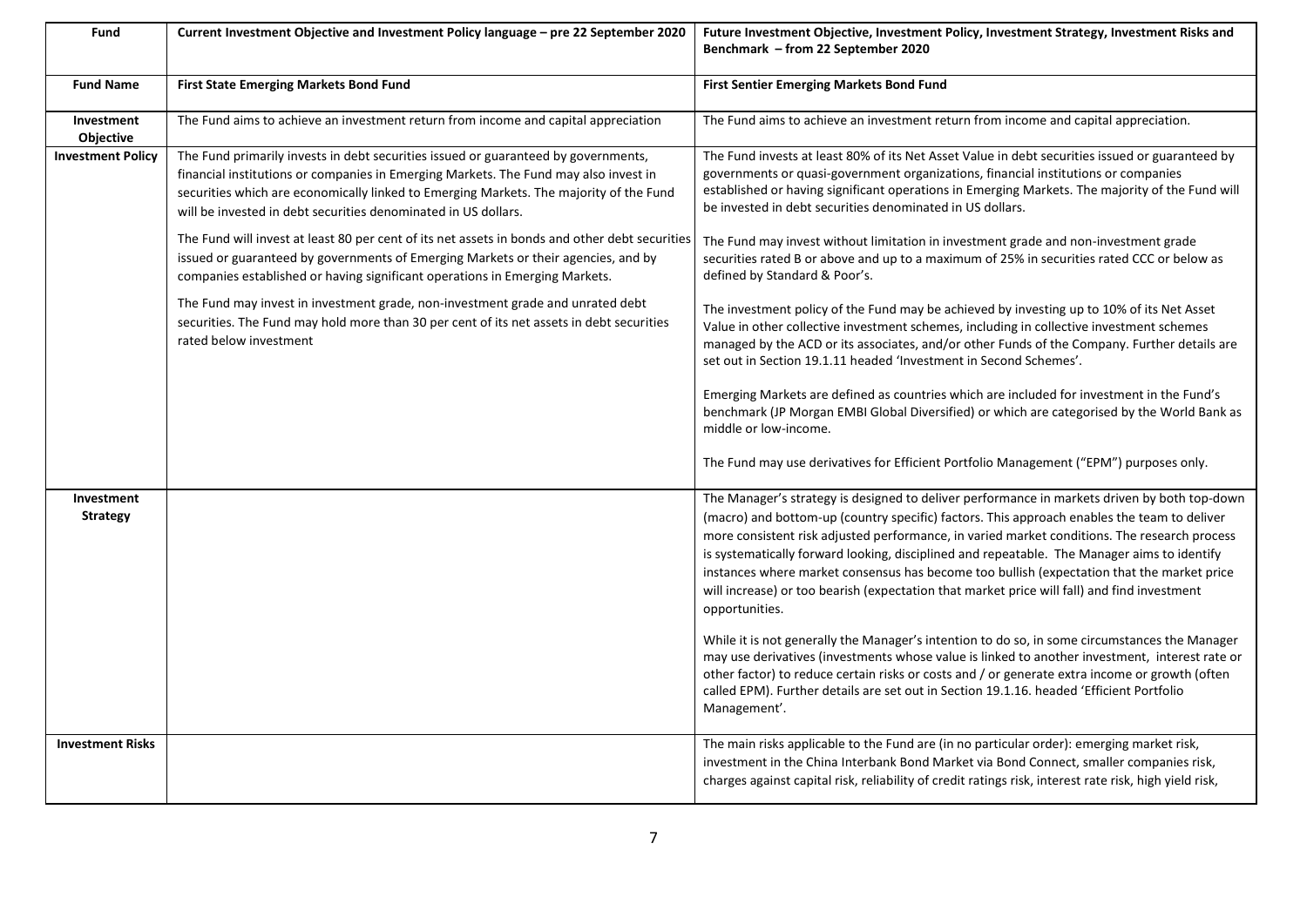| Fund | Current Investment Objective and Investment Policy language – pre 22 September 2020 | Future Investment Objective, Investment Policy, Investment Strategy, Investment Risks and Benchmark – from 22 September 2020 |
|---|---|---|
| **Fund Name** | **First State Emerging Markets Bond Fund** | **First Sentier Emerging Markets Bond Fund** |
| **Investment Objective** | The Fund aims to achieve an investment return from income and capital appreciation | The Fund aims to achieve an investment return from income and capital appreciation. |
| **Investment Policy** | The Fund primarily invests in debt securities issued or guaranteed by governments, financial institutions or companies in Emerging Markets. The Fund may also invest in securities which are economically linked to Emerging Markets. The majority of the Fund will be invested in debt securities denominated in US dollars.<br><br>The Fund will invest at least 80 per cent of its net assets in bonds and other debt securities issued or guaranteed by governments of Emerging Markets or their agencies, and by companies established or having significant operations in Emerging Markets.<br><br>The Fund may invest in investment grade, non-investment grade and unrated debt securities. The Fund may hold more than 30 per cent of its net assets in debt securities rated below investment | The Fund invests at least 80% of its Net Asset Value in debt securities issued or guaranteed by governments or quasi-government organizations, financial institutions or companies established or having significant operations in Emerging Markets. The majority of the Fund will be invested in debt securities denominated in US dollars.<br><br>The Fund may invest without limitation in investment grade and non-investment grade securities rated B or above and up to a maximum of 25% in securities rated CCC or below as defined by Standard & Poor's.<br><br>The investment policy of the Fund may be achieved by investing up to 10% of its Net Asset Value in other collective investment schemes, including in collective investment schemes managed by the ACD or its associates, and/or other Funds of the Company. Further details are set out in Section 19.1.11 headed 'Investment in Second Schemes'.<br><br>Emerging Markets are defined as countries which are included for investment in the Fund's benchmark (JP Morgan EMBI Global Diversified) or which are categorised by the World Bank as middle or low-income.<br><br>The Fund may use derivatives for Efficient Portfolio Management ("EPM") purposes only. |
| **Investment Strategy** | | The Manager's strategy is designed to deliver performance in markets driven by both top-down (macro) and bottom-up (country specific) factors. This approach enables the team to deliver more consistent risk adjusted performance, in varied market conditions. The research process is systematically forward looking, disciplined and repeatable. The Manager aims to identify instances where market consensus has become too bullish (expectation that the market price will increase) or too bearish (expectation that market price will fall) and find investment opportunities.<br><br>While it is not generally the Manager's intention to do so, in some circumstances the Manager may use derivatives (investments whose value is linked to another investment, interest rate or other factor) to reduce certain risks or costs and / or generate extra income or growth (often called EPM). Further details are set out in Section 19.1.16. headed 'Efficient Portfolio Management'. |
| **Investment Risks** | | The main risks applicable to the Fund are (in no particular order): emerging market risk, investment in the China Interbank Bond Market via Bond Connect, smaller companies risk, charges against capital risk, reliability of credit ratings risk, interest rate risk, high yield risk, |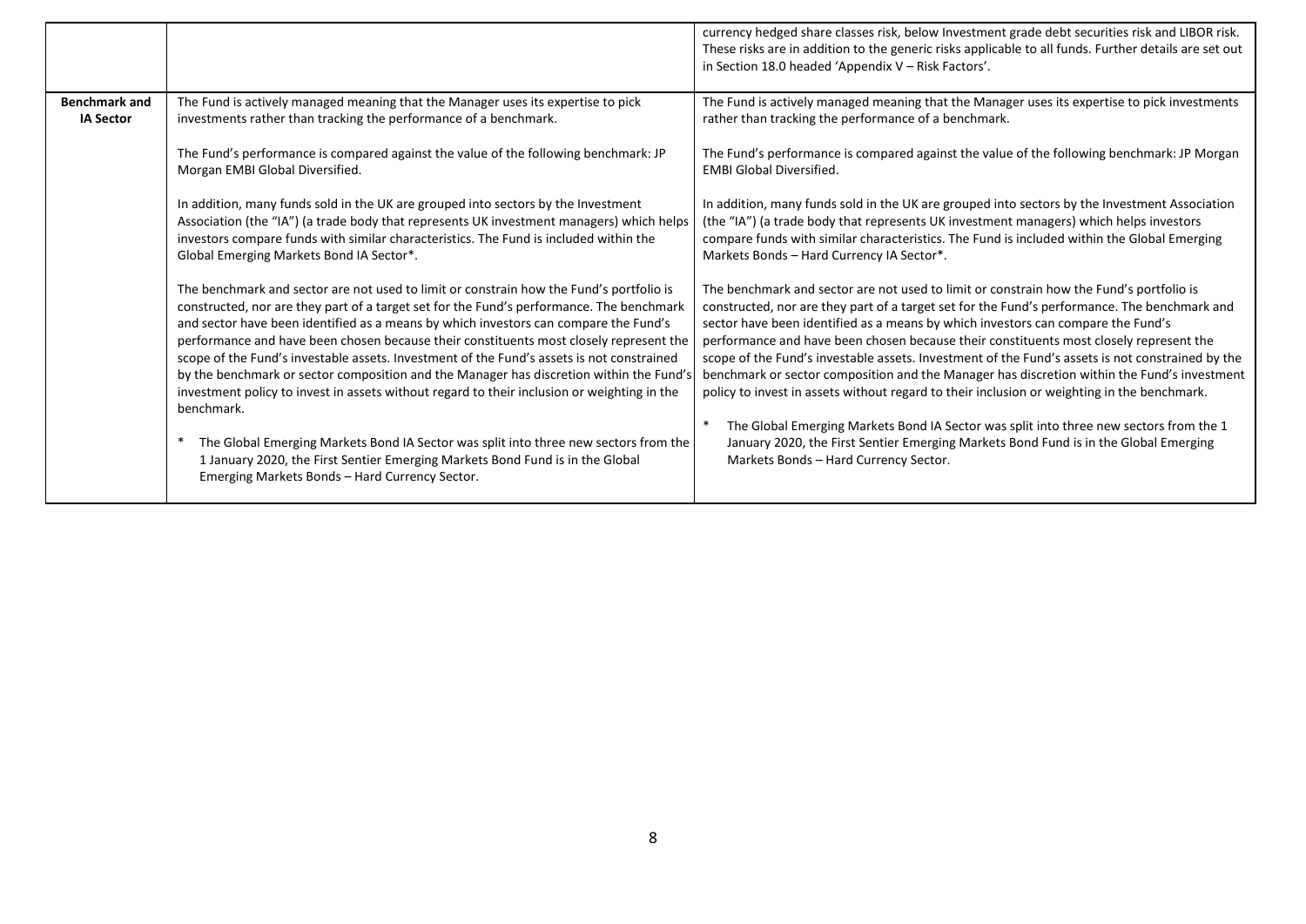| | | |
|---|---|---|
| | | currency hedged share classes risk, below Investment grade debt securities risk and LIBOR risk. These risks are in addition to the generic risks applicable to all funds. Further details are set out in Section 18.0 headed 'Appendix V – Risk Factors'. |
| **Benchmark and IA Sector** | The Fund is actively managed meaning that the Manager uses its expertise to pick investments rather than tracking the performance of a benchmark.<br><br>The Fund's performance is compared against the value of the following benchmark: JP Morgan EMBI Global Diversified.<br><br>In addition, many funds sold in the UK are grouped into sectors by the Investment Association (the "IA") (a trade body that represents UK investment managers) which helps investors compare funds with similar characteristics. The Fund is included within the Global Emerging Markets Bond IA Sector*.<br><br>The benchmark and sector are not used to limit or constrain how the Fund's portfolio is constructed, nor are they part of a target set for the Fund's performance. The benchmark and sector have been identified as a means by which investors can compare the Fund's performance and have been chosen because their constituents most closely represent the scope of the Fund's investable assets. Investment of the Fund's assets is not constrained by the benchmark or sector composition and the Manager has discretion within the Fund's investment policy to invest in assets without regard to their inclusion or weighting in the benchmark.<br><br>* The Global Emerging Markets Bond IA Sector was split into three new sectors from the 1 January 2020, the First Sentier Emerging Markets Bond Fund is in the Global Emerging Markets Bonds – Hard Currency Sector. | The Fund is actively managed meaning that the Manager uses its expertise to pick investments rather than tracking the performance of a benchmark.<br><br>The Fund's performance is compared against the value of the following benchmark: JP Morgan EMBI Global Diversified.<br><br>In addition, many funds sold in the UK are grouped into sectors by the Investment Association (the "IA") (a trade body that represents UK investment managers) which helps investors compare funds with similar characteristics. The Fund is included within the Global Emerging Markets Bonds – Hard Currency IA Sector*.<br><br>The benchmark and sector are not used to limit or constrain how the Fund's portfolio is constructed, nor are they part of a target set for the Fund's performance. The benchmark and sector have been identified as a means by which investors can compare the Fund's performance and have been chosen because their constituents most closely represent the scope of the Fund's investable assets. Investment of the Fund's assets is not constrained by the benchmark or sector composition and the Manager has discretion within the Fund's investment policy to invest in assets without regard to their inclusion or weighting in the benchmark.<br><br>* The Global Emerging Markets Bond IA Sector was split into three new sectors from the 1 January 2020, the First Sentier Emerging Markets Bond Fund is in the Global Emerging Markets Bonds – Hard Currency Sector. |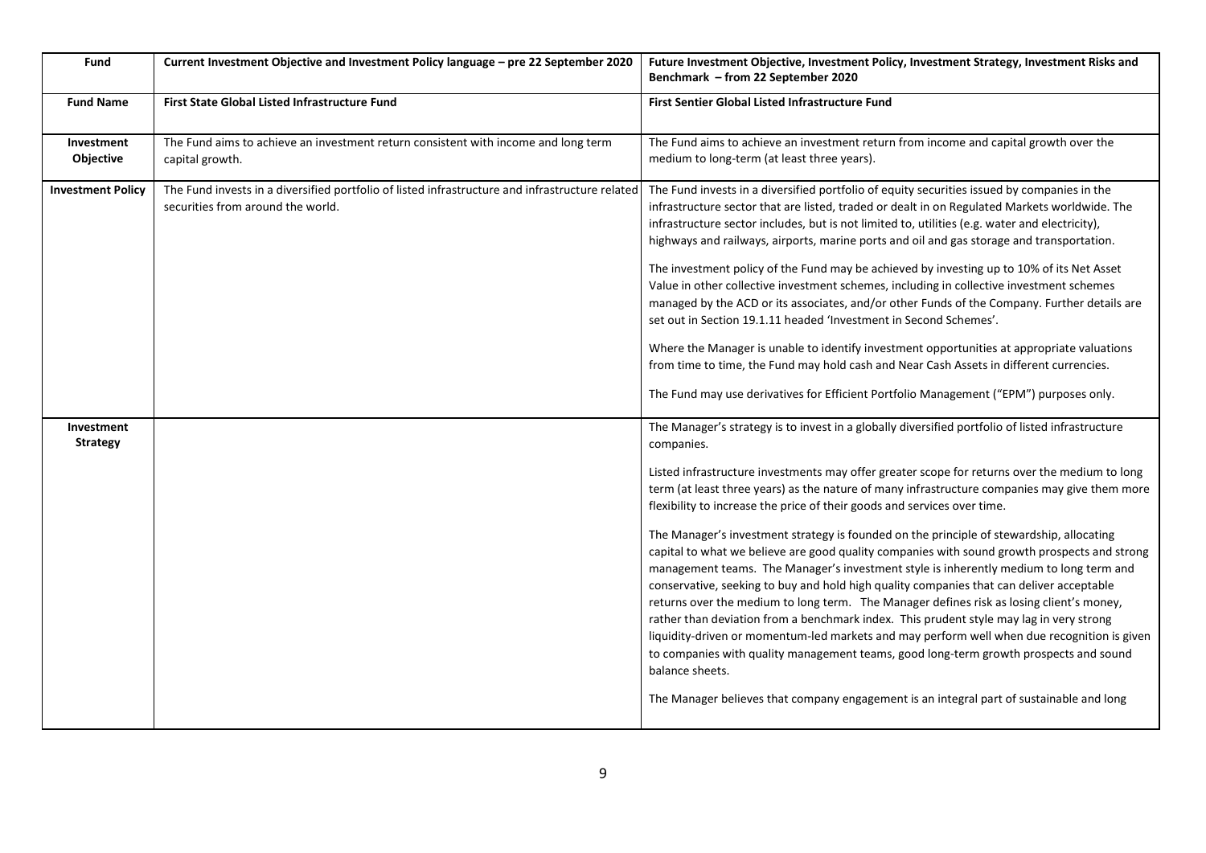| Fund | Current Investment Objective and Investment Policy language – pre 22 September 2020 | Future Investment Objective, Investment Policy, Investment Strategy, Investment Risks and Benchmark – from 22 September 2020 |
|---|---|---|
| **Fund Name** | **First State Global Listed Infrastructure Fund** | **First Sentier Global Listed Infrastructure Fund** |
| **Investment Objective** | The Fund aims to achieve an investment return consistent with income and long term capital growth. | The Fund aims to achieve an investment return from income and capital growth over the medium to long-term (at least three years). |
| **Investment Policy** | The Fund invests in a diversified portfolio of listed infrastructure and infrastructure related securities from around the world. | The Fund invests in a diversified portfolio of equity securities issued by companies in the infrastructure sector that are listed, traded or dealt in on Regulated Markets worldwide. The infrastructure sector includes, but is not limited to, utilities (e.g. water and electricity), highways and railways, airports, marine ports and oil and gas storage and transportation.<br><br>The investment policy of the Fund may be achieved by investing up to 10% of its Net Asset Value in other collective investment schemes, including in collective investment schemes managed by the ACD or its associates, and/or other Funds of the Company. Further details are set out in Section 19.1.11 headed 'Investment in Second Schemes'.<br><br>Where the Manager is unable to identify investment opportunities at appropriate valuations from time to time, the Fund may hold cash and Near Cash Assets in different currencies.<br><br>The Fund may use derivatives for Efficient Portfolio Management ("EPM") purposes only. |
| **Investment Strategy** | | The Manager's strategy is to invest in a globally diversified portfolio of listed infrastructure companies.<br><br>Listed infrastructure investments may offer greater scope for returns over the medium to long term (at least three years) as the nature of many infrastructure companies may give them more flexibility to increase the price of their goods and services over time.<br><br>The Manager's investment strategy is founded on the principle of stewardship, allocating capital to what we believe are good quality companies with sound growth prospects and strong management teams. The Manager's investment style is inherently medium to long term and conservative, seeking to buy and hold high quality companies that can deliver acceptable returns over the medium to long term. The Manager defines risk as losing client's money, rather than deviation from a benchmark index. This prudent style may lag in very strong liquidity-driven or momentum-led markets and may perform well when due recognition is given to companies with quality management teams, good long-term growth prospects and sound balance sheets.<br><br>The Manager believes that company engagement is an integral part of sustainable and long |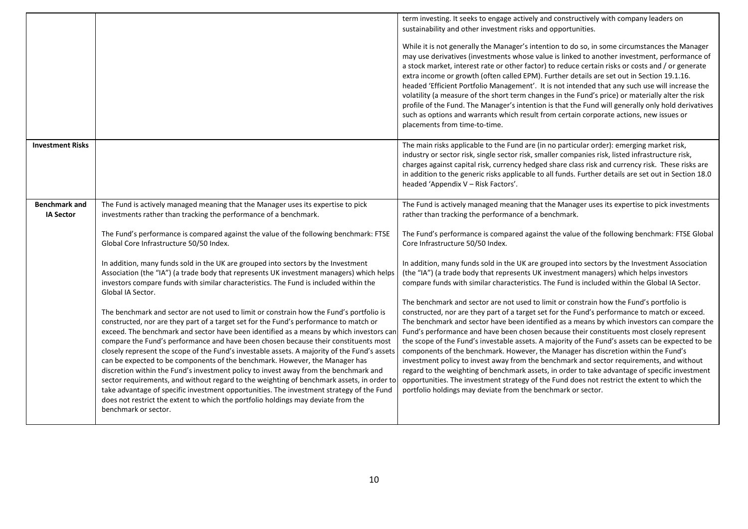| | | |
|---|---|---|
| | | term investing. It seeks to engage actively and constructively with company leaders on sustainability and other investment risks and opportunities.<br><br>While it is not generally the Manager's intention to do so, in some circumstances the Manager may use derivatives (investments whose value is linked to another investment, performance of a stock market, interest rate or other factor) to reduce certain risks or costs and / or generate extra income or growth (often called EPM). Further details are set out in Section 19.1.16. headed 'Efficient Portfolio Management'. It is not intended that any such use will increase the volatility (a measure of the short term changes in the Fund's price) or materially alter the risk profile of the Fund. The Manager's intention is that the Fund will generally only hold derivatives such as options and warrants which result from certain corporate actions, new issues or placements from time-to-time. |
| **Investment Risks** | | The main risks applicable to the Fund are (in no particular order): emerging market risk, industry or sector risk, single sector risk, smaller companies risk, listed infrastructure risk, charges against capital risk, currency hedged share class risk and currency risk. These risks are in addition to the generic risks applicable to all funds. Further details are set out in Section 18.0 headed 'Appendix V – Risk Factors'. |
| **Benchmark and IA Sector** | The Fund is actively managed meaning that the Manager uses its expertise to pick investments rather than tracking the performance of a benchmark.<br><br>The Fund's performance is compared against the value of the following benchmark: FTSE Global Core Infrastructure 50/50 Index.<br><br>In addition, many funds sold in the UK are grouped into sectors by the Investment Association (the "IA") (a trade body that represents UK investment managers) which helps investors compare funds with similar characteristics. The Fund is included within the Global IA Sector.<br><br>The benchmark and sector are not used to limit or constrain how the Fund's portfolio is constructed, nor are they part of a target set for the Fund's performance to match or exceed. The benchmark and sector have been identified as a means by which investors can compare the Fund's performance and have been chosen because their constituents most closely represent the scope of the Fund's investable assets. A majority of the Fund's assets can be expected to be components of the benchmark. However, the Manager has discretion within the Fund's investment policy to invest away from the benchmark and sector requirements, and without regard to the weighting of benchmark assets, in order to take advantage of specific investment opportunities. The investment strategy of the Fund does not restrict the extent to which the portfolio holdings may deviate from the benchmark or sector. | The Fund is actively managed meaning that the Manager uses its expertise to pick investments rather than tracking the performance of a benchmark.<br><br>The Fund's performance is compared against the value of the following benchmark: FTSE Global Core Infrastructure 50/50 Index.<br><br>In addition, many funds sold in the UK are grouped into sectors by the Investment Association (the "IA") (a trade body that represents UK investment managers) which helps investors compare funds with similar characteristics. The Fund is included within the Global IA Sector.<br><br>The benchmark and sector are not used to limit or constrain how the Fund's portfolio is constructed, nor are they part of a target set for the Fund's performance to match or exceed. The benchmark and sector have been identified as a means by which investors can compare the Fund's performance and have been chosen because their constituents most closely represent the scope of the Fund's investable assets. A majority of the Fund's assets can be expected to be components of the benchmark. However, the Manager has discretion within the Fund's investment policy to invest away from the benchmark and sector requirements, and without regard to the weighting of benchmark assets, in order to take advantage of specific investment opportunities. The investment strategy of the Fund does not restrict the extent to which the portfolio holdings may deviate from the benchmark or sector. |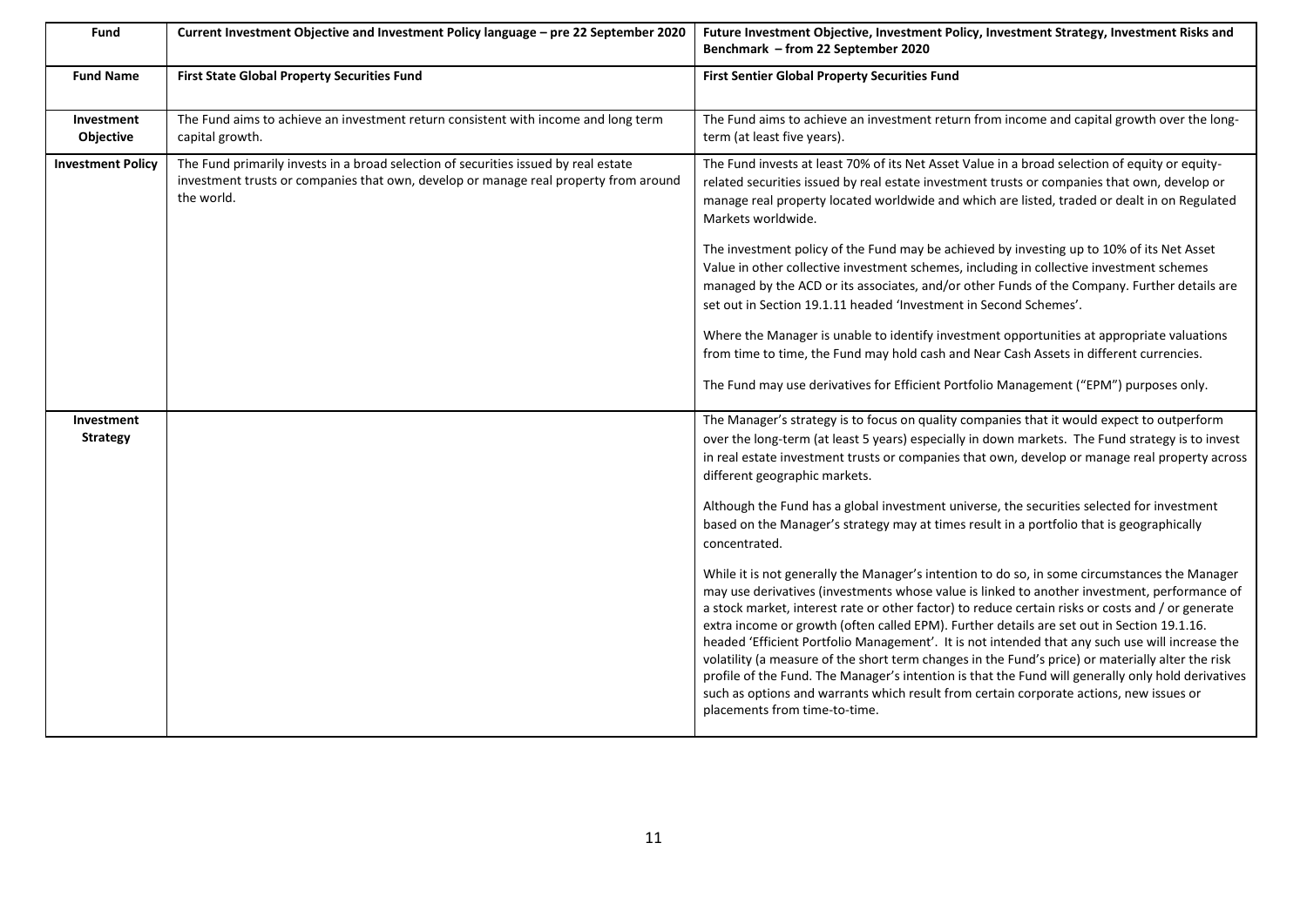| Fund | Current Investment Objective and Investment Policy language – pre 22 September 2020 | Future Investment Objective, Investment Policy, Investment Strategy, Investment Risks and Benchmark – from 22 September 2020 |
|---|---|---|
| **Fund Name** | **First State Global Property Securities Fund** | **First Sentier Global Property Securities Fund** |
| **Investment Objective** | The Fund aims to achieve an investment return consistent with income and long term capital growth. | The Fund aims to achieve an investment return from income and capital growth over the long-term (at least five years). |
| **Investment Policy** | The Fund primarily invests in a broad selection of securities issued by real estate investment trusts or companies that own, develop or manage real property from around the world. | The Fund invests at least 70% of its Net Asset Value in a broad selection of equity or equity-related securities issued by real estate investment trusts or companies that own, develop or manage real property located worldwide and which are listed, traded or dealt in on Regulated Markets worldwide.<br><br>The investment policy of the Fund may be achieved by investing up to 10% of its Net Asset Value in other collective investment schemes, including in collective investment schemes managed by the ACD or its associates, and/or other Funds of the Company. Further details are set out in Section 19.1.11 headed 'Investment in Second Schemes'.<br><br>Where the Manager is unable to identify investment opportunities at appropriate valuations from time to time, the Fund may hold cash and Near Cash Assets in different currencies.<br><br>The Fund may use derivatives for Efficient Portfolio Management ("EPM") purposes only. |
| **Investment Strategy** | | The Manager's strategy is to focus on quality companies that it would expect to outperform over the long-term (at least 5 years) especially in down markets. The Fund strategy is to invest in real estate investment trusts or companies that own, develop or manage real property across different geographic markets.<br><br>Although the Fund has a global investment universe, the securities selected for investment based on the Manager's strategy may at times result in a portfolio that is geographically concentrated.<br><br>While it is not generally the Manager's intention to do so, in some circumstances the Manager may use derivatives (investments whose value is linked to another investment, performance of a stock market, interest rate or other factor) to reduce certain risks or costs and / or generate extra income or growth (often called EPM). Further details are set out in Section 19.1.16. headed 'Efficient Portfolio Management'. It is not intended that any such use will increase the volatility (a measure of the short term changes in the Fund's price) or materially alter the risk profile of the Fund. The Manager's intention is that the Fund will generally only hold derivatives such as options and warrants which result from certain corporate actions, new issues or placements from time-to-time. |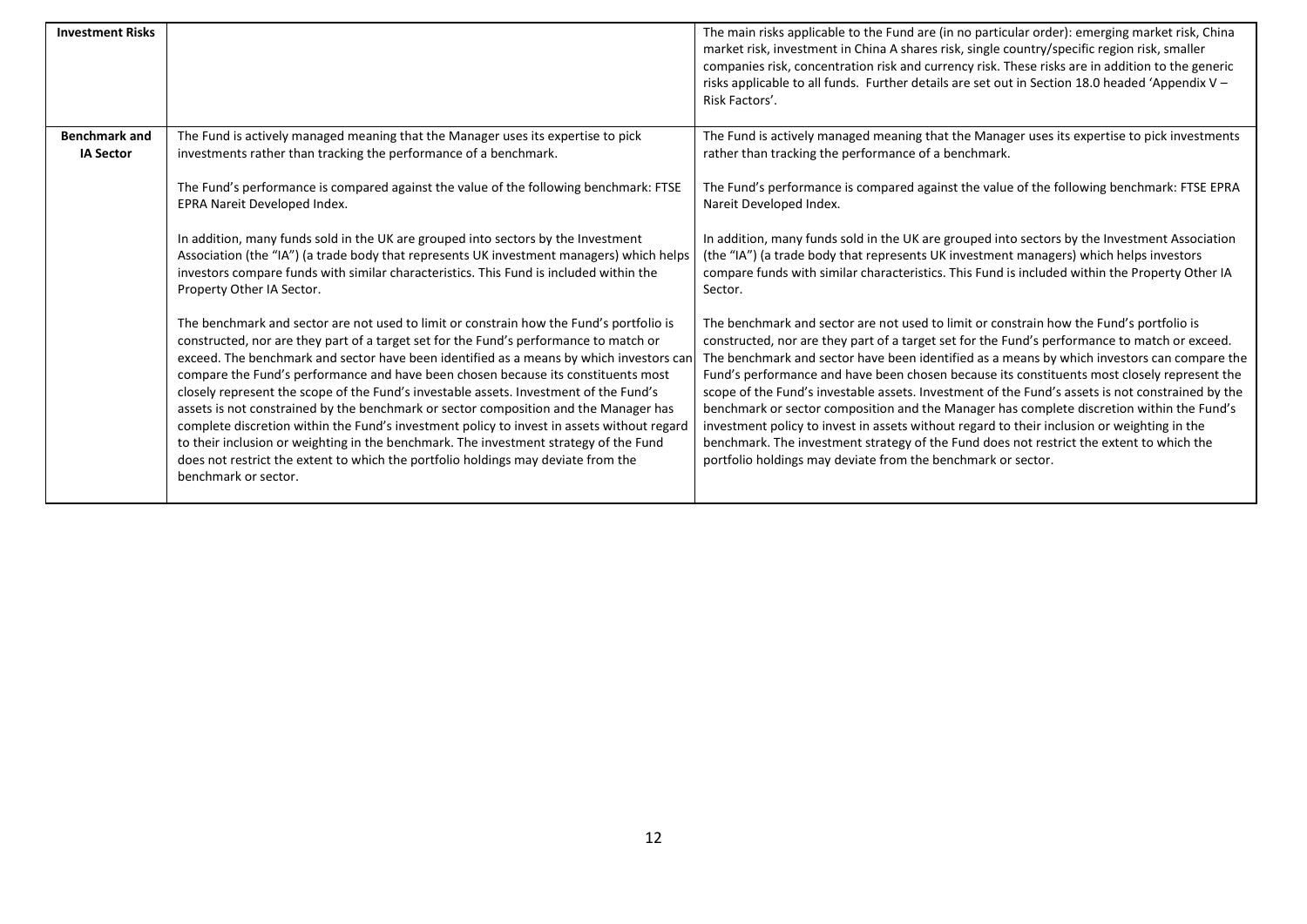| | | |
|---|---|---|
| **Investment Risks** | | The main risks applicable to the Fund are (in no particular order): emerging market risk, China market risk, investment in China A shares risk, single country/specific region risk, smaller companies risk, concentration risk and currency risk. These risks are in addition to the generic risks applicable to all funds. Further details are set out in Section 18.0 headed 'Appendix V – Risk Factors'. |
| **Benchmark and IA Sector** | The Fund is actively managed meaning that the Manager uses its expertise to pick investments rather than tracking the performance of a benchmark.<br><br>The Fund's performance is compared against the value of the following benchmark: FTSE EPRA Nareit Developed Index.<br><br>In addition, many funds sold in the UK are grouped into sectors by the Investment Association (the "IA") (a trade body that represents UK investment managers) which helps investors compare funds with similar characteristics. This Fund is included within the Property Other IA Sector.<br><br>The benchmark and sector are not used to limit or constrain how the Fund's portfolio is constructed, nor are they part of a target set for the Fund's performance to match or exceed. The benchmark and sector have been identified as a means by which investors can compare the Fund's performance and have been chosen because its constituents most closely represent the scope of the Fund's investable assets. Investment of the Fund's assets is not constrained by the benchmark or sector composition and the Manager has complete discretion within the Fund's investment policy to invest in assets without regard to their inclusion or weighting in the benchmark. The investment strategy of the Fund does not restrict the extent to which the portfolio holdings may deviate from the benchmark or sector. | The Fund is actively managed meaning that the Manager uses its expertise to pick investments rather than tracking the performance of a benchmark.<br><br>The Fund's performance is compared against the value of the following benchmark: FTSE EPRA Nareit Developed Index.<br><br>In addition, many funds sold in the UK are grouped into sectors by the Investment Association (the "IA") (a trade body that represents UK investment managers) which helps investors compare funds with similar characteristics. This Fund is included within the Property Other IA Sector.<br><br>The benchmark and sector are not used to limit or constrain how the Fund's portfolio is constructed, nor are they part of a target set for the Fund's performance to match or exceed. The benchmark and sector have been identified as a means by which investors can compare the Fund's performance and have been chosen because its constituents most closely represent the scope of the Fund's investable assets. Investment of the Fund's assets is not constrained by the benchmark or sector composition and the Manager has complete discretion within the Fund's investment policy to invest in assets without regard to their inclusion or weighting in the benchmark. The investment strategy of the Fund does not restrict the extent to which the portfolio holdings may deviate from the benchmark or sector. |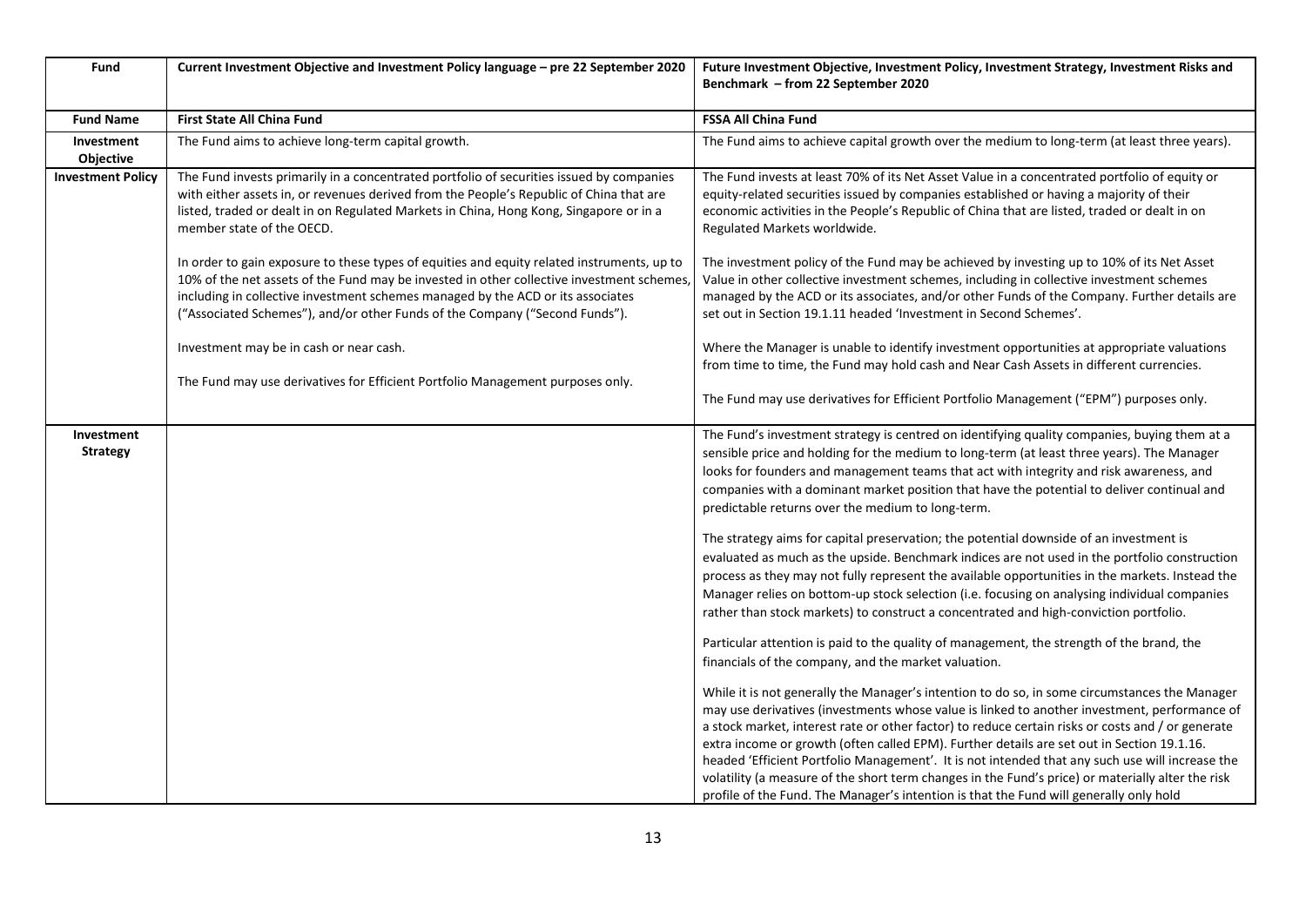| Fund | Current Investment Objective and Investment Policy language – pre 22 September 2020 | Future Investment Objective, Investment Policy, Investment Strategy, Investment Risks and Benchmark – from 22 September 2020 |
|---|---|---|
| **Fund Name** | **First State All China Fund** | **FSSA All China Fund** |
| **Investment Objective** | The Fund aims to achieve long-term capital growth. | The Fund aims to achieve capital growth over the medium to long-term (at least three years). |
| **Investment Policy** | The Fund invests primarily in a concentrated portfolio of securities issued by companies with either assets in, or revenues derived from the People's Republic of China that are listed, traded or dealt in on Regulated Markets in China, Hong Kong, Singapore or in a member state of the OECD.<br><br>In order to gain exposure to these types of equities and equity related instruments, up to 10% of the net assets of the Fund may be invested in other collective investment schemes, including in collective investment schemes managed by the ACD or its associates ("Associated Schemes"), and/or other Funds of the Company ("Second Funds").<br><br>Investment may be in cash or near cash.<br><br>The Fund may use derivatives for Efficient Portfolio Management purposes only. | The Fund invests at least 70% of its Net Asset Value in a concentrated portfolio of equity or equity-related securities issued by companies established or having a majority of their economic activities in the People's Republic of China that are listed, traded or dealt in on Regulated Markets worldwide.<br><br>The investment policy of the Fund may be achieved by investing up to 10% of its Net Asset Value in other collective investment schemes, including in collective investment schemes managed by the ACD or its associates, and/or other Funds of the Company. Further details are set out in Section 19.1.11 headed 'Investment in Second Schemes'.<br><br>Where the Manager is unable to identify investment opportunities at appropriate valuations from time to time, the Fund may hold cash and Near Cash Assets in different currencies.<br><br>The Fund may use derivatives for Efficient Portfolio Management ("EPM") purposes only. |
| **Investment Strategy** | | The Fund's investment strategy is centred on identifying quality companies, buying them at a sensible price and holding for the medium to long-term (at least three years). The Manager looks for founders and management teams that act with integrity and risk awareness, and companies with a dominant market position that have the potential to deliver continual and predictable returns over the medium to long-term.<br><br>The strategy aims for capital preservation; the potential downside of an investment is evaluated as much as the upside. Benchmark indices are not used in the portfolio construction process as they may not fully represent the available opportunities in the markets. Instead the Manager relies on bottom-up stock selection (i.e. focusing on analysing individual companies rather than stock markets) to construct a concentrated and high-conviction portfolio.<br><br>Particular attention is paid to the quality of management, the strength of the brand, the financials of the company, and the market valuation.<br><br>While it is not generally the Manager's intention to do so, in some circumstances the Manager may use derivatives (investments whose value is linked to another investment, performance of a stock market, interest rate or other factor) to reduce certain risks or costs and / or generate extra income or growth (often called EPM). Further details are set out in Section 19.1.16. headed 'Efficient Portfolio Management'. It is not intended that any such use will increase the volatility (a measure of the short term changes in the Fund's price) or materially alter the risk profile of the Fund. The Manager's intention is that the Fund will generally only hold |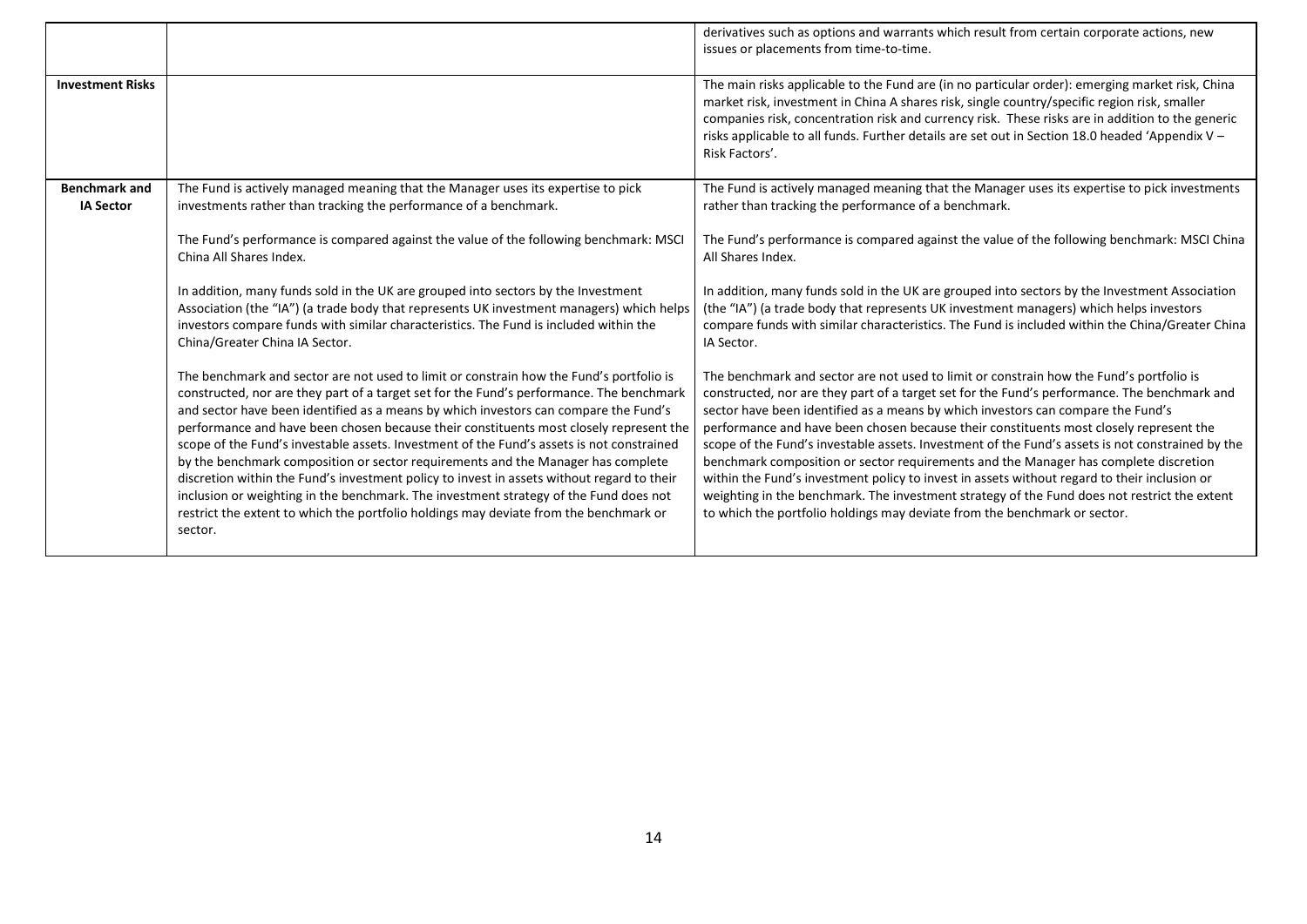| | | |
|---|---|---|
| | | derivatives such as options and warrants which result from certain corporate actions, new issues or placements from time-to-time. |
| **Investment Risks** | | The main risks applicable to the Fund are (in no particular order): emerging market risk, China market risk, investment in China A shares risk, single country/specific region risk, smaller companies risk, concentration risk and currency risk. These risks are in addition to the generic risks applicable to all funds. Further details are set out in Section 18.0 headed 'Appendix V – Risk Factors'. |
| **Benchmark and IA Sector** | The Fund is actively managed meaning that the Manager uses its expertise to pick investments rather than tracking the performance of a benchmark.<br><br>The Fund's performance is compared against the value of the following benchmark: MSCI China All Shares Index.<br><br>In addition, many funds sold in the UK are grouped into sectors by the Investment Association (the "IA") (a trade body that represents UK investment managers) which helps investors compare funds with similar characteristics. The Fund is included within the China/Greater China IA Sector.<br><br>The benchmark and sector are not used to limit or constrain how the Fund's portfolio is constructed, nor are they part of a target set for the Fund's performance. The benchmark and sector have been identified as a means by which investors can compare the Fund's performance and have been chosen because their constituents most closely represent the scope of the Fund's investable assets. Investment of the Fund's assets is not constrained by the benchmark composition or sector requirements and the Manager has complete discretion within the Fund's investment policy to invest in assets without regard to their inclusion or weighting in the benchmark. The investment strategy of the Fund does not restrict the extent to which the portfolio holdings may deviate from the benchmark or sector. | The Fund is actively managed meaning that the Manager uses its expertise to pick investments rather than tracking the performance of a benchmark.<br><br>The Fund's performance is compared against the value of the following benchmark: MSCI China All Shares Index.<br><br>In addition, many funds sold in the UK are grouped into sectors by the Investment Association (the "IA") (a trade body that represents UK investment managers) which helps investors compare funds with similar characteristics. The Fund is included within the China/Greater China IA Sector.<br><br>The benchmark and sector are not used to limit or constrain how the Fund's portfolio is constructed, nor are they part of a target set for the Fund's performance. The benchmark and sector have been identified as a means by which investors can compare the Fund's performance and have been chosen because their constituents most closely represent the scope of the Fund's investable assets. Investment of the Fund's assets is not constrained by the benchmark composition or sector requirements and the Manager has complete discretion within the Fund's investment policy to invest in assets without regard to their inclusion or weighting in the benchmark. The investment strategy of the Fund does not restrict the extent to which the portfolio holdings may deviate from the benchmark or sector. |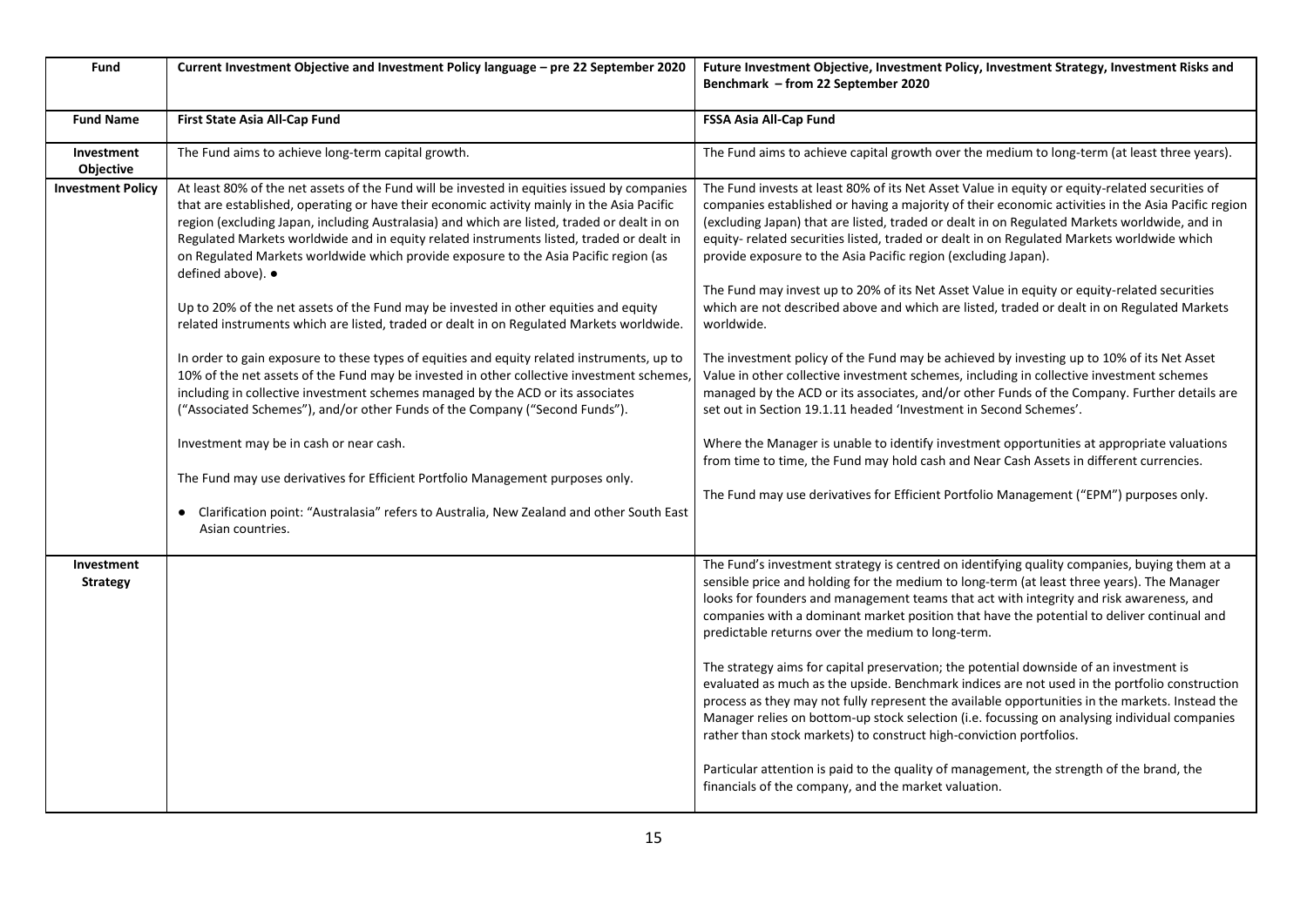| Fund | Current Investment Objective and Investment Policy language – pre 22 September 2020 | Future Investment Objective, Investment Policy, Investment Strategy, Investment Risks and Benchmark – from 22 September 2020 |
|---|---|---|
| **Fund Name** | **First State Asia All-Cap Fund** | **FSSA Asia All-Cap Fund** |
| **Investment Objective** | The Fund aims to achieve long-term capital growth. | The Fund aims to achieve capital growth over the medium to long-term (at least three years). |
| **Investment Policy** | At least 80% of the net assets of the Fund will be invested in equities issued by companies that are established, operating or have their economic activity mainly in the Asia Pacific region (excluding Japan, including Australasia) and which are listed, traded or dealt in on Regulated Markets worldwide and in equity related instruments listed, traded or dealt in on Regulated Markets worldwide which provide exposure to the Asia Pacific region (as defined above). ●<br><br>Up to 20% of the net assets of the Fund may be invested in other equities and equity related instruments which are listed, traded or dealt in on Regulated Markets worldwide.<br><br>In order to gain exposure to these types of equities and equity related instruments, up to 10% of the net assets of the Fund may be invested in other collective investment schemes, including in collective investment schemes managed by the ACD or its associates ("Associated Schemes"), and/or other Funds of the Company ("Second Funds").<br><br>Investment may be in cash or near cash.<br><br>The Fund may use derivatives for Efficient Portfolio Management purposes only.<br><br>● Clarification point: "Australasia" refers to Australia, New Zealand and other South East Asian countries. | The Fund invests at least 80% of its Net Asset Value in equity or equity-related securities of companies established or having a majority of their economic activities in the Asia Pacific region (excluding Japan) that are listed, traded or dealt in on Regulated Markets worldwide, and in equity- related securities listed, traded or dealt in on Regulated Markets worldwide which provide exposure to the Asia Pacific region (excluding Japan).<br><br>The Fund may invest up to 20% of its Net Asset Value in equity or equity-related securities which are not described above and which are listed, traded or dealt in on Regulated Markets worldwide.<br><br>The investment policy of the Fund may be achieved by investing up to 10% of its Net Asset Value in other collective investment schemes, including in collective investment schemes managed by the ACD or its associates, and/or other Funds of the Company. Further details are set out in Section 19.1.11 headed 'Investment in Second Schemes'.<br><br>Where the Manager is unable to identify investment opportunities at appropriate valuations from time to time, the Fund may hold cash and Near Cash Assets in different currencies.<br><br>The Fund may use derivatives for Efficient Portfolio Management ("EPM") purposes only. |
| **Investment Strategy** | | The Fund's investment strategy is centred on identifying quality companies, buying them at a sensible price and holding for the medium to long-term (at least three years). The Manager looks for founders and management teams that act with integrity and risk awareness, and companies with a dominant market position that have the potential to deliver continual and predictable returns over the medium to long-term.<br><br>The strategy aims for capital preservation; the potential downside of an investment is evaluated as much as the upside. Benchmark indices are not used in the portfolio construction process as they may not fully represent the available opportunities in the markets. Instead the Manager relies on bottom-up stock selection (i.e. focussing on analysing individual companies rather than stock markets) to construct high-conviction portfolios.<br><br>Particular attention is paid to the quality of management, the strength of the brand, the financials of the company, and the market valuation. |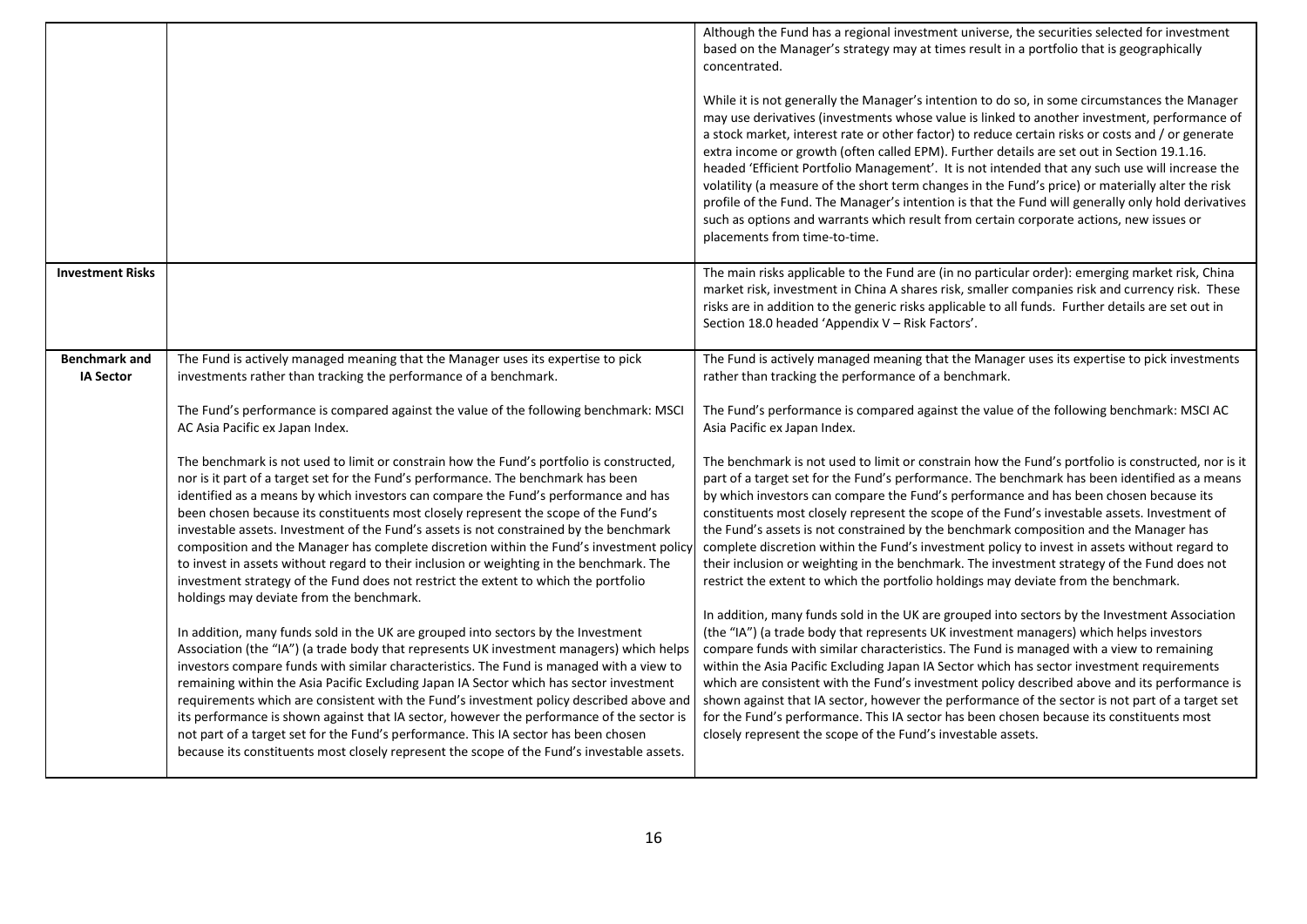| | | |
|---|---|---|
| | | Although the Fund has a regional investment universe, the securities selected for investment based on the Manager's strategy may at times result in a portfolio that is geographically concentrated.<br><br>While it is not generally the Manager's intention to do so, in some circumstances the Manager may use derivatives (investments whose value is linked to another investment, performance of a stock market, interest rate or other factor) to reduce certain risks or costs and / or generate extra income or growth (often called EPM). Further details are set out in Section 19.1.16. headed 'Efficient Portfolio Management'. It is not intended that any such use will increase the volatility (a measure of the short term changes in the Fund's price) or materially alter the risk profile of the Fund. The Manager's intention is that the Fund will generally only hold derivatives such as options and warrants which result from certain corporate actions, new issues or placements from time-to-time. |
| **Investment Risks** | | The main risks applicable to the Fund are (in no particular order): emerging market risk, China market risk, investment in China A shares risk, smaller companies risk and currency risk. These risks are in addition to the generic risks applicable to all funds. Further details are set out in Section 18.0 headed 'Appendix V – Risk Factors'. |
| **Benchmark and IA Sector** | The Fund is actively managed meaning that the Manager uses its expertise to pick investments rather than tracking the performance of a benchmark.<br><br>The Fund's performance is compared against the value of the following benchmark: MSCI AC Asia Pacific ex Japan Index.<br><br>The benchmark is not used to limit or constrain how the Fund's portfolio is constructed, nor is it part of a target set for the Fund's performance. The benchmark has been identified as a means by which investors can compare the Fund's performance and has been chosen because its constituents most closely represent the scope of the Fund's investable assets. Investment of the Fund's assets is not constrained by the benchmark composition and the Manager has complete discretion within the Fund's investment policy to invest in assets without regard to their inclusion or weighting in the benchmark. The investment strategy of the Fund does not restrict the extent to which the portfolio holdings may deviate from the benchmark.<br><br>In addition, many funds sold in the UK are grouped into sectors by the Investment Association (the "IA") (a trade body that represents UK investment managers) which helps investors compare funds with similar characteristics. The Fund is managed with a view to remaining within the Asia Pacific Excluding Japan IA Sector which has sector investment requirements which are consistent with the Fund's investment policy described above and its performance is shown against that IA sector, however the performance of the sector is not part of a target set for the Fund's performance. This IA sector has been chosen because its constituents most closely represent the scope of the Fund's investable assets. | The Fund is actively managed meaning that the Manager uses its expertise to pick investments rather than tracking the performance of a benchmark.<br><br>The Fund's performance is compared against the value of the following benchmark: MSCI AC Asia Pacific ex Japan Index.<br><br>The benchmark is not used to limit or constrain how the Fund's portfolio is constructed, nor is it part of a target set for the Fund's performance. The benchmark has been identified as a means by which investors can compare the Fund's performance and has been chosen because its constituents most closely represent the scope of the Fund's investable assets. Investment of the Fund's assets is not constrained by the benchmark composition and the Manager has complete discretion within the Fund's investment policy to invest in assets without regard to their inclusion or weighting in the benchmark. The investment strategy of the Fund does not restrict the extent to which the portfolio holdings may deviate from the benchmark.<br><br>In addition, many funds sold in the UK are grouped into sectors by the Investment Association (the "IA") (a trade body that represents UK investment managers) which helps investors compare funds with similar characteristics. The Fund is managed with a view to remaining within the Asia Pacific Excluding Japan IA Sector which has sector investment requirements which are consistent with the Fund's investment policy described above and its performance is shown against that IA sector, however the performance of the sector is not part of a target set for the Fund's performance. This IA sector has been chosen because its constituents most closely represent the scope of the Fund's investable assets. |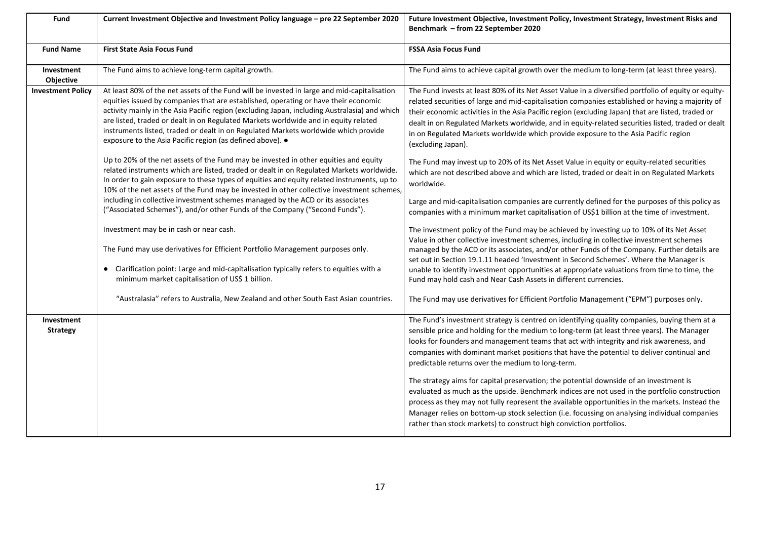| Fund | Current Investment Objective and Investment Policy language – pre 22 September 2020 | Future Investment Objective, Investment Policy, Investment Strategy, Investment Risks and Benchmark – from 22 September 2020 |
|---|---|---|
| **Fund Name** | **First State Asia Focus Fund** | **FSSA Asia Focus Fund** |
| **Investment Objective** | The Fund aims to achieve long-term capital growth. | The Fund aims to achieve capital growth over the medium to long-term (at least three years). |
| **Investment Policy** | At least 80% of the net assets of the Fund will be invested in large and mid-capitalisation equities issued by companies that are established, operating or have their economic activity mainly in the Asia Pacific region (excluding Japan, including Australasia) and which are listed, traded or dealt in on Regulated Markets worldwide and in equity related instruments listed, traded or dealt in on Regulated Markets worldwide which provide exposure to the Asia Pacific region (as defined above). ●<br><br>Up to 20% of the net assets of the Fund may be invested in other equities and equity related instruments which are listed, traded or dealt in on Regulated Markets worldwide. In order to gain exposure to these types of equities and equity related instruments, up to 10% of the net assets of the Fund may be invested in other collective investment schemes, including in collective investment schemes managed by the ACD or its associates ("Associated Schemes"), and/or other Funds of the Company ("Second Funds").<br><br>Investment may be in cash or near cash.<br><br>The Fund may use derivatives for Efficient Portfolio Management purposes only.<br><br>● Clarification point: Large and mid-capitalisation typically refers to equities with a minimum market capitalisation of US$ 1 billion.<br><br>"Australasia" refers to Australia, New Zealand and other South East Asian countries. | The Fund invests at least 80% of its Net Asset Value in a diversified portfolio of equity or equity-related securities of large and mid-capitalisation companies established or having a majority of their economic activities in the Asia Pacific region (excluding Japan) that are listed, traded or dealt in on Regulated Markets worldwide, and in equity-related securities listed, traded or dealt in on Regulated Markets worldwide which provide exposure to the Asia Pacific region (excluding Japan).<br><br>The Fund may invest up to 20% of its Net Asset Value in equity or equity-related securities which are not described above and which are listed, traded or dealt in on Regulated Markets worldwide.<br><br>Large and mid-capitalisation companies are currently defined for the purposes of this policy as companies with a minimum market capitalisation of US$1 billion at the time of investment.<br><br>The investment policy of the Fund may be achieved by investing up to 10% of its Net Asset Value in other collective investment schemes, including in collective investment schemes managed by the ACD or its associates, and/or other Funds of the Company. Further details are set out in Section 19.1.11 headed 'Investment in Second Schemes'. Where the Manager is unable to identify investment opportunities at appropriate valuations from time to time, the Fund may hold cash and Near Cash Assets in different currencies.<br><br>The Fund may use derivatives for Efficient Portfolio Management ("EPM") purposes only. |
| **Investment Strategy** | | The Fund's investment strategy is centred on identifying quality companies, buying them at a sensible price and holding for the medium to long-term (at least three years). The Manager looks for founders and management teams that act with integrity and risk awareness, and companies with dominant market positions that have the potential to deliver continual and predictable returns over the medium to long-term.<br><br>The strategy aims for capital preservation; the potential downside of an investment is evaluated as much as the upside. Benchmark indices are not used in the portfolio construction process as they may not fully represent the available opportunities in the markets. Instead the Manager relies on bottom-up stock selection (i.e. focussing on analysing individual companies rather than stock markets) to construct high conviction portfolios. |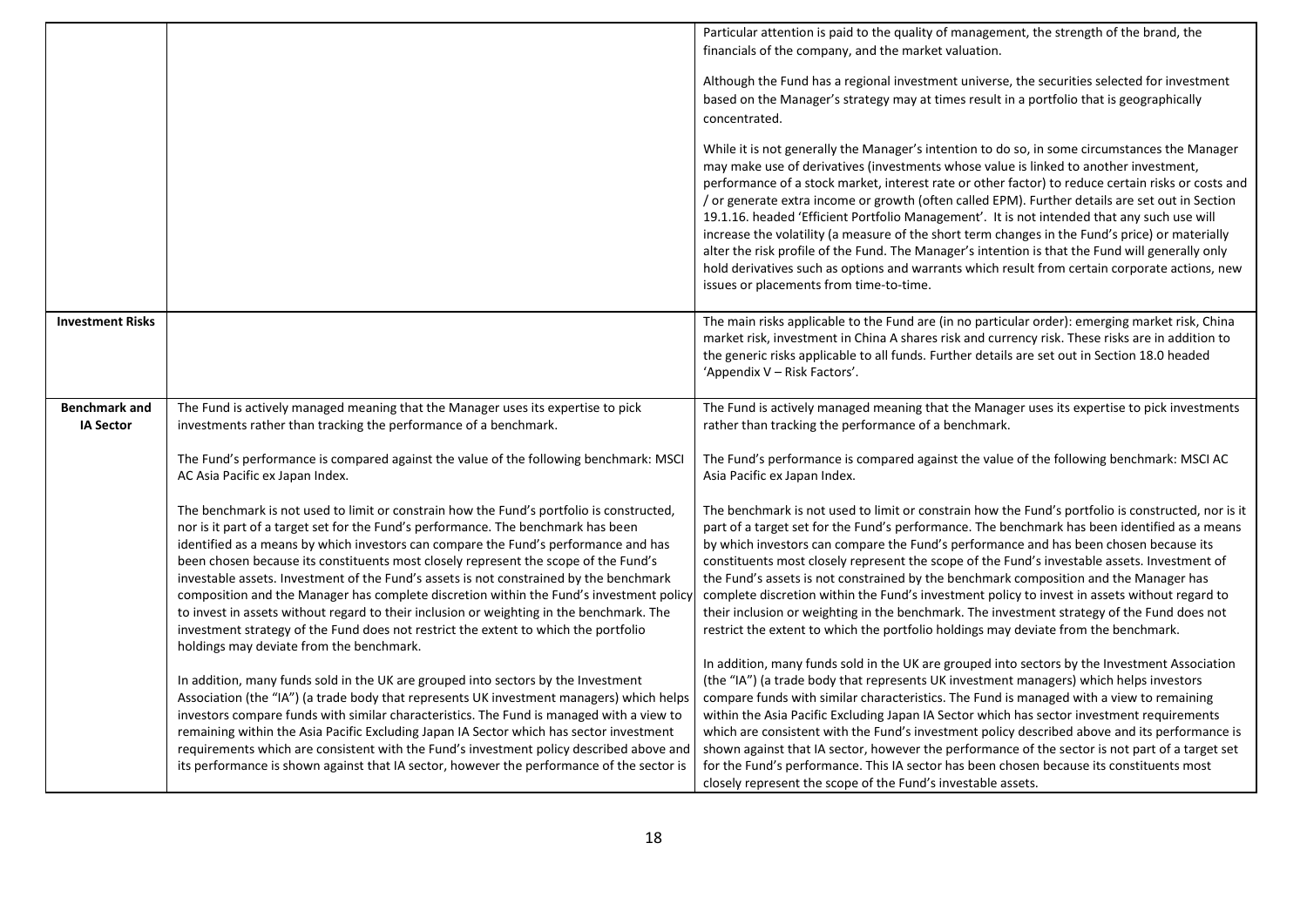| | | |
|---|---|---|
| | | Particular attention is paid to the quality of management, the strength of the brand, the financials of the company, and the market valuation.<br><br>Although the Fund has a regional investment universe, the securities selected for investment based on the Manager's strategy may at times result in a portfolio that is geographically concentrated.<br><br>While it is not generally the Manager's intention to do so, in some circumstances the Manager may make use of derivatives (investments whose value is linked to another investment, performance of a stock market, interest rate or other factor) to reduce certain risks or costs and / or generate extra income or growth (often called EPM). Further details are set out in Section 19.1.16. headed 'Efficient Portfolio Management'. It is not intended that any such use will increase the volatility (a measure of the short term changes in the Fund's price) or materially alter the risk profile of the Fund. The Manager's intention is that the Fund will generally only hold derivatives such as options and warrants which result from certain corporate actions, new issues or placements from time-to-time. |
| **Investment Risks** | | The main risks applicable to the Fund are (in no particular order): emerging market risk, China market risk, investment in China A shares risk and currency risk. These risks are in addition to the generic risks applicable to all funds. Further details are set out in Section 18.0 headed 'Appendix V – Risk Factors'. |
| **Benchmark and IA Sector** | The Fund is actively managed meaning that the Manager uses its expertise to pick investments rather than tracking the performance of a benchmark.<br><br>The Fund's performance is compared against the value of the following benchmark: MSCI AC Asia Pacific ex Japan Index.<br><br>The benchmark is not used to limit or constrain how the Fund's portfolio is constructed, nor is it part of a target set for the Fund's performance. The benchmark has been identified as a means by which investors can compare the Fund's performance and has been chosen because its constituents most closely represent the scope of the Fund's investable assets. Investment of the Fund's assets is not constrained by the benchmark composition and the Manager has complete discretion within the Fund's investment policy to invest in assets without regard to their inclusion or weighting in the benchmark. The investment strategy of the Fund does not restrict the extent to which the portfolio holdings may deviate from the benchmark.<br><br>In addition, many funds sold in the UK are grouped into sectors by the Investment Association (the "IA") (a trade body that represents UK investment managers) which helps investors compare funds with similar characteristics. The Fund is managed with a view to remaining within the Asia Pacific Excluding Japan IA Sector which has sector investment requirements which are consistent with the Fund's investment policy described above and its performance is shown against that IA sector, however the performance of the sector is | The Fund is actively managed meaning that the Manager uses its expertise to pick investments rather than tracking the performance of a benchmark.<br><br>The Fund's performance is compared against the value of the following benchmark: MSCI AC Asia Pacific ex Japan Index.<br><br>The benchmark is not used to limit or constrain how the Fund's portfolio is constructed, nor is it part of a target set for the Fund's performance. The benchmark has been identified as a means by which investors can compare the Fund's performance and has been chosen because its constituents most closely represent the scope of the Fund's investable assets. Investment of the Fund's assets is not constrained by the benchmark composition and the Manager has complete discretion within the Fund's investment policy to invest in assets without regard to their inclusion or weighting in the benchmark. The investment strategy of the Fund does not restrict the extent to which the portfolio holdings may deviate from the benchmark.<br><br>In addition, many funds sold in the UK are grouped into sectors by the Investment Association (the "IA") (a trade body that represents UK investment managers) which helps investors compare funds with similar characteristics. The Fund is managed with a view to remaining within the Asia Pacific Excluding Japan IA Sector which has sector investment requirements which are consistent with the Fund's investment policy described above and its performance is shown against that IA sector, however the performance of the sector is not part of a target set for the Fund's performance. This IA sector has been chosen because its constituents most closely represent the scope of the Fund's investable assets. |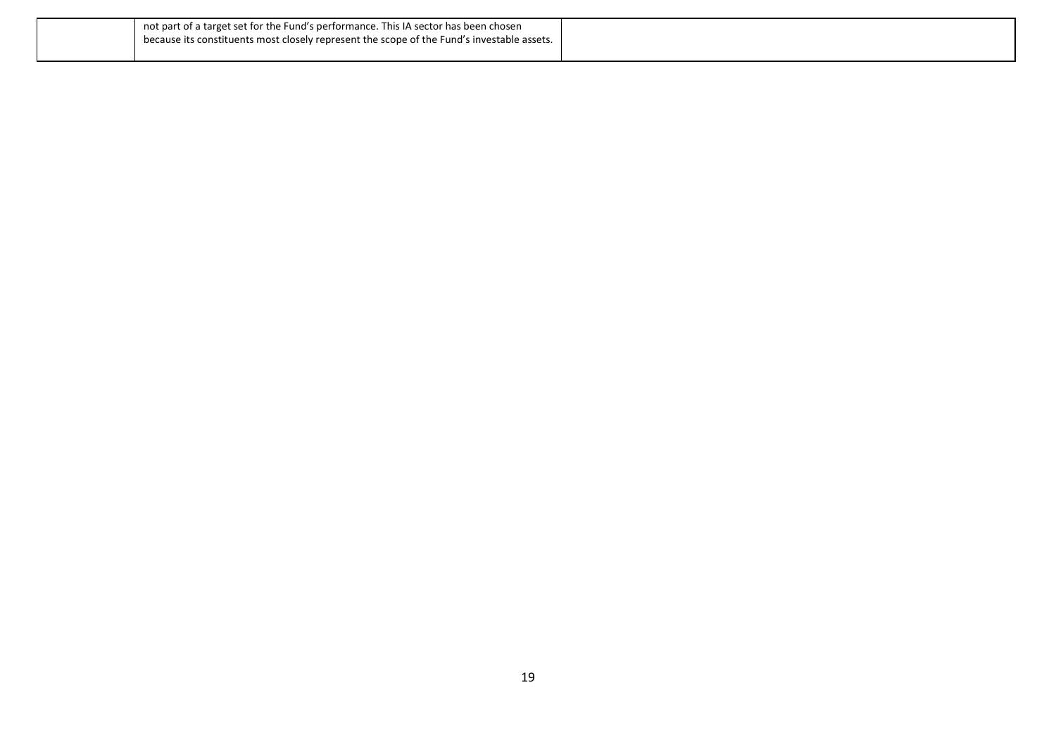|  | not part of a target set for the Fund's performance. This IA sector has been chosen because its constituents most closely represent the scope of the Fund's investable assets. |  |
|---|---|---|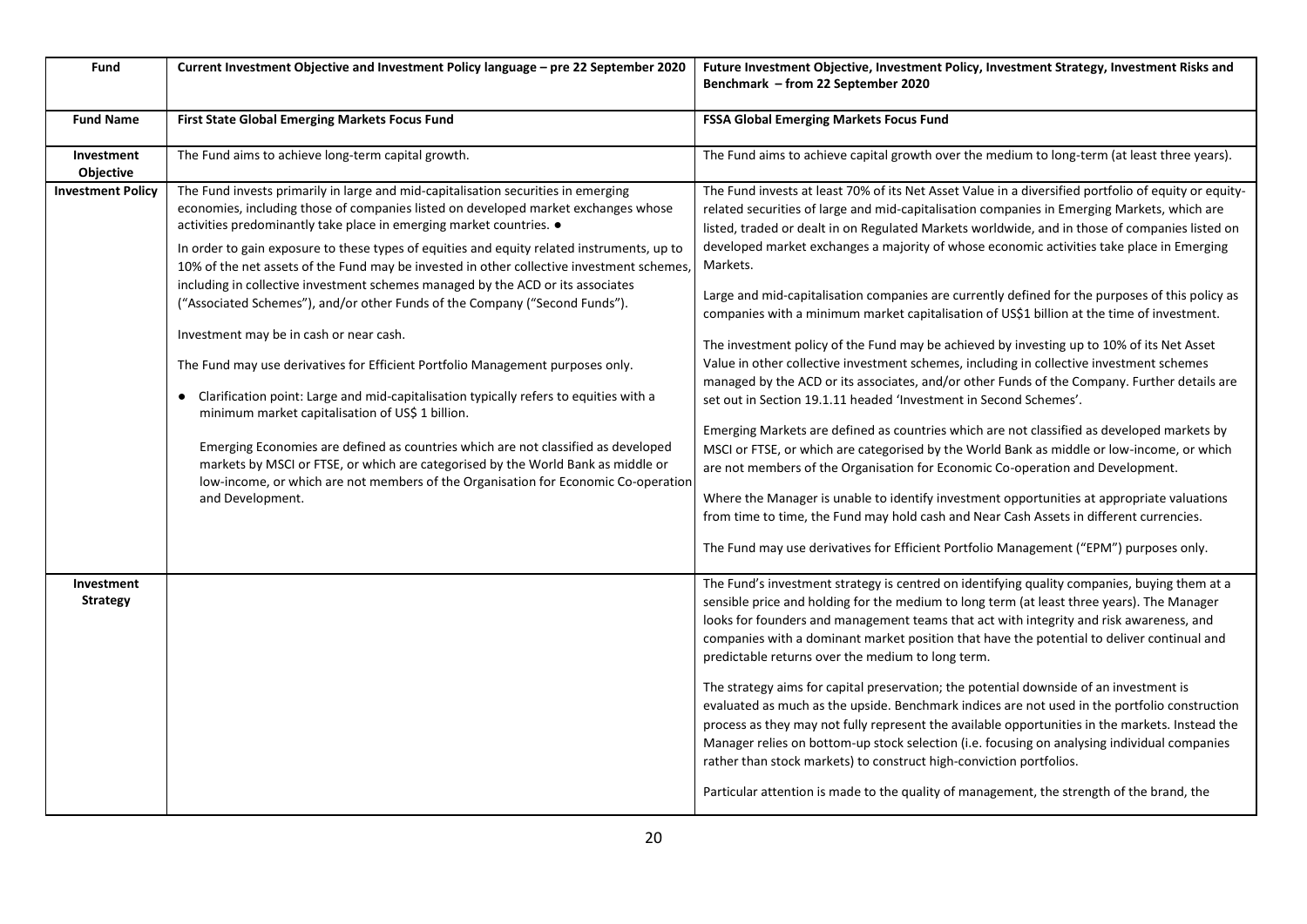| Fund | Current Investment Objective and Investment Policy language – pre 22 September 2020 | Future Investment Objective, Investment Policy, Investment Strategy, Investment Risks and Benchmark – from 22 September 2020 |
|---|---|---|
| **Fund Name** | **First State Global Emerging Markets Focus Fund** | **FSSA Global Emerging Markets Focus Fund** |
| **Investment Objective** | The Fund aims to achieve long-term capital growth. | The Fund aims to achieve capital growth over the medium to long-term (at least three years). |
| **Investment Policy** | The Fund invests primarily in large and mid-capitalisation securities in emerging economies, including those of companies listed on developed market exchanges whose activities predominantly take place in emerging market countries. ●<br><br>In order to gain exposure to these types of equities and equity related instruments, up to 10% of the net assets of the Fund may be invested in other collective investment schemes, including in collective investment schemes managed by the ACD or its associates ("Associated Schemes"), and/or other Funds of the Company ("Second Funds").<br><br>Investment may be in cash or near cash.<br><br>The Fund may use derivatives for Efficient Portfolio Management purposes only.<br><br>● Clarification point: Large and mid-capitalisation typically refers to equities with a minimum market capitalisation of US$ 1 billion.<br><br>Emerging Economies are defined as countries which are not classified as developed markets by MSCI or FTSE, or which are categorised by the World Bank as middle or low-income, or which are not members of the Organisation for Economic Co-operation and Development. | The Fund invests at least 70% of its Net Asset Value in a diversified portfolio of equity or equity-related securities of large and mid-capitalisation companies in Emerging Markets, which are listed, traded or dealt in on Regulated Markets worldwide, and in those of companies listed on developed market exchanges a majority of whose economic activities take place in Emerging Markets.<br><br>Large and mid-capitalisation companies are currently defined for the purposes of this policy as companies with a minimum market capitalisation of US$1 billion at the time of investment.<br><br>The investment policy of the Fund may be achieved by investing up to 10% of its Net Asset Value in other collective investment schemes, including in collective investment schemes managed by the ACD or its associates, and/or other Funds of the Company. Further details are set out in Section 19.1.11 headed 'Investment in Second Schemes'.<br><br>Emerging Markets are defined as countries which are not classified as developed markets by MSCI or FTSE, or which are categorised by the World Bank as middle or low-income, or which are not members of the Organisation for Economic Co-operation and Development.<br><br>Where the Manager is unable to identify investment opportunities at appropriate valuations from time to time, the Fund may hold cash and Near Cash Assets in different currencies.<br><br>The Fund may use derivatives for Efficient Portfolio Management ("EPM") purposes only. |
| **Investment Strategy** | | The Fund's investment strategy is centred on identifying quality companies, buying them at a sensible price and holding for the medium to long term (at least three years). The Manager looks for founders and management teams that act with integrity and risk awareness, and companies with a dominant market position that have the potential to deliver continual and predictable returns over the medium to long term.<br><br>The strategy aims for capital preservation; the potential downside of an investment is evaluated as much as the upside. Benchmark indices are not used in the portfolio construction process as they may not fully represent the available opportunities in the markets. Instead the Manager relies on bottom-up stock selection (i.e. focusing on analysing individual companies rather than stock markets) to construct high-conviction portfolios.<br><br>Particular attention is made to the quality of management, the strength of the brand, the |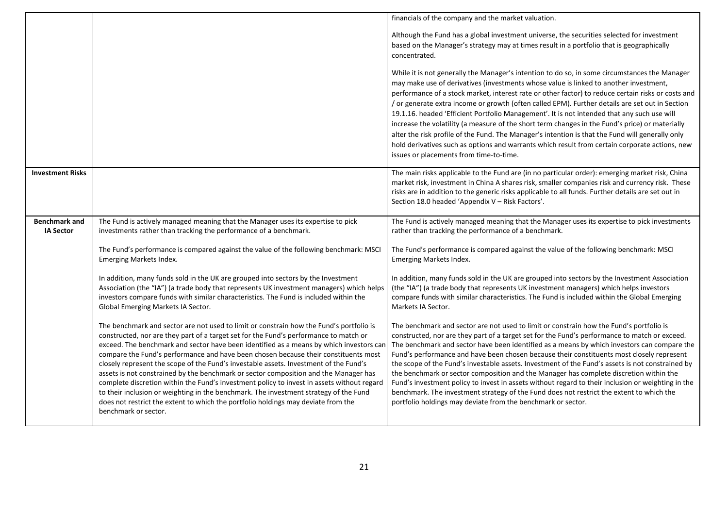| | | |
|---|---|---|
| | | financials of the company and the market valuation.<br><br>Although the Fund has a global investment universe, the securities selected for investment based on the Manager's strategy may at times result in a portfolio that is geographically concentrated.<br><br>While it is not generally the Manager's intention to do so, in some circumstances the Manager may make use of derivatives (investments whose value is linked to another investment, performance of a stock market, interest rate or other factor) to reduce certain risks or costs and / or generate extra income or growth (often called EPM). Further details are set out in Section 19.1.16. headed 'Efficient Portfolio Management'. It is not intended that any such use will increase the volatility (a measure of the short term changes in the Fund's price) or materially alter the risk profile of the Fund. The Manager's intention is that the Fund will generally only hold derivatives such as options and warrants which result from certain corporate actions, new issues or placements from time-to-time. |
| **Investment Risks** | | The main risks applicable to the Fund are (in no particular order): emerging market risk, China market risk, investment in China A shares risk, smaller companies risk and currency risk. These risks are in addition to the generic risks applicable to all funds. Further details are set out in Section 18.0 headed 'Appendix V – Risk Factors'. |
| **Benchmark and IA Sector** | The Fund is actively managed meaning that the Manager uses its expertise to pick investments rather than tracking the performance of a benchmark.<br><br>The Fund's performance is compared against the value of the following benchmark: MSCI Emerging Markets Index.<br><br>In addition, many funds sold in the UK are grouped into sectors by the Investment Association (the "IA") (a trade body that represents UK investment managers) which helps investors compare funds with similar characteristics. The Fund is included within the Global Emerging Markets IA Sector.<br><br>The benchmark and sector are not used to limit or constrain how the Fund's portfolio is constructed, nor are they part of a target set for the Fund's performance to match or exceed. The benchmark and sector have been identified as a means by which investors can compare the Fund's performance and have been chosen because their constituents most closely represent the scope of the Fund's investable assets. Investment of the Fund's assets is not constrained by the benchmark or sector composition and the Manager has complete discretion within the Fund's investment policy to invest in assets without regard to their inclusion or weighting in the benchmark. The investment strategy of the Fund does not restrict the extent to which the portfolio holdings may deviate from the benchmark or sector. | The Fund is actively managed meaning that the Manager uses its expertise to pick investments rather than tracking the performance of a benchmark.<br><br>The Fund's performance is compared against the value of the following benchmark: MSCI Emerging Markets Index.<br><br>In addition, many funds sold in the UK are grouped into sectors by the Investment Association (the "IA") (a trade body that represents UK investment managers) which helps investors compare funds with similar characteristics. The Fund is included within the Global Emerging Markets IA Sector.<br><br>The benchmark and sector are not used to limit or constrain how the Fund's portfolio is constructed, nor are they part of a target set for the Fund's performance to match or exceed. The benchmark and sector have been identified as a means by which investors can compare the Fund's performance and have been chosen because their constituents most closely represent the scope of the Fund's investable assets. Investment of the Fund's assets is not constrained by the benchmark or sector composition and the Manager has complete discretion within the Fund's investment policy to invest in assets without regard to their inclusion or weighting in the benchmark. The investment strategy of the Fund does not restrict the extent to which the portfolio holdings may deviate from the benchmark or sector. |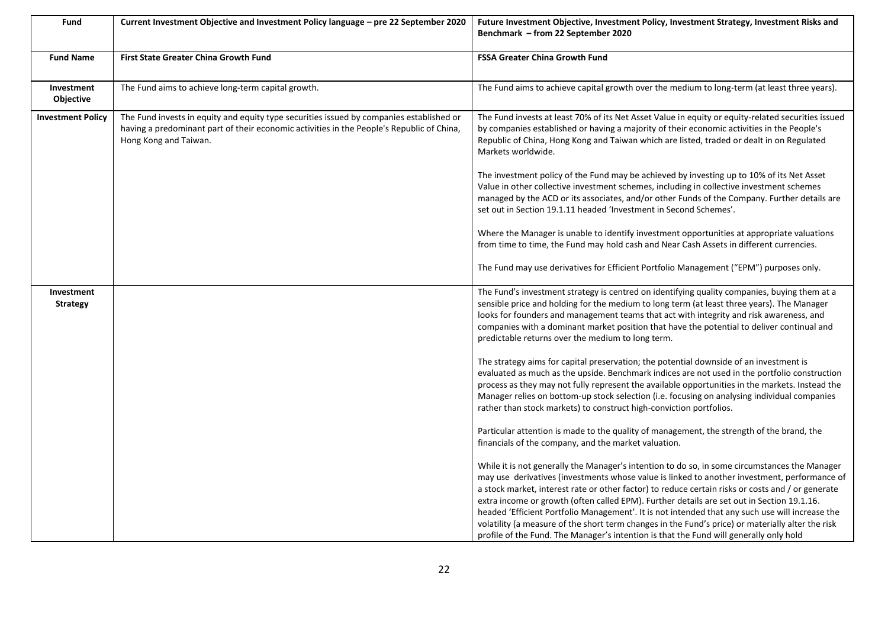| Fund | Current Investment Objective and Investment Policy language – pre 22 September 2020 | Future Investment Objective, Investment Policy, Investment Strategy, Investment Risks and Benchmark – from 22 September 2020 |
|---|---|---|
| **Fund Name** | **First State Greater China Growth Fund** | **FSSA Greater China Growth Fund** |
| **Investment Objective** | The Fund aims to achieve long-term capital growth. | The Fund aims to achieve capital growth over the medium to long-term (at least three years). |
| **Investment Policy** | The Fund invests in equity and equity type securities issued by companies established or having a predominant part of their economic activities in the People's Republic of China, Hong Kong and Taiwan. | The Fund invests at least 70% of its Net Asset Value in equity or equity-related securities issued by companies established or having a majority of their economic activities in the People's Republic of China, Hong Kong and Taiwan which are listed, traded or dealt in on Regulated Markets worldwide.<br><br>The investment policy of the Fund may be achieved by investing up to 10% of its Net Asset Value in other collective investment schemes, including in collective investment schemes managed by the ACD or its associates, and/or other Funds of the Company. Further details are set out in Section 19.1.11 headed 'Investment in Second Schemes'.<br><br>Where the Manager is unable to identify investment opportunities at appropriate valuations from time to time, the Fund may hold cash and Near Cash Assets in different currencies.<br><br>The Fund may use derivatives for Efficient Portfolio Management ("EPM") purposes only. |
| **Investment Strategy** | | The Fund's investment strategy is centred on identifying quality companies, buying them at a sensible price and holding for the medium to long term (at least three years). The Manager looks for founders and management teams that act with integrity and risk awareness, and companies with a dominant market position that have the potential to deliver continual and predictable returns over the medium to long term.<br><br>The strategy aims for capital preservation; the potential downside of an investment is evaluated as much as the upside. Benchmark indices are not used in the portfolio construction process as they may not fully represent the available opportunities in the markets. Instead the Manager relies on bottom-up stock selection (i.e. focusing on analysing individual companies rather than stock markets) to construct high-conviction portfolios.<br><br>Particular attention is made to the quality of management, the strength of the brand, the financials of the company, and the market valuation.<br><br>While it is not generally the Manager's intention to do so, in some circumstances the Manager may use derivatives (investments whose value is linked to another investment, performance of a stock market, interest rate or other factor) to reduce certain risks or costs and / or generate extra income or growth (often called EPM). Further details are set out in Section 19.1.16. headed 'Efficient Portfolio Management'. It is not intended that any such use will increase the volatility (a measure of the short term changes in the Fund's price) or materially alter the risk profile of the Fund. The Manager's intention is that the Fund will generally only hold |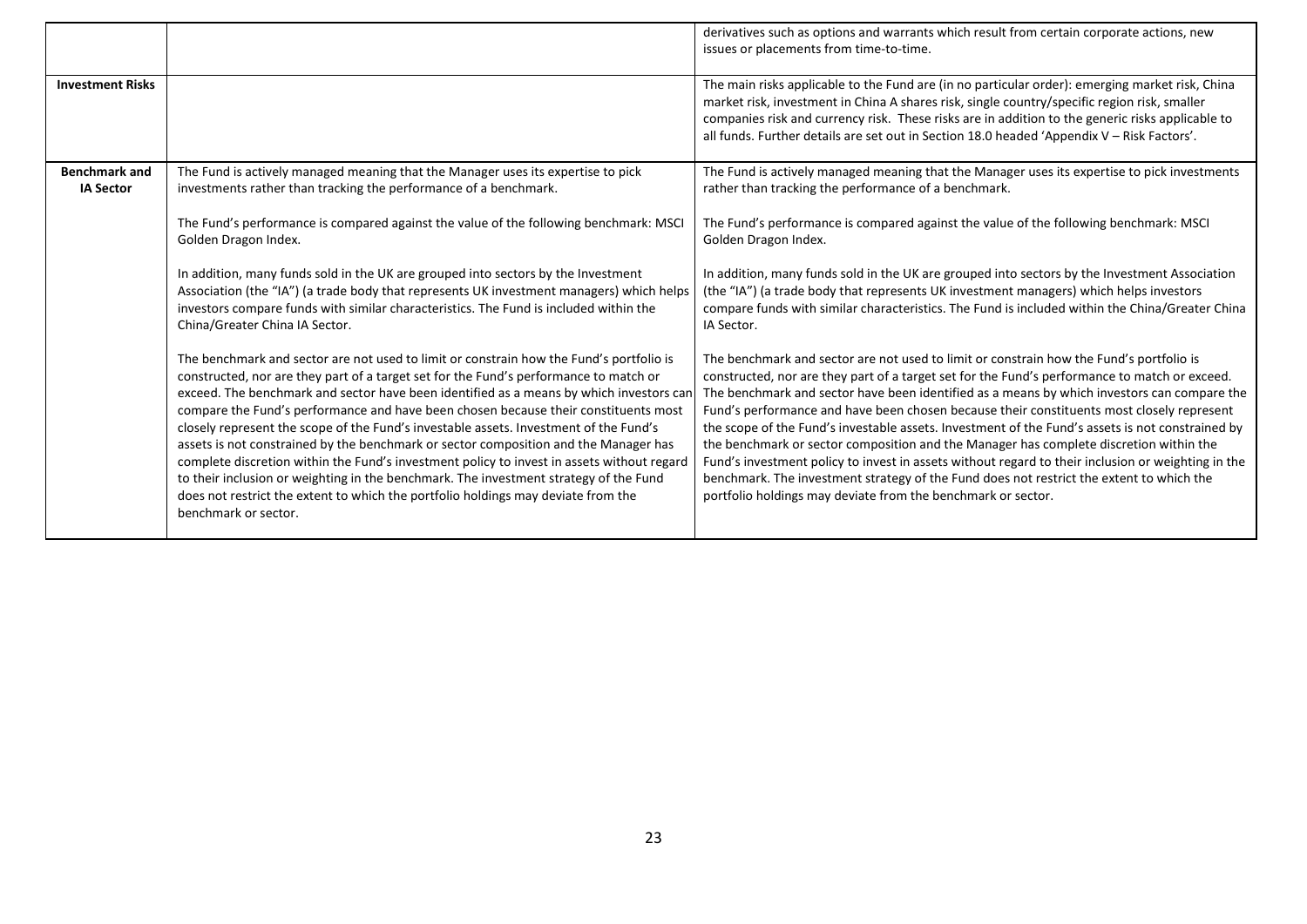|  |  | derivatives such as options and warrants which result from certain corporate actions, new issues or placements from time-to-time. |
|---|---|---|
| **Investment Risks** |  | The main risks applicable to the Fund are (in no particular order): emerging market risk, China market risk, investment in China A shares risk, single country/specific region risk, smaller companies risk and currency risk. These risks are in addition to the generic risks applicable to all funds. Further details are set out in Section 18.0 headed 'Appendix V – Risk Factors'. |
| **Benchmark and IA Sector** | The Fund is actively managed meaning that the Manager uses its expertise to pick investments rather than tracking the performance of a benchmark.<br><br>The Fund's performance is compared against the value of the following benchmark: MSCI Golden Dragon Index.<br><br>In addition, many funds sold in the UK are grouped into sectors by the Investment Association (the "IA") (a trade body that represents UK investment managers) which helps investors compare funds with similar characteristics. The Fund is included within the China/Greater China IA Sector.<br><br>The benchmark and sector are not used to limit or constrain how the Fund's portfolio is constructed, nor are they part of a target set for the Fund's performance to match or exceed. The benchmark and sector have been identified as a means by which investors can compare the Fund's performance and have been chosen because their constituents most closely represent the scope of the Fund's investable assets. Investment of the Fund's assets is not constrained by the benchmark or sector composition and the Manager has complete discretion within the Fund's investment policy to invest in assets without regard to their inclusion or weighting in the benchmark. The investment strategy of the Fund does not restrict the extent to which the portfolio holdings may deviate from the benchmark or sector. | The Fund is actively managed meaning that the Manager uses its expertise to pick investments rather than tracking the performance of a benchmark.<br><br>The Fund's performance is compared against the value of the following benchmark: MSCI Golden Dragon Index.<br><br>In addition, many funds sold in the UK are grouped into sectors by the Investment Association (the "IA") (a trade body that represents UK investment managers) which helps investors compare funds with similar characteristics. The Fund is included within the China/Greater China IA Sector.<br><br>The benchmark and sector are not used to limit or constrain how the Fund's portfolio is constructed, nor are they part of a target set for the Fund's performance to match or exceed. The benchmark and sector have been identified as a means by which investors can compare the Fund's performance and have been chosen because their constituents most closely represent the scope of the Fund's investable assets. Investment of the Fund's assets is not constrained by the benchmark or sector composition and the Manager has complete discretion within the Fund's investment policy to invest in assets without regard to their inclusion or weighting in the benchmark. The investment strategy of the Fund does not restrict the extent to which the portfolio holdings may deviate from the benchmark or sector. |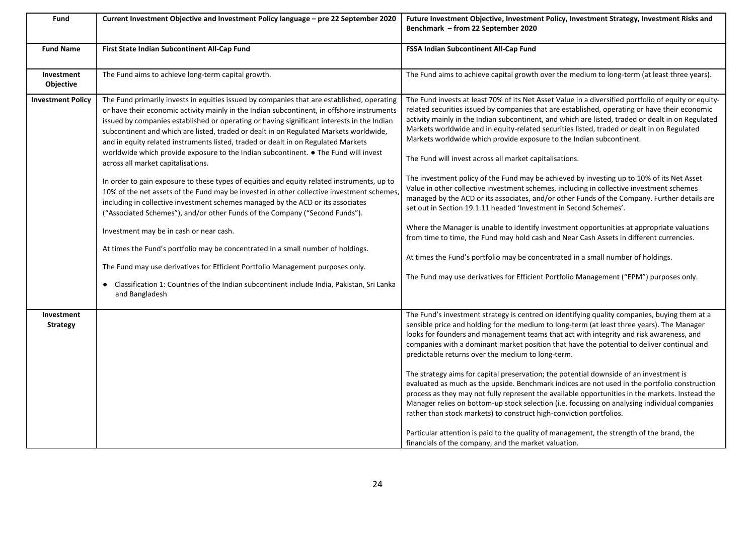| Fund | Current Investment Objective and Investment Policy language – pre 22 September 2020 | Future Investment Objective, Investment Policy, Investment Strategy, Investment Risks and Benchmark – from 22 September 2020 |
|---|---|---|
| **Fund Name** | **First State Indian Subcontinent All-Cap Fund** | **FSSA Indian Subcontinent All-Cap Fund** |
| **Investment Objective** | The Fund aims to achieve long-term capital growth. | The Fund aims to achieve capital growth over the medium to long-term (at least three years). |
| **Investment Policy** | The Fund primarily invests in equities issued by companies that are established, operating or have their economic activity mainly in the Indian subcontinent, in offshore instruments issued by companies established or operating or having significant interests in the Indian subcontinent and which are listed, traded or dealt in on Regulated Markets worldwide, and in equity related instruments listed, traded or dealt in on Regulated Markets worldwide which provide exposure to the Indian subcontinent. ● The Fund will invest across all market capitalisations.<br><br>In order to gain exposure to these types of equities and equity related instruments, up to 10% of the net assets of the Fund may be invested in other collective investment schemes, including in collective investment schemes managed by the ACD or its associates ("Associated Schemes"), and/or other Funds of the Company ("Second Funds").<br><br>Investment may be in cash or near cash.<br><br>At times the Fund's portfolio may be concentrated in a small number of holdings.<br><br>The Fund may use derivatives for Efficient Portfolio Management purposes only.<br><br>● Classification 1: Countries of the Indian subcontinent include India, Pakistan, Sri Lanka and Bangladesh | The Fund invests at least 70% of its Net Asset Value in a diversified portfolio of equity or equity-related securities issued by companies that are established, operating or have their economic activity mainly in the Indian subcontinent, and which are listed, traded or dealt in on Regulated Markets worldwide and in equity-related securities listed, traded or dealt in on Regulated Markets worldwide which provide exposure to the Indian subcontinent.<br><br>The Fund will invest across all market capitalisations.<br><br>The investment policy of the Fund may be achieved by investing up to 10% of its Net Asset Value in other collective investment schemes, including in collective investment schemes managed by the ACD or its associates, and/or other Funds of the Company. Further details are set out in Section 19.1.11 headed 'Investment in Second Schemes'.<br><br>Where the Manager is unable to identify investment opportunities at appropriate valuations from time to time, the Fund may hold cash and Near Cash Assets in different currencies.<br><br>At times the Fund's portfolio may be concentrated in a small number of holdings.<br><br>The Fund may use derivatives for Efficient Portfolio Management ("EPM") purposes only. |
| **Investment Strategy** | | The Fund's investment strategy is centred on identifying quality companies, buying them at a sensible price and holding for the medium to long-term (at least three years). The Manager looks for founders and management teams that act with integrity and risk awareness, and companies with a dominant market position that have the potential to deliver continual and predictable returns over the medium to long-term.<br><br>The strategy aims for capital preservation; the potential downside of an investment is evaluated as much as the upside. Benchmark indices are not used in the portfolio construction process as they may not fully represent the available opportunities in the markets. Instead the Manager relies on bottom-up stock selection (i.e. focussing on analysing individual companies rather than stock markets) to construct high-conviction portfolios.<br><br>Particular attention is paid to the quality of management, the strength of the brand, the financials of the company, and the market valuation. |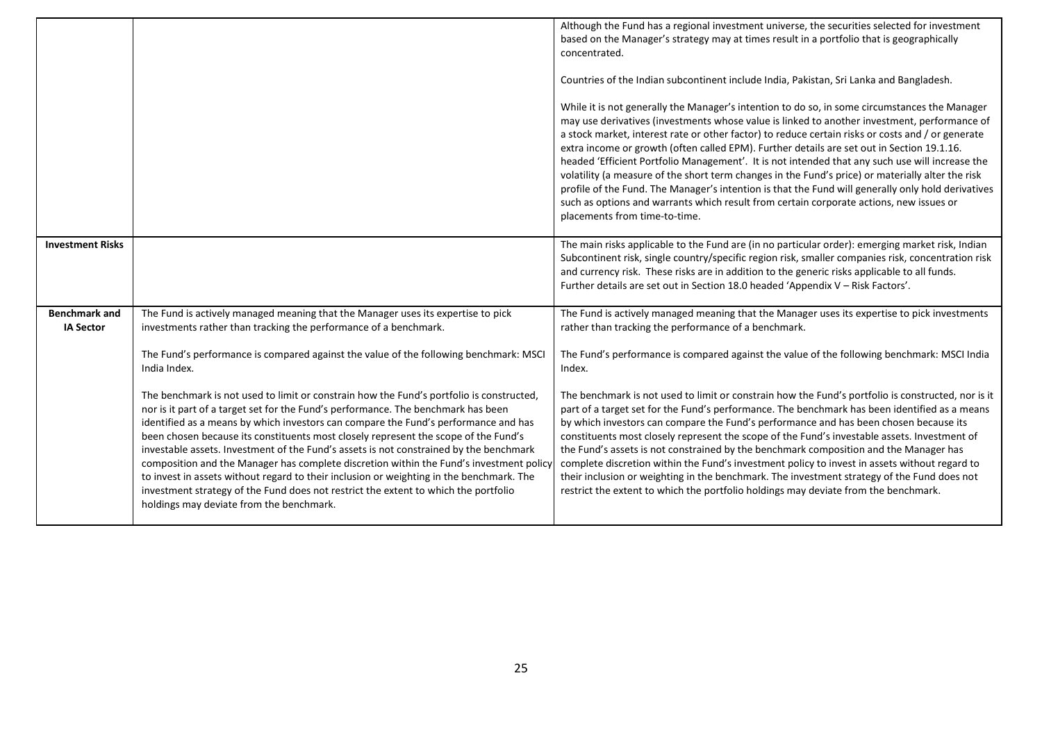| | | |
|---|---|---|
| | | Although the Fund has a regional investment universe, the securities selected for investment based on the Manager's strategy may at times result in a portfolio that is geographically concentrated.<br><br>Countries of the Indian subcontinent include India, Pakistan, Sri Lanka and Bangladesh.<br><br>While it is not generally the Manager's intention to do so, in some circumstances the Manager may use derivatives (investments whose value is linked to another investment, performance of a stock market, interest rate or other factor) to reduce certain risks or costs and / or generate extra income or growth (often called EPM). Further details are set out in Section 19.1.16. headed 'Efficient Portfolio Management'. It is not intended that any such use will increase the volatility (a measure of the short term changes in the Fund's price) or materially alter the risk profile of the Fund. The Manager's intention is that the Fund will generally only hold derivatives such as options and warrants which result from certain corporate actions, new issues or placements from time-to-time. |
| **Investment Risks** | | The main risks applicable to the Fund are (in no particular order): emerging market risk, Indian Subcontinent risk, single country/specific region risk, smaller companies risk, concentration risk and currency risk. These risks are in addition to the generic risks applicable to all funds. Further details are set out in Section 18.0 headed 'Appendix V – Risk Factors'. |
| **Benchmark and IA Sector** | The Fund is actively managed meaning that the Manager uses its expertise to pick investments rather than tracking the performance of a benchmark.<br><br>The Fund's performance is compared against the value of the following benchmark: MSCI India Index.<br><br>The benchmark is not used to limit or constrain how the Fund's portfolio is constructed, nor is it part of a target set for the Fund's performance. The benchmark has been identified as a means by which investors can compare the Fund's performance and has been chosen because its constituents most closely represent the scope of the Fund's investable assets. Investment of the Fund's assets is not constrained by the benchmark composition and the Manager has complete discretion within the Fund's investment policy to invest in assets without regard to their inclusion or weighting in the benchmark. The investment strategy of the Fund does not restrict the extent to which the portfolio holdings may deviate from the benchmark. | The Fund is actively managed meaning that the Manager uses its expertise to pick investments rather than tracking the performance of a benchmark.<br><br>The Fund's performance is compared against the value of the following benchmark: MSCI India Index.<br><br>The benchmark is not used to limit or constrain how the Fund's portfolio is constructed, nor is it part of a target set for the Fund's performance. The benchmark has been identified as a means by which investors can compare the Fund's performance and has been chosen because its constituents most closely represent the scope of the Fund's investable assets. Investment of the Fund's assets is not constrained by the benchmark composition and the Manager has complete discretion within the Fund's investment policy to invest in assets without regard to their inclusion or weighting in the benchmark. The investment strategy of the Fund does not restrict the extent to which the portfolio holdings may deviate from the benchmark. |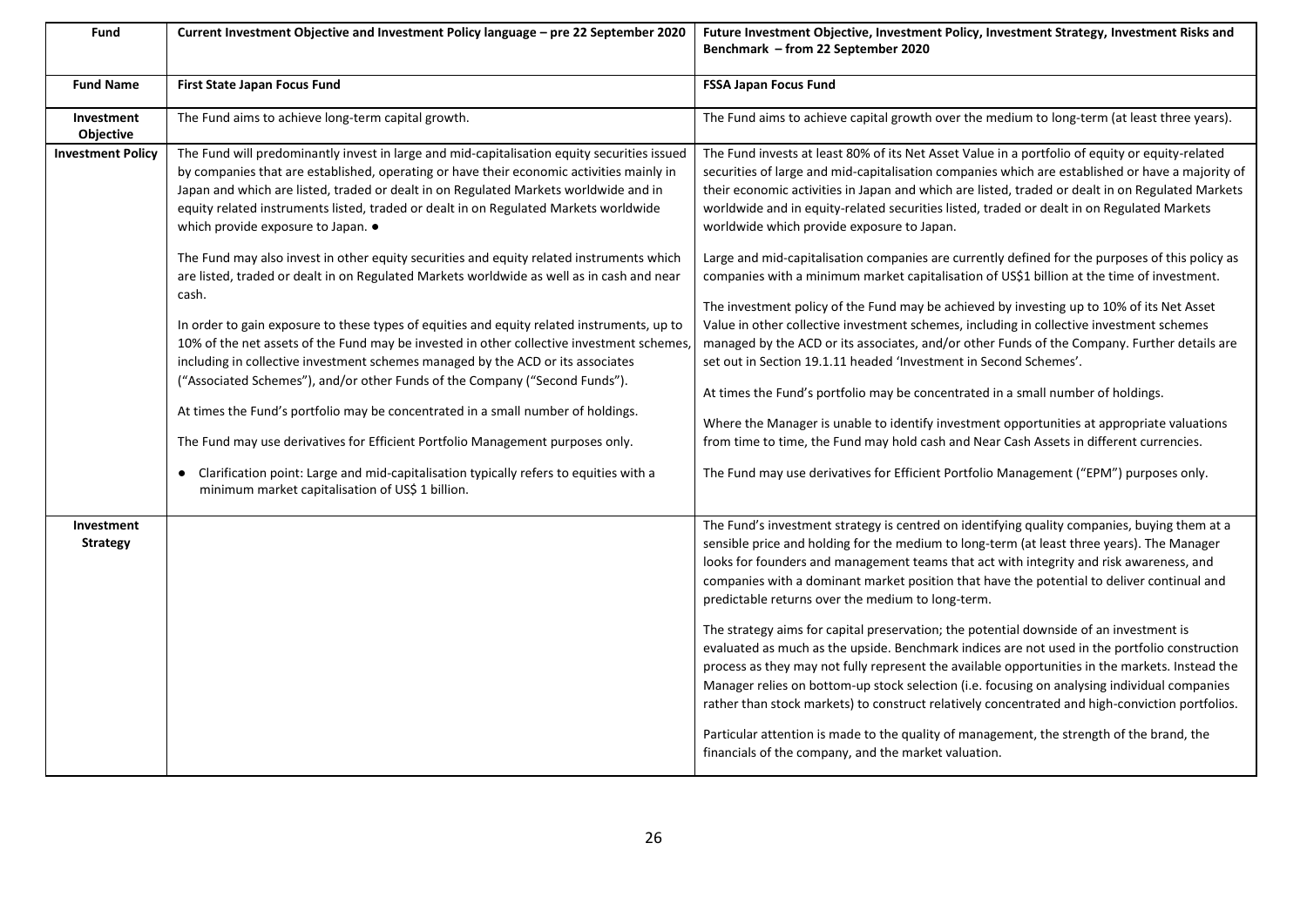| Fund | Current Investment Objective and Investment Policy language – pre 22 September 2020 | Future Investment Objective, Investment Policy, Investment Strategy, Investment Risks and Benchmark – from 22 September 2020 |
|---|---|---|
| **Fund Name** | **First State Japan Focus Fund** | **FSSA Japan Focus Fund** |
| **Investment Objective** | The Fund aims to achieve long-term capital growth. | The Fund aims to achieve capital growth over the medium to long-term (at least three years). |
| **Investment Policy** | The Fund will predominantly invest in large and mid-capitalisation equity securities issued by companies that are established, operating or have their economic activities mainly in Japan and which are listed, traded or dealt in on Regulated Markets worldwide and in equity related instruments listed, traded or dealt in on Regulated Markets worldwide which provide exposure to Japan. ●<br><br>The Fund may also invest in other equity securities and equity related instruments which are listed, traded or dealt in on Regulated Markets worldwide as well as in cash and near cash.<br><br>In order to gain exposure to these types of equities and equity related instruments, up to 10% of the net assets of the Fund may be invested in other collective investment schemes, including in collective investment schemes managed by the ACD or its associates ("Associated Schemes"), and/or other Funds of the Company ("Second Funds").<br><br>At times the Fund's portfolio may be concentrated in a small number of holdings.<br><br>The Fund may use derivatives for Efficient Portfolio Management purposes only.<br><br>● Clarification point: Large and mid-capitalisation typically refers to equities with a minimum market capitalisation of US$ 1 billion. | The Fund invests at least 80% of its Net Asset Value in a portfolio of equity or equity-related securities of large and mid-capitalisation companies which are established or have a majority of their economic activities in Japan and which are listed, traded or dealt in on Regulated Markets worldwide and in equity-related securities listed, traded or dealt in on Regulated Markets worldwide which provide exposure to Japan.<br><br>Large and mid-capitalisation companies are currently defined for the purposes of this policy as companies with a minimum market capitalisation of US$1 billion at the time of investment.<br><br>The investment policy of the Fund may be achieved by investing up to 10% of its Net Asset Value in other collective investment schemes, including in collective investment schemes managed by the ACD or its associates, and/or other Funds of the Company. Further details are set out in Section 19.1.11 headed 'Investment in Second Schemes'.<br><br>At times the Fund's portfolio may be concentrated in a small number of holdings.<br><br>Where the Manager is unable to identify investment opportunities at appropriate valuations from time to time, the Fund may hold cash and Near Cash Assets in different currencies.<br><br>The Fund may use derivatives for Efficient Portfolio Management ("EPM") purposes only. |
| **Investment Strategy** | | The Fund's investment strategy is centred on identifying quality companies, buying them at a sensible price and holding for the medium to long-term (at least three years). The Manager looks for founders and management teams that act with integrity and risk awareness, and companies with a dominant market position that have the potential to deliver continual and predictable returns over the medium to long-term.<br><br>The strategy aims for capital preservation; the potential downside of an investment is evaluated as much as the upside. Benchmark indices are not used in the portfolio construction process as they may not fully represent the available opportunities in the markets. Instead the Manager relies on bottom-up stock selection (i.e. focusing on analysing individual companies rather than stock markets) to construct relatively concentrated and high-conviction portfolios.<br><br>Particular attention is made to the quality of management, the strength of the brand, the financials of the company, and the market valuation. |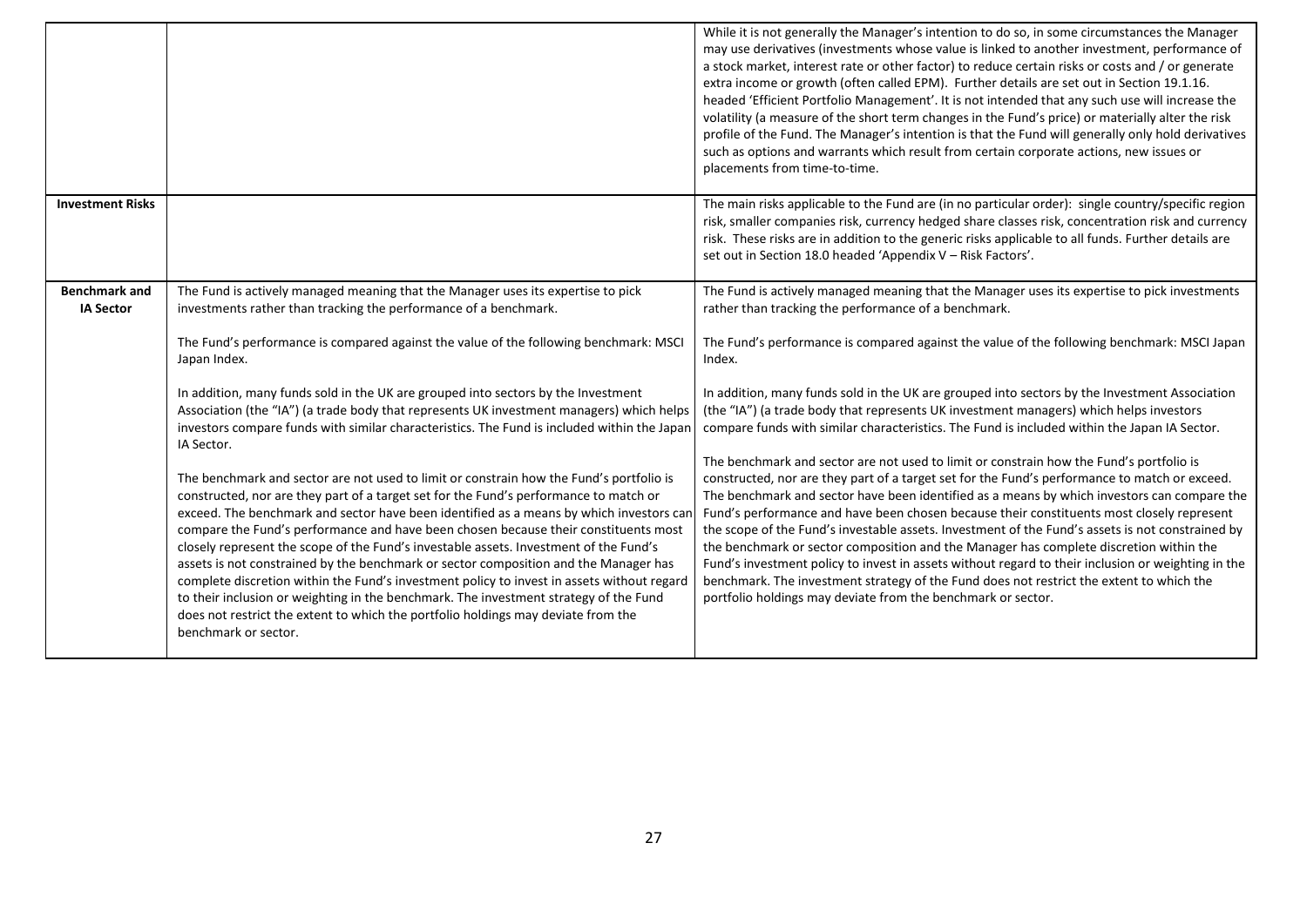| | | |
|---|---|---|
| | | While it is not generally the Manager's intention to do so, in some circumstances the Manager may use derivatives (investments whose value is linked to another investment, performance of a stock market, interest rate or other factor) to reduce certain risks or costs and / or generate extra income or growth (often called EPM). Further details are set out in Section 19.1.16. headed 'Efficient Portfolio Management'. It is not intended that any such use will increase the volatility (a measure of the short term changes in the Fund's price) or materially alter the risk profile of the Fund. The Manager's intention is that the Fund will generally only hold derivatives such as options and warrants which result from certain corporate actions, new issues or placements from time-to-time. |
| **Investment Risks** | | The main risks applicable to the Fund are (in no particular order): single country/specific region risk, smaller companies risk, currency hedged share classes risk, concentration risk and currency risk. These risks are in addition to the generic risks applicable to all funds. Further details are set out in Section 18.0 headed 'Appendix V – Risk Factors'. |
| **Benchmark and IA Sector** | The Fund is actively managed meaning that the Manager uses its expertise to pick investments rather than tracking the performance of a benchmark.<br><br>The Fund's performance is compared against the value of the following benchmark: MSCI Japan Index.<br><br>In addition, many funds sold in the UK are grouped into sectors by the Investment Association (the "IA") (a trade body that represents UK investment managers) which helps investors compare funds with similar characteristics. The Fund is included within the Japan IA Sector.<br><br>The benchmark and sector are not used to limit or constrain how the Fund's portfolio is constructed, nor are they part of a target set for the Fund's performance to match or exceed. The benchmark and sector have been identified as a means by which investors can compare the Fund's performance and have been chosen because their constituents most closely represent the scope of the Fund's investable assets. Investment of the Fund's assets is not constrained by the benchmark or sector composition and the Manager has complete discretion within the Fund's investment policy to invest in assets without regard to their inclusion or weighting in the benchmark. The investment strategy of the Fund does not restrict the extent to which the portfolio holdings may deviate from the benchmark or sector. | The Fund is actively managed meaning that the Manager uses its expertise to pick investments rather than tracking the performance of a benchmark.<br><br>The Fund's performance is compared against the value of the following benchmark: MSCI Japan Index.<br><br>In addition, many funds sold in the UK are grouped into sectors by the Investment Association (the "IA") (a trade body that represents UK investment managers) which helps investors compare funds with similar characteristics. The Fund is included within the Japan IA Sector.<br><br>The benchmark and sector are not used to limit or constrain how the Fund's portfolio is constructed, nor are they part of a target set for the Fund's performance to match or exceed. The benchmark and sector have been identified as a means by which investors can compare the Fund's performance and have been chosen because their constituents most closely represent the scope of the Fund's investable assets. Investment of the Fund's assets is not constrained by the benchmark or sector composition and the Manager has complete discretion within the Fund's investment policy to invest in assets without regard to their inclusion or weighting in the benchmark. The investment strategy of the Fund does not restrict the extent to which the portfolio holdings may deviate from the benchmark or sector. |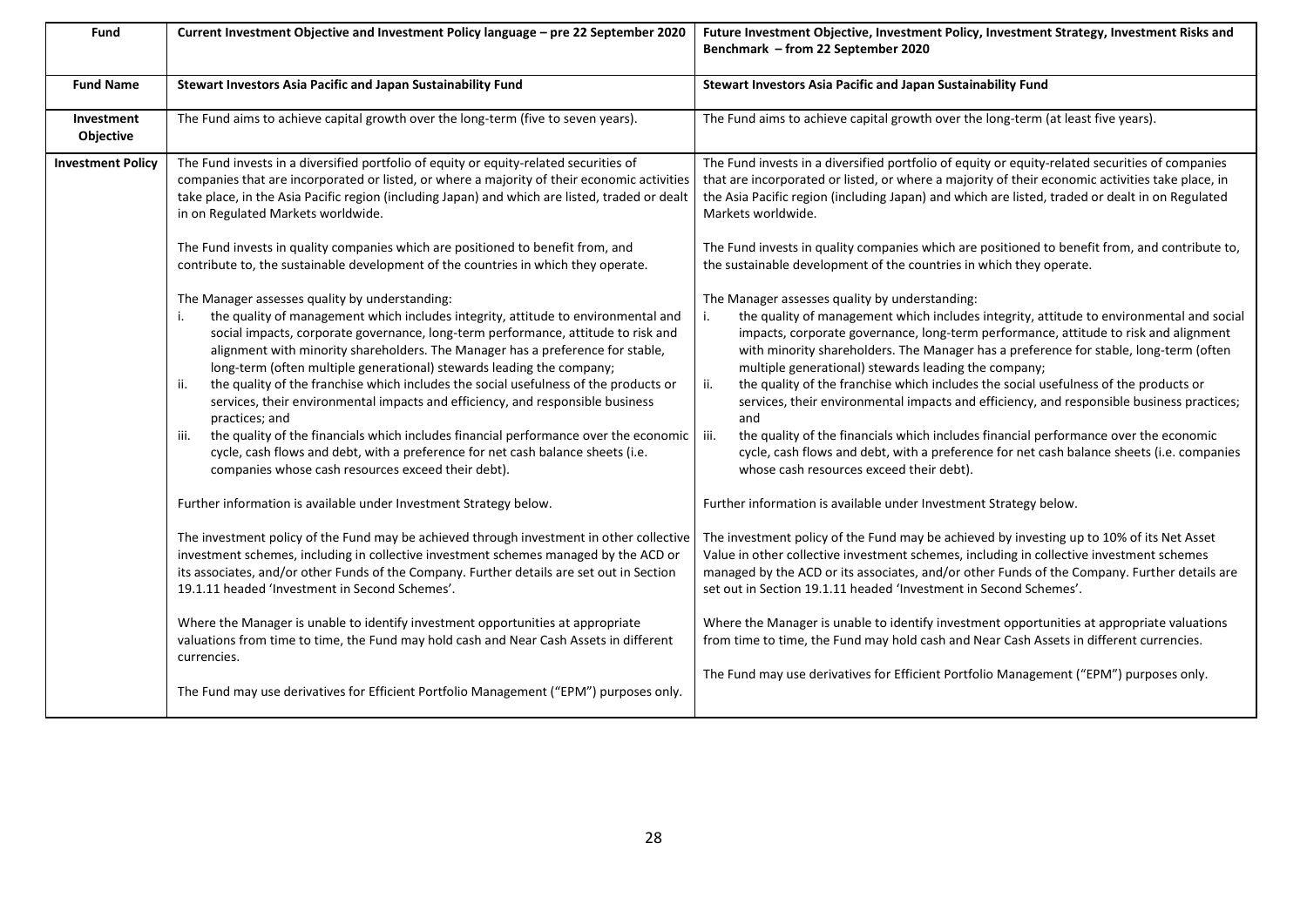| Fund | Current Investment Objective and Investment Policy language – pre 22 September 2020 | Future Investment Objective, Investment Policy, Investment Strategy, Investment Risks and Benchmark – from 22 September 2020 |
|---|---|---|
| **Fund Name** | **Stewart Investors Asia Pacific and Japan Sustainability Fund** | **Stewart Investors Asia Pacific and Japan Sustainability Fund** |
| **Investment Objective** | The Fund aims to achieve capital growth over the long-term (five to seven years). | The Fund aims to achieve capital growth over the long-term (at least five years). |
| **Investment Policy** | The Fund invests in a diversified portfolio of equity or equity-related securities of companies that are incorporated or listed, or where a majority of their economic activities take place, in the Asia Pacific region (including Japan) and which are listed, traded or dealt in on Regulated Markets worldwide.<br><br>The Fund invests in quality companies which are positioned to benefit from, and contribute to, the sustainable development of the countries in which they operate.<br><br>The Manager assesses quality by understanding:<br>i. the quality of management which includes integrity, attitude to environmental and social impacts, corporate governance, long-term performance, attitude to risk and alignment with minority shareholders. The Manager has a preference for stable, long-term (often multiple generational) stewards leading the company;<br>ii. the quality of the franchise which includes the social usefulness of the products or services, their environmental impacts and efficiency, and responsible business practices; and<br>iii. the quality of the financials which includes financial performance over the economic cycle, cash flows and debt, with a preference for net cash balance sheets (i.e. companies whose cash resources exceed their debt).<br><br>Further information is available under Investment Strategy below.<br><br>The investment policy of the Fund may be achieved through investment in other collective investment schemes, including in collective investment schemes managed by the ACD or its associates, and/or other Funds of the Company. Further details are set out in Section 19.1.11 headed 'Investment in Second Schemes'.<br><br>Where the Manager is unable to identify investment opportunities at appropriate valuations from time to time, the Fund may hold cash and Near Cash Assets in different currencies.<br><br>The Fund may use derivatives for Efficient Portfolio Management ("EPM") purposes only. | The Fund invests in a diversified portfolio of equity or equity-related securities of companies that are incorporated or listed, or where a majority of their economic activities take place, in the Asia Pacific region (including Japan) and which are listed, traded or dealt in on Regulated Markets worldwide.<br><br>The Fund invests in quality companies which are positioned to benefit from, and contribute to, the sustainable development of the countries in which they operate.<br><br>The Manager assesses quality by understanding:<br>i. the quality of management which includes integrity, attitude to environmental and social impacts, corporate governance, long-term performance, attitude to risk and alignment with minority shareholders. The Manager has a preference for stable, long-term (often multiple generational) stewards leading the company;<br>ii. the quality of the franchise which includes the social usefulness of the products or services, their environmental impacts and efficiency, and responsible business practices; and<br>iii. the quality of the financials which includes financial performance over the economic cycle, cash flows and debt, with a preference for net cash balance sheets (i.e. companies whose cash resources exceed their debt).<br><br>Further information is available under Investment Strategy below.<br><br>The investment policy of the Fund may be achieved by investing up to 10% of its Net Asset Value in other collective investment schemes, including in collective investment schemes managed by the ACD or its associates, and/or other Funds of the Company. Further details are set out in Section 19.1.11 headed 'Investment in Second Schemes'.<br><br>Where the Manager is unable to identify investment opportunities at appropriate valuations from time to time, the Fund may hold cash and Near Cash Assets in different currencies.<br><br>The Fund may use derivatives for Efficient Portfolio Management ("EPM") purposes only. |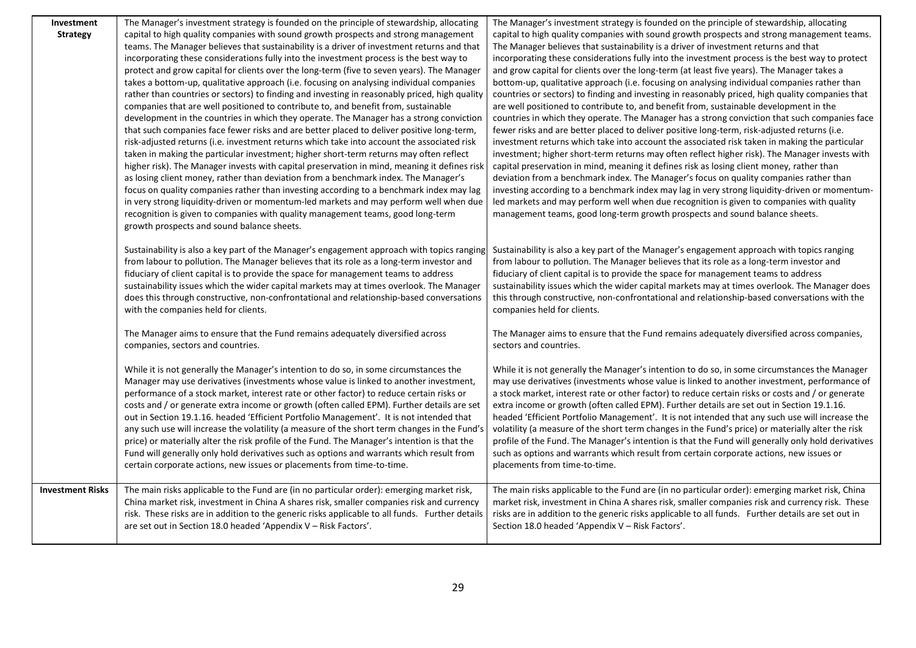| | | |
|---|---|---|
| **Investment Strategy** | The Manager's investment strategy is founded on the principle of stewardship, allocating capital to high quality companies with sound growth prospects and strong management teams. The Manager believes that sustainability is a driver of investment returns and that incorporating these considerations fully into the investment process is the best way to protect and grow capital for clients over the long-term (five to seven years). The Manager takes a bottom-up, qualitative approach (i.e. focusing on analysing individual companies rather than countries or sectors) to finding and investing in reasonably priced, high quality companies that are well positioned to contribute to, and benefit from, sustainable development in the countries in which they operate. The Manager has a strong conviction that such companies face fewer risks and are better placed to deliver positive long-term, risk-adjusted returns (i.e. investment returns which take into account the associated risk taken in making the particular investment; higher short-term returns may often reflect higher risk). The Manager invests with capital preservation in mind, meaning it defines risk as losing client money, rather than deviation from a benchmark index. The Manager's focus on quality companies rather than investing according to a benchmark index may lag in very strong liquidity-driven or momentum-led markets and may perform well when due recognition is given to companies with quality management teams, good long-term growth prospects and sound balance sheets.<br><br>Sustainability is also a key part of the Manager's engagement approach with topics ranging from labour to pollution. The Manager believes that its role as a long-term investor and fiduciary of client capital is to provide the space for management teams to address sustainability issues which the wider capital markets may at times overlook. The Manager does this through constructive, non-confrontational and relationship-based conversations with the companies held for clients.<br><br>The Manager aims to ensure that the Fund remains adequately diversified across companies, sectors and countries.<br><br>While it is not generally the Manager's intention to do so, in some circumstances the Manager may use derivatives (investments whose value is linked to another investment, performance of a stock market, interest rate or other factor) to reduce certain risks or costs and / or generate extra income or growth (often called EPM). Further details are set out in Section 19.1.16. headed 'Efficient Portfolio Management'. It is not intended that any such use will increase the volatility (a measure of the short term changes in the Fund's price) or materially alter the risk profile of the Fund. The Manager's intention is that the Fund will generally only hold derivatives such as options and warrants which result from certain corporate actions, new issues or placements from time-to-time. | The Manager's investment strategy is founded on the principle of stewardship, allocating capital to high quality companies with sound growth prospects and strong management teams. The Manager believes that sustainability is a driver of investment returns and that incorporating these considerations fully into the investment process is the best way to protect and grow capital for clients over the long-term (at least five years). The Manager takes a bottom-up, qualitative approach (i.e. focusing on analysing individual companies rather than countries or sectors) to finding and investing in reasonably priced, high quality companies that are well positioned to contribute to, and benefit from, sustainable development in the countries in which they operate. The Manager has a strong conviction that such companies face fewer risks and are better placed to deliver positive long-term, risk-adjusted returns (i.e. investment returns which take into account the associated risk taken in making the particular investment; higher short-term returns may often reflect higher risk). The Manager invests with capital preservation in mind, meaning it defines risk as losing client money, rather than deviation from a benchmark index. The Manager's focus on quality companies rather than investing according to a benchmark index may lag in very strong liquidity-driven or momentum-led markets and may perform well when due recognition is given to companies with quality management teams, good long-term growth prospects and sound balance sheets.<br><br>Sustainability is also a key part of the Manager's engagement approach with topics ranging from labour to pollution. The Manager believes that its role as a long-term investor and fiduciary of client capital is to provide the space for management teams to address sustainability issues which the wider capital markets may at times overlook. The Manager does this through constructive, non-confrontational and relationship-based conversations with the companies held for clients.<br><br>The Manager aims to ensure that the Fund remains adequately diversified across companies, sectors and countries.<br><br>While it is not generally the Manager's intention to do so, in some circumstances the Manager may use derivatives (investments whose value is linked to another investment, performance of a stock market, interest rate or other factor) to reduce certain risks or costs and / or generate extra income or growth (often called EPM). Further details are set out in Section 19.1.16. headed 'Efficient Portfolio Management'. It is not intended that any such use will increase the volatility (a measure of the short term changes in the Fund's price) or materially alter the risk profile of the Fund. The Manager's intention is that the Fund will generally only hold derivatives such as options and warrants which result from certain corporate actions, new issues or placements from time-to-time. |
| **Investment Risks** | The main risks applicable to the Fund are (in no particular order): emerging market risk, China market risk, investment in China A shares risk, smaller companies risk and currency risk. These risks are in addition to the generic risks applicable to all funds. Further details are set out in Section 18.0 headed 'Appendix V – Risk Factors'. | The main risks applicable to the Fund are (in no particular order): emerging market risk, China market risk, investment in China A shares risk, smaller companies risk and currency risk. These risks are in addition to the generic risks applicable to all funds. Further details are set out in Section 18.0 headed 'Appendix V – Risk Factors'. |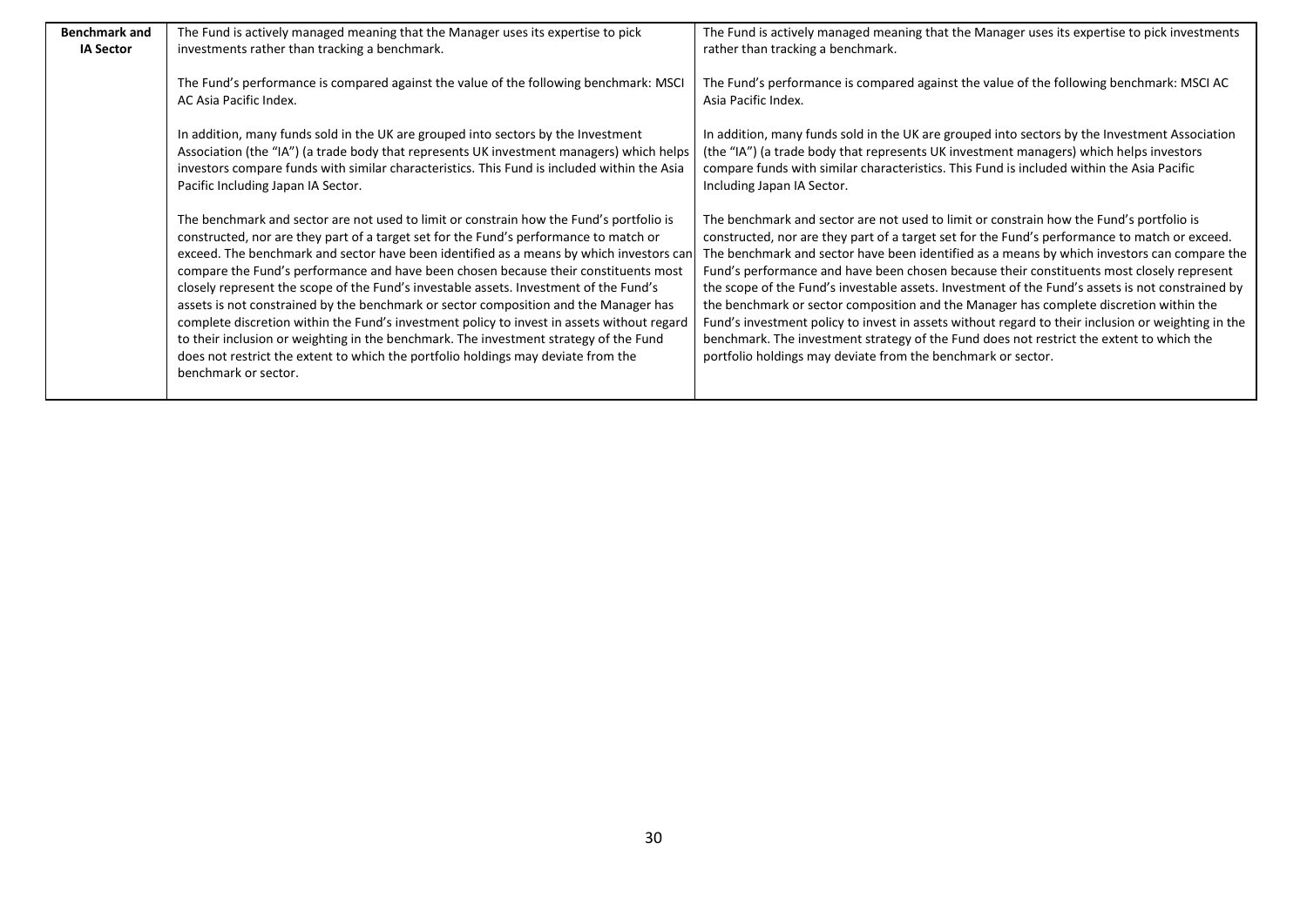| Benchmark and IA Sector | The Fund is actively managed meaning that the Manager uses its expertise to pick investments rather than tracking a benchmark.<br><br>The Fund's performance is compared against the value of the following benchmark: MSCI AC Asia Pacific Index.<br><br>In addition, many funds sold in the UK are grouped into sectors by the Investment Association (the "IA") (a trade body that represents UK investment managers) which helps investors compare funds with similar characteristics. This Fund is included within the Asia Pacific Including Japan IA Sector.<br><br>The benchmark and sector are not used to limit or constrain how the Fund's portfolio is constructed, nor are they part of a target set for the Fund's performance to match or exceed. The benchmark and sector have been identified as a means by which investors can compare the Fund's performance and have been chosen because their constituents most closely represent the scope of the Fund's investable assets. Investment of the Fund's assets is not constrained by the benchmark or sector composition and the Manager has complete discretion within the Fund's investment policy to invest in assets without regard to their inclusion or weighting in the benchmark. The investment strategy of the Fund does not restrict the extent to which the portfolio holdings may deviate from the benchmark or sector. | The Fund is actively managed meaning that the Manager uses its expertise to pick investments rather than tracking a benchmark.<br><br>The Fund's performance is compared against the value of the following benchmark: MSCI AC Asia Pacific Index.<br><br>In addition, many funds sold in the UK are grouped into sectors by the Investment Association (the "IA") (a trade body that represents UK investment managers) which helps investors compare funds with similar characteristics. This Fund is included within the Asia Pacific Including Japan IA Sector.<br><br>The benchmark and sector are not used to limit or constrain how the Fund's portfolio is constructed, nor are they part of a target set for the Fund's performance to match or exceed. The benchmark and sector have been identified as a means by which investors can compare the Fund's performance and have been chosen because their constituents most closely represent the scope of the Fund's investable assets. Investment of the Fund's assets is not constrained by the benchmark or sector composition and the Manager has complete discretion within the Fund's investment policy to invest in assets without regard to their inclusion or weighting in the benchmark. The investment strategy of the Fund does not restrict the extent to which the portfolio holdings may deviate from the benchmark or sector. |
|---|---|---|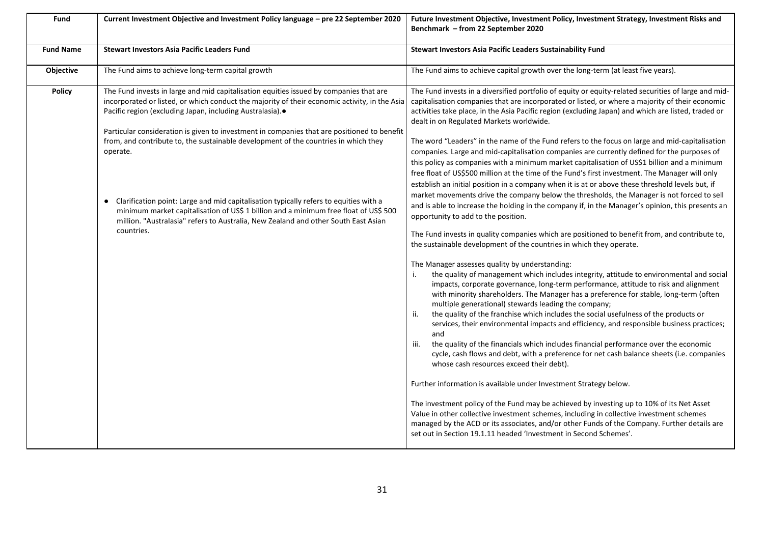| Fund | Current Investment Objective and Investment Policy language – pre 22 September 2020 | Future Investment Objective, Investment Policy, Investment Strategy, Investment Risks and Benchmark – from 22 September 2020 |
|---|---|---|
| **Fund Name** | **Stewart Investors Asia Pacific Leaders Fund** | **Stewart Investors Asia Pacific Leaders Sustainability Fund** |
| **Objective** | The Fund aims to achieve long-term capital growth | The Fund aims to achieve capital growth over the long-term (at least five years). |
| **Policy** | The Fund invests in large and mid capitalisation equities issued by companies that are incorporated or listed, or which conduct the majority of their economic activity, in the Asia Pacific region (excluding Japan, including Australasia).● <br><br> Particular consideration is given to investment in companies that are positioned to benefit from, and contribute to, the sustainable development of the countries in which they operate. <br><br> ● Clarification point: Large and mid capitalisation typically refers to equities with a minimum market capitalisation of US$ 1 billion and a minimum free float of US$ 500 million. "Australasia" refers to Australia, New Zealand and other South East Asian countries. | The Fund invests in a diversified portfolio of equity or equity-related securities of large and mid-capitalisation companies that are incorporated or listed, or where a majority of their economic activities take place, in the Asia Pacific region (excluding Japan) and which are listed, traded or dealt in on Regulated Markets worldwide. <br><br> The word "Leaders" in the name of the Fund refers to the focus on large and mid-capitalisation companies. Large and mid-capitalisation companies are currently defined for the purposes of this policy as companies with a minimum market capitalisation of US$1 billion and a minimum free float of US$500 million at the time of the Fund's first investment. The Manager will only establish an initial position in a company when it is at or above these threshold levels but, if market movements drive the company below the thresholds, the Manager is not forced to sell and is able to increase the holding in the company if, in the Manager's opinion, this presents an opportunity to add to the position. <br><br> The Fund invests in quality companies which are positioned to benefit from, and contribute to, the sustainable development of the countries in which they operate. <br><br> The Manager assesses quality by understanding: <br> i. the quality of management which includes integrity, attitude to environmental and social impacts, corporate governance, long-term performance, attitude to risk and alignment with minority shareholders. The Manager has a preference for stable, long-term (often multiple generational) stewards leading the company; <br> ii. the quality of the franchise which includes the social usefulness of the products or services, their environmental impacts and efficiency, and responsible business practices; and <br> iii. the quality of the financials which includes financial performance over the economic cycle, cash flows and debt, with a preference for net cash balance sheets (i.e. companies whose cash resources exceed their debt). <br><br> Further information is available under Investment Strategy below. <br><br> The investment policy of the Fund may be achieved by investing up to 10% of its Net Asset Value in other collective investment schemes, including in collective investment schemes managed by the ACD or its associates, and/or other Funds of the Company. Further details are set out in Section 19.1.11 headed 'Investment in Second Schemes'. |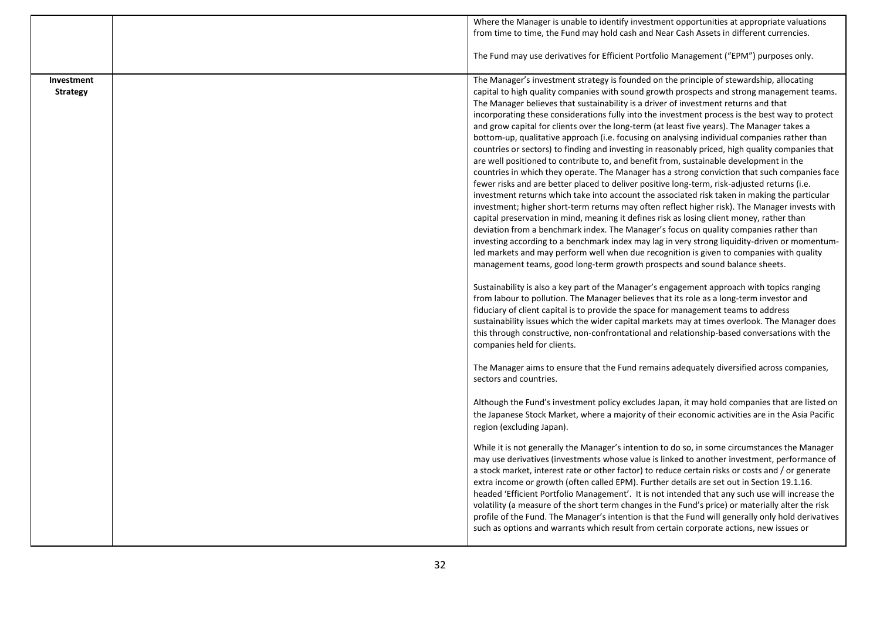| | | |
|---|---|---|
| | | Where the Manager is unable to identify investment opportunities at appropriate valuations from time to time, the Fund may hold cash and Near Cash Assets in different currencies.<br><br>The Fund may use derivatives for Efficient Portfolio Management ("EPM") purposes only. |
| **Investment Strategy** | | The Manager's investment strategy is founded on the principle of stewardship, allocating capital to high quality companies with sound growth prospects and strong management teams. The Manager believes that sustainability is a driver of investment returns and that incorporating these considerations fully into the investment process is the best way to protect and grow capital for clients over the long-term (at least five years). The Manager takes a bottom-up, qualitative approach (i.e. focusing on analysing individual companies rather than countries or sectors) to finding and investing in reasonably priced, high quality companies that are well positioned to contribute to, and benefit from, sustainable development in the countries in which they operate. The Manager has a strong conviction that such companies face fewer risks and are better placed to deliver positive long-term, risk-adjusted returns (i.e. investment returns which take into account the associated risk taken in making the particular investment; higher short-term returns may often reflect higher risk). The Manager invests with capital preservation in mind, meaning it defines risk as losing client money, rather than deviation from a benchmark index. The Manager's focus on quality companies rather than investing according to a benchmark index may lag in very strong liquidity-driven or momentum-led markets and may perform well when due recognition is given to companies with quality management teams, good long-term growth prospects and sound balance sheets.<br><br>Sustainability is also a key part of the Manager's engagement approach with topics ranging from labour to pollution. The Manager believes that its role as a long-term investor and fiduciary of client capital is to provide the space for management teams to address sustainability issues which the wider capital markets may at times overlook. The Manager does this through constructive, non-confrontational and relationship-based conversations with the companies held for clients.<br><br>The Manager aims to ensure that the Fund remains adequately diversified across companies, sectors and countries.<br><br>Although the Fund's investment policy excludes Japan, it may hold companies that are listed on the Japanese Stock Market, where a majority of their economic activities are in the Asia Pacific region (excluding Japan).<br><br>While it is not generally the Manager's intention to do so, in some circumstances the Manager may use derivatives (investments whose value is linked to another investment, performance of a stock market, interest rate or other factor) to reduce certain risks or costs and / or generate extra income or growth (often called EPM). Further details are set out in Section 19.1.16. headed 'Efficient Portfolio Management'. It is not intended that any such use will increase the volatility (a measure of the short term changes in the Fund's price) or materially alter the risk profile of the Fund. The Manager's intention is that the Fund will generally only hold derivatives such as options and warrants which result from certain corporate actions, new issues or |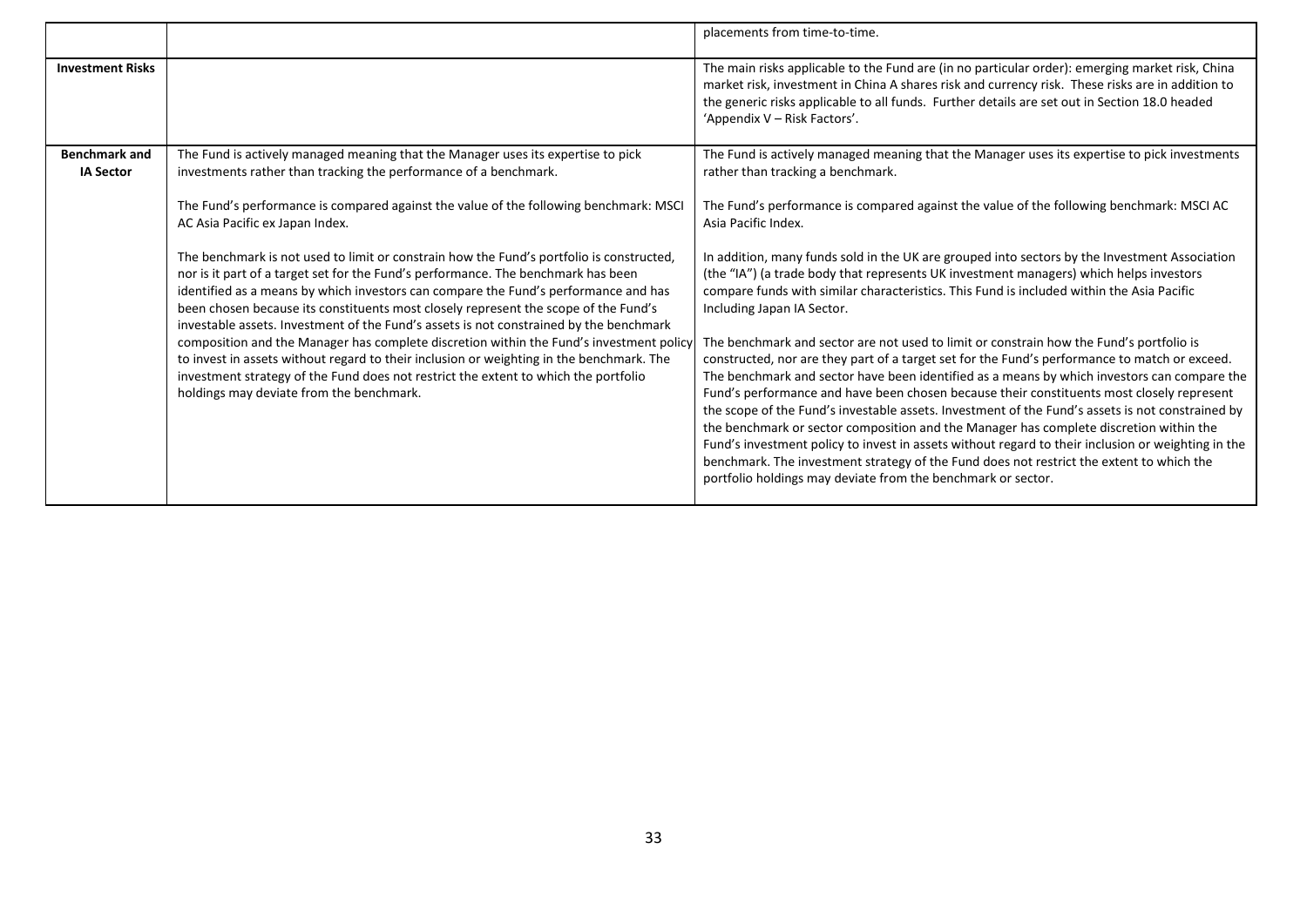| | | |
|---|---|---|
| | | placements from time-to-time. |
| **Investment Risks** | | The main risks applicable to the Fund are (in no particular order): emerging market risk, China market risk, investment in China A shares risk and currency risk. These risks are in addition to the generic risks applicable to all funds. Further details are set out in Section 18.0 headed 'Appendix V – Risk Factors'. |
| **Benchmark and IA Sector** | The Fund is actively managed meaning that the Manager uses its expertise to pick investments rather than tracking the performance of a benchmark.<br><br>The Fund's performance is compared against the value of the following benchmark: MSCI AC Asia Pacific ex Japan Index.<br><br>The benchmark is not used to limit or constrain how the Fund's portfolio is constructed, nor is it part of a target set for the Fund's performance. The benchmark has been identified as a means by which investors can compare the Fund's performance and has been chosen because its constituents most closely represent the scope of the Fund's investable assets. Investment of the Fund's assets is not constrained by the benchmark composition and the Manager has complete discretion within the Fund's investment policy to invest in assets without regard to their inclusion or weighting in the benchmark. The investment strategy of the Fund does not restrict the extent to which the portfolio holdings may deviate from the benchmark. | The Fund is actively managed meaning that the Manager uses its expertise to pick investments rather than tracking a benchmark.<br><br>The Fund's performance is compared against the value of the following benchmark: MSCI AC Asia Pacific Index.<br><br>In addition, many funds sold in the UK are grouped into sectors by the Investment Association (the "IA") (a trade body that represents UK investment managers) which helps investors compare funds with similar characteristics. This Fund is included within the Asia Pacific Including Japan IA Sector.<br><br>The benchmark and sector are not used to limit or constrain how the Fund's portfolio is constructed, nor are they part of a target set for the Fund's performance to match or exceed. The benchmark and sector have been identified as a means by which investors can compare the Fund's performance and have been chosen because their constituents most closely represent the scope of the Fund's investable assets. Investment of the Fund's assets is not constrained by the benchmark or sector composition and the Manager has complete discretion within the Fund's investment policy to invest in assets without regard to their inclusion or weighting in the benchmark. The investment strategy of the Fund does not restrict the extent to which the portfolio holdings may deviate from the benchmark or sector. |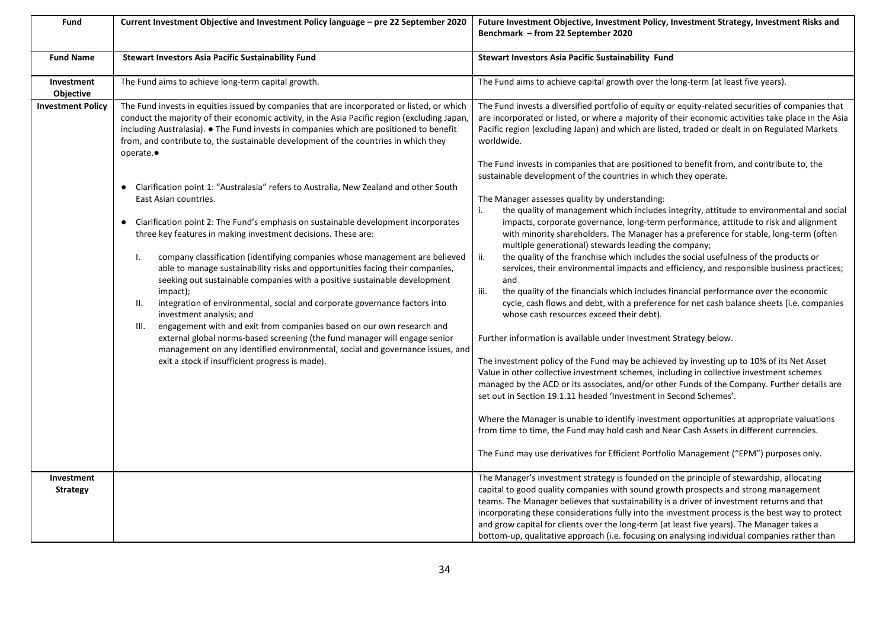| Fund | Current Investment Objective and Investment Policy language – pre 22 September 2020 | Future Investment Objective, Investment Policy, Investment Strategy, Investment Risks and Benchmark – from 22 September 2020 |
|---|---|---|
| **Fund Name** | **Stewart Investors Asia Pacific Sustainability Fund** | **Stewart Investors Asia Pacific Sustainability Fund** |
| **Investment Objective** | The Fund aims to achieve long-term capital growth. | The Fund aims to achieve capital growth over the long-term (at least five years). |
| **Investment Policy** | The Fund invests in equities issued by companies that are incorporated or listed, or which conduct the majority of their economic activity, in the Asia Pacific region (excluding Japan, including Australasia). ● The Fund invests in companies which are positioned to benefit from, and contribute to, the sustainable development of the countries in which they operate.● <br><br> ● Clarification point 1: "Australasia" refers to Australia, New Zealand and other South East Asian countries. <br><br> ● Clarification point 2: The Fund's emphasis on sustainable development incorporates three key features in making investment decisions. These are: <br> I. company classification (identifying companies whose management are believed able to manage sustainability risks and opportunities facing their companies, seeking out sustainable companies with a positive sustainable development impact); <br> II. integration of environmental, social and corporate governance factors into investment analysis; and <br> III. engagement with and exit from companies based on our own research and external global norms-based screening (the fund manager will engage senior management on any identified environmental, social and governance issues, and exit a stock if insufficient progress is made). | The Fund invests a diversified portfolio of equity or equity-related securities of companies that are incorporated or listed, or where a majority of their economic activities take place in the Asia Pacific region (excluding Japan) and which are listed, traded or dealt in on Regulated Markets worldwide. <br><br> The Fund invests in companies that are positioned to benefit from, and contribute to, the sustainable development of the countries in which they operate. <br><br> The Manager assesses quality by understanding: <br> i. the quality of management which includes integrity, attitude to environmental and social impacts, corporate governance, long-term performance, attitude to risk and alignment with minority shareholders. The Manager has a preference for stable, long-term (often multiple generational) stewards leading the company; <br> ii. the quality of the franchise which includes the social usefulness of the products or services, their environmental impacts and efficiency, and responsible business practices; and <br> iii. the quality of the financials which includes financial performance over the economic cycle, cash flows and debt, with a preference for net cash balance sheets (i.e. companies whose cash resources exceed their debt). <br><br> Further information is available under Investment Strategy below. <br><br> The investment policy of the Fund may be achieved by investing up to 10% of its Net Asset Value in other collective investment schemes, including in collective investment schemes managed by the ACD or its associates, and/or other Funds of the Company. Further details are set out in Section 19.1.11 headed 'Investment in Second Schemes'. <br><br> Where the Manager is unable to identify investment opportunities at appropriate valuations from time to time, the Fund may hold cash and Near Cash Assets in different currencies. <br><br> The Fund may use derivatives for Efficient Portfolio Management ("EPM") purposes only. |
| **Investment Strategy** | | The Manager's investment strategy is founded on the principle of stewardship, allocating capital to good quality companies with sound growth prospects and strong management teams. The Manager believes that sustainability is a driver of investment returns and that incorporating these considerations fully into the investment process is the best way to protect and grow capital for clients over the long-term (at least five years). The Manager takes a bottom-up, qualitative approach (i.e. focusing on analysing individual companies rather than |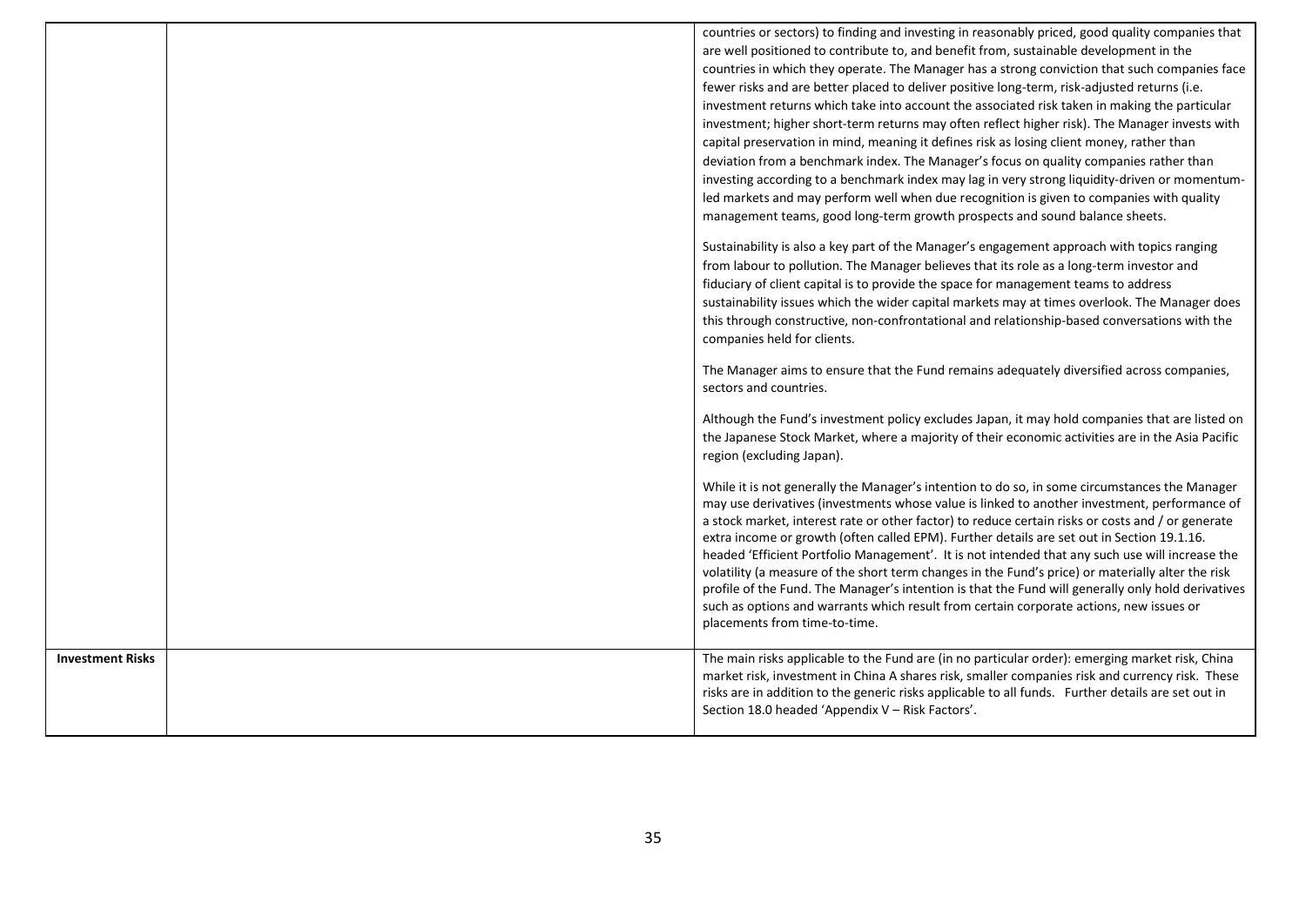| | | |
|---|---|---|
| | | countries or sectors) to finding and investing in reasonably priced, good quality companies that are well positioned to contribute to, and benefit from, sustainable development in the countries in which they operate. The Manager has a strong conviction that such companies face fewer risks and are better placed to deliver positive long-term, risk-adjusted returns (i.e. investment returns which take into account the associated risk taken in making the particular investment; higher short-term returns may often reflect higher risk). The Manager invests with capital preservation in mind, meaning it defines risk as losing client money, rather than deviation from a benchmark index. The Manager's focus on quality companies rather than investing according to a benchmark index may lag in very strong liquidity-driven or momentum-led markets and may perform well when due recognition is given to companies with quality management teams, good long-term growth prospects and sound balance sheets.<br><br>Sustainability is also a key part of the Manager's engagement approach with topics ranging from labour to pollution. The Manager believes that its role as a long-term investor and fiduciary of client capital is to provide the space for management teams to address sustainability issues which the wider capital markets may at times overlook. The Manager does this through constructive, non-confrontational and relationship-based conversations with the companies held for clients.<br><br>The Manager aims to ensure that the Fund remains adequately diversified across companies, sectors and countries.<br><br>Although the Fund's investment policy excludes Japan, it may hold companies that are listed on the Japanese Stock Market, where a majority of their economic activities are in the Asia Pacific region (excluding Japan).<br><br>While it is not generally the Manager's intention to do so, in some circumstances the Manager may use derivatives (investments whose value is linked to another investment, performance of a stock market, interest rate or other factor) to reduce certain risks or costs and / or generate extra income or growth (often called EPM). Further details are set out in Section 19.1.16. headed 'Efficient Portfolio Management'. It is not intended that any such use will increase the volatility (a measure of the short term changes in the Fund's price) or materially alter the risk profile of the Fund. The Manager's intention is that the Fund will generally only hold derivatives such as options and warrants which result from certain corporate actions, new issues or placements from time-to-time. |
| **Investment Risks** | | The main risks applicable to the Fund are (in no particular order): emerging market risk, China market risk, investment in China A shares risk, smaller companies risk and currency risk. These risks are in addition to the generic risks applicable to all funds. Further details are set out in Section 18.0 headed 'Appendix V – Risk Factors'. |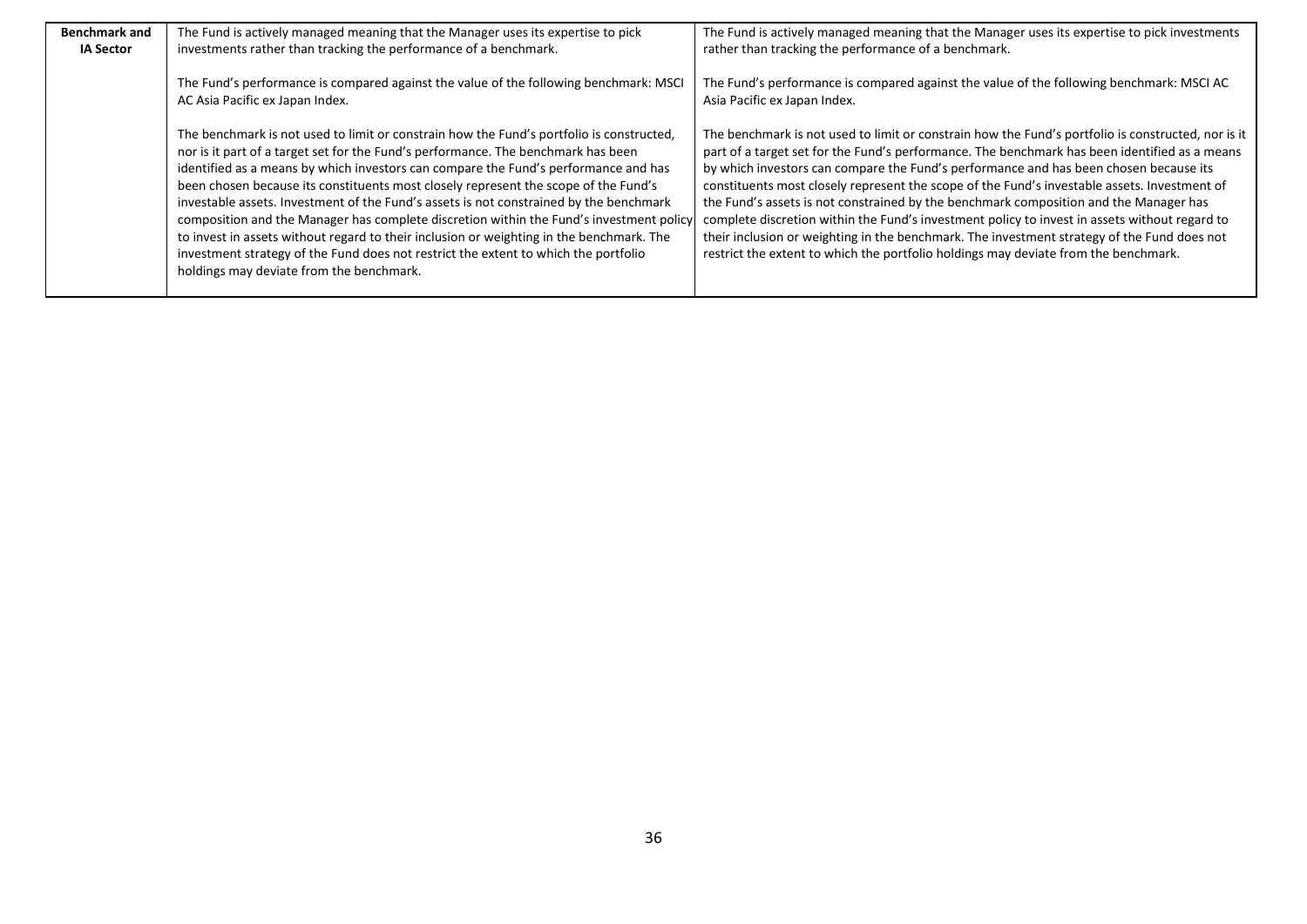| **Benchmark and IA Sector** | The Fund is actively managed meaning that the Manager uses its expertise to pick investments rather than tracking the performance of a benchmark.<br><br>The Fund's performance is compared against the value of the following benchmark: MSCI AC Asia Pacific ex Japan Index.<br><br>The benchmark is not used to limit or constrain how the Fund's portfolio is constructed, nor is it part of a target set for the Fund's performance. The benchmark has been identified as a means by which investors can compare the Fund's performance and has been chosen because its constituents most closely represent the scope of the Fund's investable assets. Investment of the Fund's assets is not constrained by the benchmark composition and the Manager has complete discretion within the Fund's investment policy to invest in assets without regard to their inclusion or weighting in the benchmark. The investment strategy of the Fund does not restrict the extent to which the portfolio holdings may deviate from the benchmark. | The Fund is actively managed meaning that the Manager uses its expertise to pick investments rather than tracking the performance of a benchmark.<br><br>The Fund's performance is compared against the value of the following benchmark: MSCI AC Asia Pacific ex Japan Index.<br><br>The benchmark is not used to limit or constrain how the Fund's portfolio is constructed, nor is it part of a target set for the Fund's performance. The benchmark has been identified as a means by which investors can compare the Fund's performance and has been chosen because its constituents most closely represent the scope of the Fund's investable assets. Investment of the Fund's assets is not constrained by the benchmark composition and the Manager has complete discretion within the Fund's investment policy to invest in assets without regard to their inclusion or weighting in the benchmark. The investment strategy of the Fund does not restrict the extent to which the portfolio holdings may deviate from the benchmark. |
|---|---|---|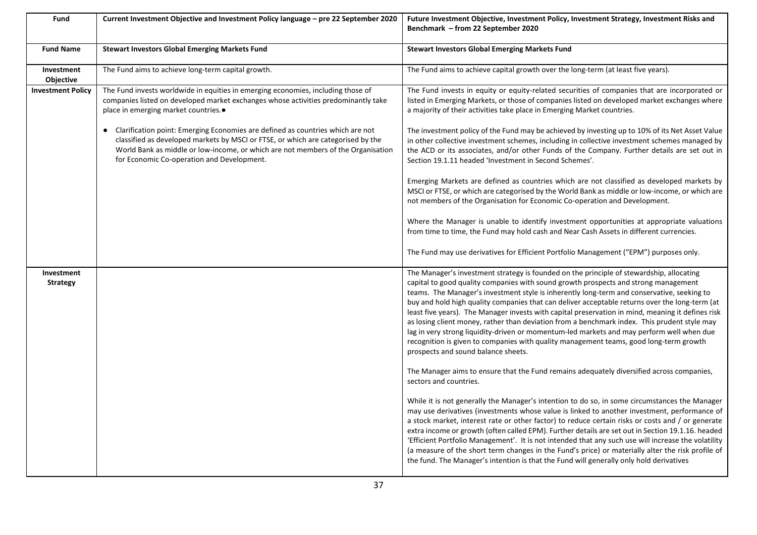| Fund | Current Investment Objective and Investment Policy language – pre 22 September 2020 | Future Investment Objective, Investment Policy, Investment Strategy, Investment Risks and Benchmark – from 22 September 2020 |
|---|---|---|
| **Fund Name** | **Stewart Investors Global Emerging Markets Fund** | **Stewart Investors Global Emerging Markets Fund** |
| **Investment Objective** | The Fund aims to achieve long-term capital growth. | The Fund aims to achieve capital growth over the long-term (at least five years). |
| **Investment Policy** | The Fund invests worldwide in equities in emerging economies, including those of companies listed on developed market exchanges whose activities predominantly take place in emerging market countries.● <br><br> ● Clarification point: Emerging Economies are defined as countries which are not classified as developed markets by MSCI or FTSE, or which are categorised by the World Bank as middle or low-income, or which are not members of the Organisation for Economic Co-operation and Development. | The Fund invests in equity or equity-related securities of companies that are incorporated or listed in Emerging Markets, or those of companies listed on developed market exchanges where a majority of their activities take place in Emerging Market countries. <br><br> The investment policy of the Fund may be achieved by investing up to 10% of its Net Asset Value in other collective investment schemes, including in collective investment schemes managed by the ACD or its associates, and/or other Funds of the Company. Further details are set out in Section 19.1.11 headed 'Investment in Second Schemes'. <br><br> Emerging Markets are defined as countries which are not classified as developed markets by MSCI or FTSE, or which are categorised by the World Bank as middle or low-income, or which are not members of the Organisation for Economic Co-operation and Development. <br><br> Where the Manager is unable to identify investment opportunities at appropriate valuations from time to time, the Fund may hold cash and Near Cash Assets in different currencies. <br><br> The Fund may use derivatives for Efficient Portfolio Management ("EPM") purposes only. |
| **Investment Strategy** | | The Manager's investment strategy is founded on the principle of stewardship, allocating capital to good quality companies with sound growth prospects and strong management teams. The Manager's investment style is inherently long-term and conservative, seeking to buy and hold high quality companies that can deliver acceptable returns over the long-term (at least five years). The Manager invests with capital preservation in mind, meaning it defines risk as losing client money, rather than deviation from a benchmark index. This prudent style may lag in very strong liquidity-driven or momentum-led markets and may perform well when due recognition is given to companies with quality management teams, good long-term growth prospects and sound balance sheets. <br><br> The Manager aims to ensure that the Fund remains adequately diversified across companies, sectors and countries. <br><br> While it is not generally the Manager's intention to do so, in some circumstances the Manager may use derivatives (investments whose value is linked to another investment, performance of a stock market, interest rate or other factor) to reduce certain risks or costs and / or generate extra income or growth (often called EPM). Further details are set out in Section 19.1.16. headed 'Efficient Portfolio Management'. It is not intended that any such use will increase the volatility (a measure of the short term changes in the Fund's price) or materially alter the risk profile of the fund. The Manager's intention is that the Fund will generally only hold derivatives |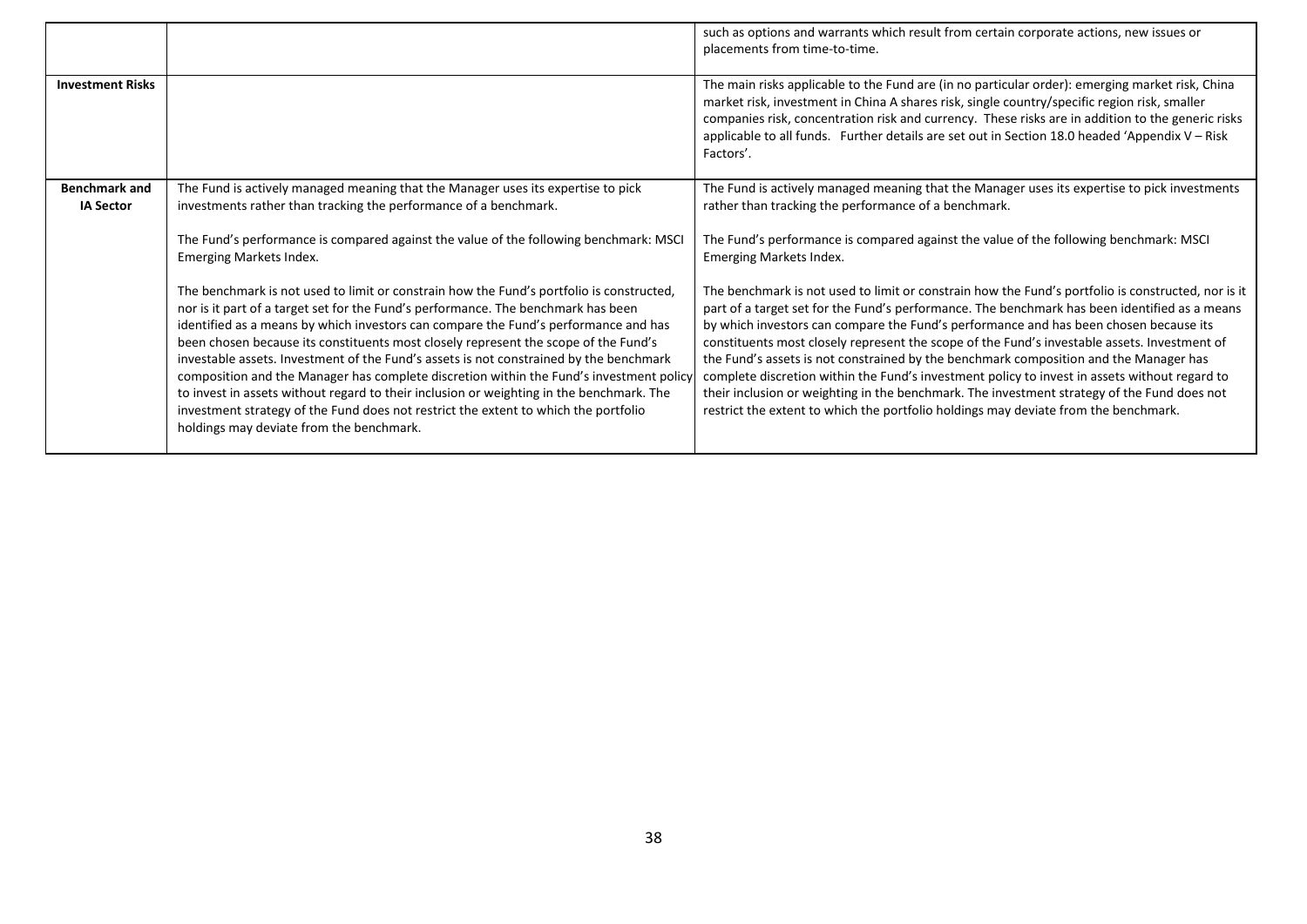| | | |
|---|---|---|
| | | such as options and warrants which result from certain corporate actions, new issues or placements from time-to-time. |
| **Investment Risks** | | The main risks applicable to the Fund are (in no particular order): emerging market risk, China market risk, investment in China A shares risk, single country/specific region risk, smaller companies risk, concentration risk and currency. These risks are in addition to the generic risks applicable to all funds. Further details are set out in Section 18.0 headed 'Appendix V – Risk Factors'. |
| **Benchmark and IA Sector** | The Fund is actively managed meaning that the Manager uses its expertise to pick investments rather than tracking the performance of a benchmark.<br><br>The Fund's performance is compared against the value of the following benchmark: MSCI Emerging Markets Index.<br><br>The benchmark is not used to limit or constrain how the Fund's portfolio is constructed, nor is it part of a target set for the Fund's performance. The benchmark has been identified as a means by which investors can compare the Fund's performance and has been chosen because its constituents most closely represent the scope of the Fund's investable assets. Investment of the Fund's assets is not constrained by the benchmark composition and the Manager has complete discretion within the Fund's investment policy to invest in assets without regard to their inclusion or weighting in the benchmark. The investment strategy of the Fund does not restrict the extent to which the portfolio holdings may deviate from the benchmark. | The Fund is actively managed meaning that the Manager uses its expertise to pick investments rather than tracking the performance of a benchmark.<br><br>The Fund's performance is compared against the value of the following benchmark: MSCI Emerging Markets Index.<br><br>The benchmark is not used to limit or constrain how the Fund's portfolio is constructed, nor is it part of a target set for the Fund's performance. The benchmark has been identified as a means by which investors can compare the Fund's performance and has been chosen because its constituents most closely represent the scope of the Fund's investable assets. Investment of the Fund's assets is not constrained by the benchmark composition and the Manager has complete discretion within the Fund's investment policy to invest in assets without regard to their inclusion or weighting in the benchmark. The investment strategy of the Fund does not restrict the extent to which the portfolio holdings may deviate from the benchmark. |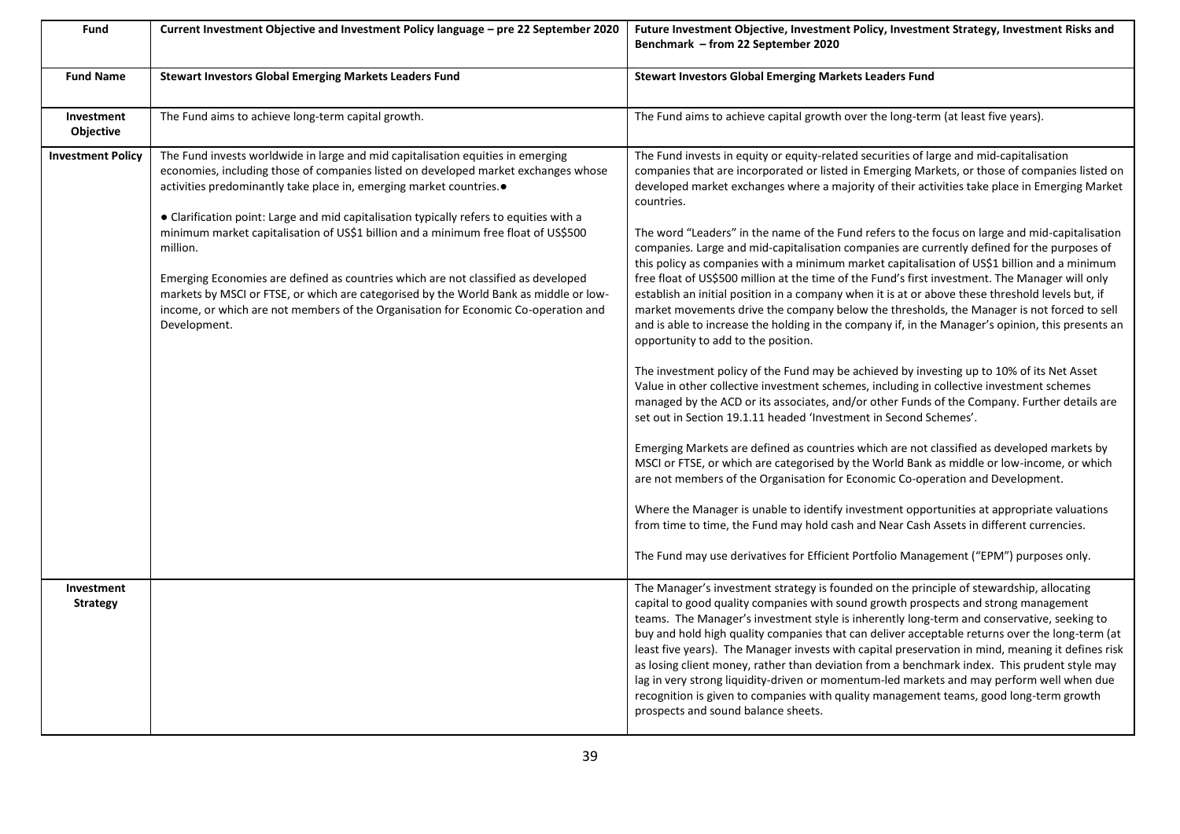| Fund | Current Investment Objective and Investment Policy language – pre 22 September 2020 | Future Investment Objective, Investment Policy, Investment Strategy, Investment Risks and Benchmark – from 22 September 2020 |
|---|---|---|
| **Fund Name** | **Stewart Investors Global Emerging Markets Leaders Fund** | **Stewart Investors Global Emerging Markets Leaders Fund** |
| **Investment Objective** | The Fund aims to achieve long-term capital growth. | The Fund aims to achieve capital growth over the long-term (at least five years). |
| **Investment Policy** | The Fund invests worldwide in large and mid capitalisation equities in emerging economies, including those of companies listed on developed market exchanges whose activities predominantly take place in, emerging market countries.● <br><br> ● Clarification point: Large and mid capitalisation typically refers to equities with a minimum market capitalisation of US$1 billion and a minimum free float of US$500 million. <br><br> Emerging Economies are defined as countries which are not classified as developed markets by MSCI or FTSE, or which are categorised by the World Bank as middle or low-income, or which are not members of the Organisation for Economic Co-operation and Development. | The Fund invests in equity or equity-related securities of large and mid-capitalisation companies that are incorporated or listed in Emerging Markets, or those of companies listed on developed market exchanges where a majority of their activities take place in Emerging Market countries. <br><br> The word "Leaders" in the name of the Fund refers to the focus on large and mid-capitalisation companies. Large and mid-capitalisation companies are currently defined for the purposes of this policy as companies with a minimum market capitalisation of US$1 billion and a minimum free float of US$500 million at the time of the Fund's first investment. The Manager will only establish an initial position in a company when it is at or above these threshold levels but, if market movements drive the company below the thresholds, the Manager is not forced to sell and is able to increase the holding in the company if, in the Manager's opinion, this presents an opportunity to add to the position. <br><br> The investment policy of the Fund may be achieved by investing up to 10% of its Net Asset Value in other collective investment schemes, including in collective investment schemes managed by the ACD or its associates, and/or other Funds of the Company. Further details are set out in Section 19.1.11 headed 'Investment in Second Schemes'. <br><br> Emerging Markets are defined as countries which are not classified as developed markets by MSCI or FTSE, or which are categorised by the World Bank as middle or low-income, or which are not members of the Organisation for Economic Co-operation and Development. <br><br> Where the Manager is unable to identify investment opportunities at appropriate valuations from time to time, the Fund may hold cash and Near Cash Assets in different currencies. <br><br> The Fund may use derivatives for Efficient Portfolio Management ("EPM") purposes only. |
| **Investment Strategy** | | The Manager's investment strategy is founded on the principle of stewardship, allocating capital to good quality companies with sound growth prospects and strong management teams. The Manager's investment style is inherently long-term and conservative, seeking to buy and hold high quality companies that can deliver acceptable returns over the long-term (at least five years). The Manager invests with capital preservation in mind, meaning it defines risk as losing client money, rather than deviation from a benchmark index. This prudent style may lag in very strong liquidity-driven or momentum-led markets and may perform well when due recognition is given to companies with quality management teams, good long-term growth prospects and sound balance sheets. |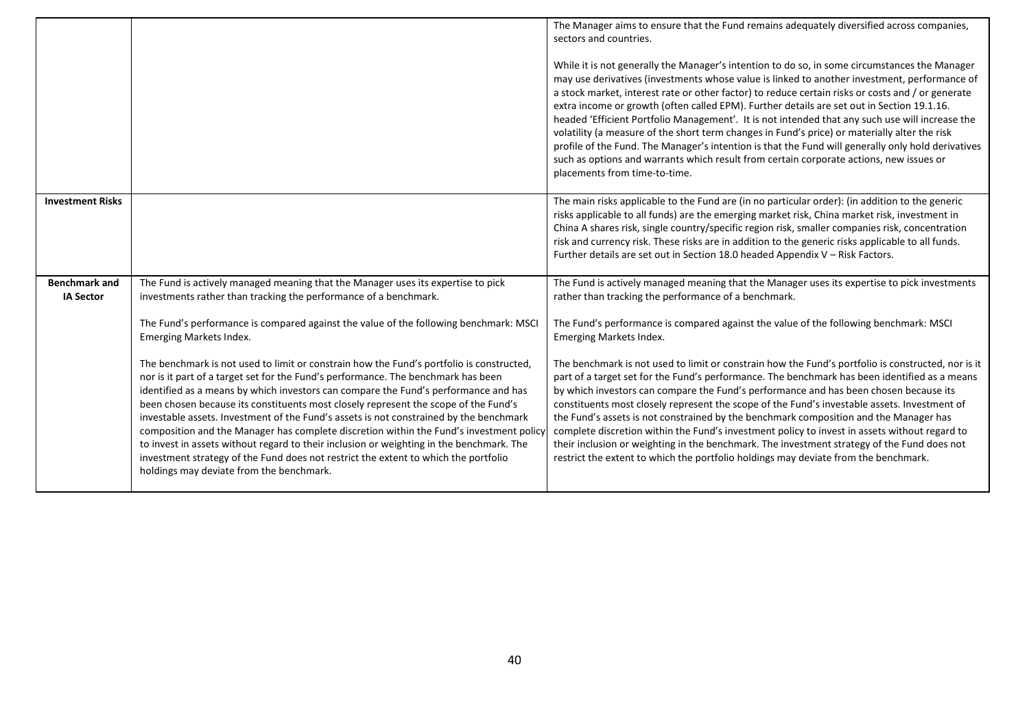| | | |
|---|---|---|
| | | The Manager aims to ensure that the Fund remains adequately diversified across companies, sectors and countries.<br><br>While it is not generally the Manager's intention to do so, in some circumstances the Manager may use derivatives (investments whose value is linked to another investment, performance of a stock market, interest rate or other factor) to reduce certain risks or costs and / or generate extra income or growth (often called EPM). Further details are set out in Section 19.1.16. headed 'Efficient Portfolio Management'. It is not intended that any such use will increase the volatility (a measure of the short term changes in Fund's price) or materially alter the risk profile of the Fund. The Manager's intention is that the Fund will generally only hold derivatives such as options and warrants which result from certain corporate actions, new issues or placements from time-to-time. |
| **Investment Risks** | | The main risks applicable to the Fund are (in no particular order): (in addition to the generic risks applicable to all funds) are the emerging market risk, China market risk, investment in China A shares risk, single country/specific region risk, smaller companies risk, concentration risk and currency risk. These risks are in addition to the generic risks applicable to all funds. Further details are set out in Section 18.0 headed Appendix V – Risk Factors. |
| **Benchmark and IA Sector** | The Fund is actively managed meaning that the Manager uses its expertise to pick investments rather than tracking the performance of a benchmark.<br><br>The Fund's performance is compared against the value of the following benchmark: MSCI Emerging Markets Index.<br><br>The benchmark is not used to limit or constrain how the Fund's portfolio is constructed, nor is it part of a target set for the Fund's performance. The benchmark has been identified as a means by which investors can compare the Fund's performance and has been chosen because its constituents most closely represent the scope of the Fund's investable assets. Investment of the Fund's assets is not constrained by the benchmark composition and the Manager has complete discretion within the Fund's investment policy to invest in assets without regard to their inclusion or weighting in the benchmark. The investment strategy of the Fund does not restrict the extent to which the portfolio holdings may deviate from the benchmark. | The Fund is actively managed meaning that the Manager uses its expertise to pick investments rather than tracking the performance of a benchmark.<br><br>The Fund's performance is compared against the value of the following benchmark: MSCI Emerging Markets Index.<br><br>The benchmark is not used to limit or constrain how the Fund's portfolio is constructed, nor is it part of a target set for the Fund's performance. The benchmark has been identified as a means by which investors can compare the Fund's performance and has been chosen because its constituents most closely represent the scope of the Fund's investable assets. Investment of the Fund's assets is not constrained by the benchmark composition and the Manager has complete discretion within the Fund's investment policy to invest in assets without regard to their inclusion or weighting in the benchmark. The investment strategy of the Fund does not restrict the extent to which the portfolio holdings may deviate from the benchmark. |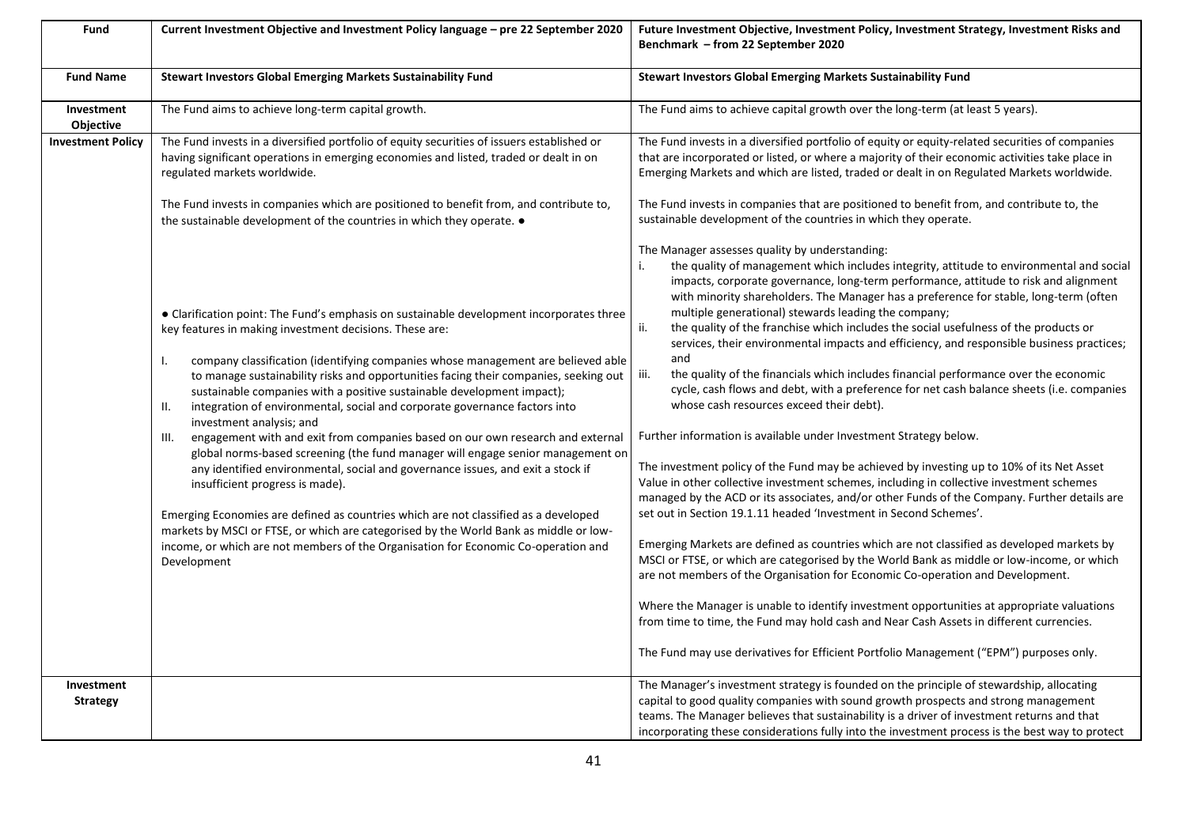| Fund | Current Investment Objective and Investment Policy language – pre 22 September 2020 | Future Investment Objective, Investment Policy, Investment Strategy, Investment Risks and Benchmark – from 22 September 2020 |
|---|---|---|
| **Fund Name** | **Stewart Investors Global Emerging Markets Sustainability Fund** | **Stewart Investors Global Emerging Markets Sustainability Fund** |
| **Investment Objective** | The Fund aims to achieve long-term capital growth. | The Fund aims to achieve capital growth over the long-term (at least 5 years). |
| **Investment Policy** | The Fund invests in a diversified portfolio of equity securities of issuers established or having significant operations in emerging economies and listed, traded or dealt in on regulated markets worldwide.<br><br>The Fund invests in companies which are positioned to benefit from, and contribute to, the sustainable development of the countries in which they operate. ●<br><br>● Clarification point: The Fund's emphasis on sustainable development incorporates three key features in making investment decisions. These are:<br>I. company classification (identifying companies whose management are believed able to manage sustainability risks and opportunities facing their companies, seeking out sustainable companies with a positive sustainable development impact);<br>II. integration of environmental, social and corporate governance factors into investment analysis; and<br>III. engagement with and exit from companies based on our own research and external global norms-based screening (the fund manager will engage senior management on any identified environmental, social and governance issues, and exit a stock if insufficient progress is made).<br><br>Emerging Economies are defined as countries which are not classified as a developed markets by MSCI or FTSE, or which are categorised by the World Bank as middle or low-income, or which are not members of the Organisation for Economic Co-operation and Development | The Fund invests in a diversified portfolio of equity or equity-related securities of companies that are incorporated or listed, or where a majority of their economic activities take place in Emerging Markets and which are listed, traded or dealt in on Regulated Markets worldwide.<br><br>The Fund invests in companies that are positioned to benefit from, and contribute to, the sustainable development of the countries in which they operate.<br><br>The Manager assesses quality by understanding:<br>i. the quality of management which includes integrity, attitude to environmental and social impacts, corporate governance, long-term performance, attitude to risk and alignment with minority shareholders. The Manager has a preference for stable, long-term (often multiple generational) stewards leading the company;<br>ii. the quality of the franchise which includes the social usefulness of the products or services, their environmental impacts and efficiency, and responsible business practices; and<br>iii. the quality of the financials which includes financial performance over the economic cycle, cash flows and debt, with a preference for net cash balance sheets (i.e. companies whose cash resources exceed their debt).<br><br>Further information is available under Investment Strategy below.<br><br>The investment policy of the Fund may be achieved by investing up to 10% of its Net Asset Value in other collective investment schemes, including in collective investment schemes managed by the ACD or its associates, and/or other Funds of the Company. Further details are set out in Section 19.1.11 headed 'Investment in Second Schemes'.<br><br>Emerging Markets are defined as countries which are not classified as developed markets by MSCI or FTSE, or which are categorised by the World Bank as middle or low-income, or which are not members of the Organisation for Economic Co-operation and Development.<br><br>Where the Manager is unable to identify investment opportunities at appropriate valuations from time to time, the Fund may hold cash and Near Cash Assets in different currencies.<br><br>The Fund may use derivatives for Efficient Portfolio Management ("EPM") purposes only. |
| **Investment Strategy** | | The Manager's investment strategy is founded on the principle of stewardship, allocating capital to good quality companies with sound growth prospects and strong management teams. The Manager believes that sustainability is a driver of investment returns and that incorporating these considerations fully into the investment process is the best way to protect |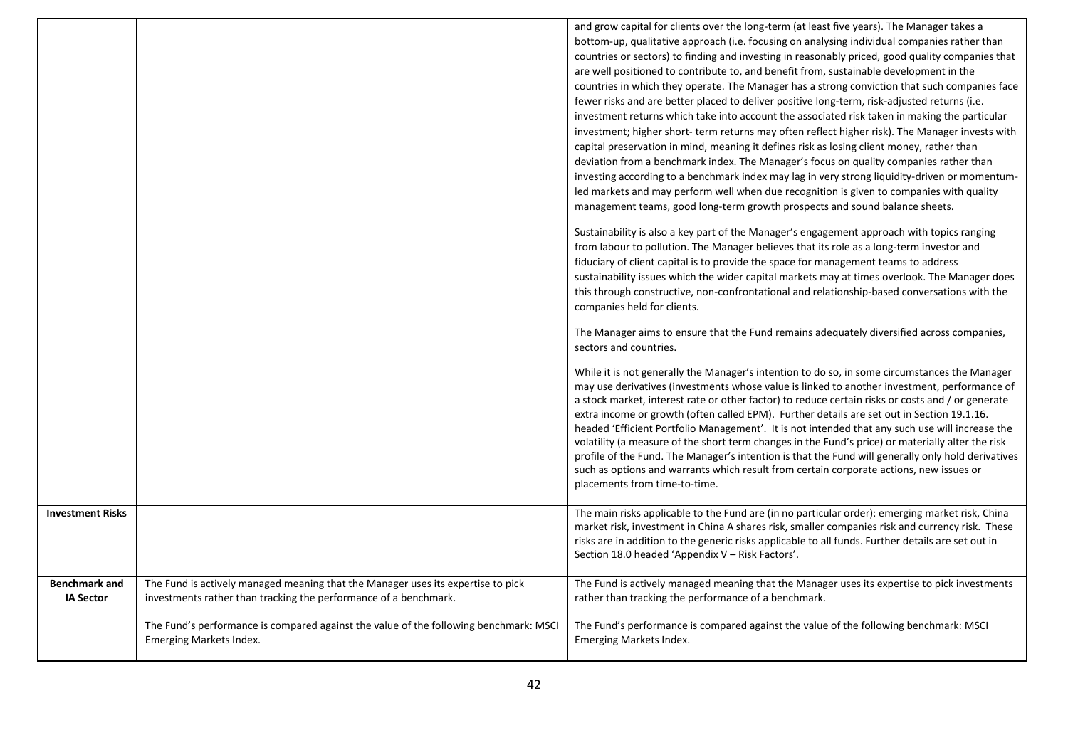| | | |
|---|---|---|
| | | and grow capital for clients over the long-term (at least five years). The Manager takes a bottom-up, qualitative approach (i.e. focusing on analysing individual companies rather than countries or sectors) to finding and investing in reasonably priced, good quality companies that are well positioned to contribute to, and benefit from, sustainable development in the countries in which they operate. The Manager has a strong conviction that such companies face fewer risks and are better placed to deliver positive long-term, risk-adjusted returns (i.e. investment returns which take into account the associated risk taken in making the particular investment; higher short- term returns may often reflect higher risk). The Manager invests with capital preservation in mind, meaning it defines risk as losing client money, rather than deviation from a benchmark index. The Manager's focus on quality companies rather than investing according to a benchmark index may lag in very strong liquidity-driven or momentum-led markets and may perform well when due recognition is given to companies with quality management teams, good long-term growth prospects and sound balance sheets.<br><br>Sustainability is also a key part of the Manager's engagement approach with topics ranging from labour to pollution. The Manager believes that its role as a long-term investor and fiduciary of client capital is to provide the space for management teams to address sustainability issues which the wider capital markets may at times overlook. The Manager does this through constructive, non-confrontational and relationship-based conversations with the companies held for clients.<br><br>The Manager aims to ensure that the Fund remains adequately diversified across companies, sectors and countries.<br><br>While it is not generally the Manager's intention to do so, in some circumstances the Manager may use derivatives (investments whose value is linked to another investment, performance of a stock market, interest rate or other factor) to reduce certain risks or costs and / or generate extra income or growth (often called EPM). Further details are set out in Section 19.1.16. headed 'Efficient Portfolio Management'. It is not intended that any such use will increase the volatility (a measure of the short term changes in the Fund's price) or materially alter the risk profile of the Fund. The Manager's intention is that the Fund will generally only hold derivatives such as options and warrants which result from certain corporate actions, new issues or placements from time-to-time. |
| **Investment Risks** | | The main risks applicable to the Fund are (in no particular order): emerging market risk, China market risk, investment in China A shares risk, smaller companies risk and currency risk. These risks are in addition to the generic risks applicable to all funds. Further details are set out in Section 18.0 headed 'Appendix V – Risk Factors'. |
| **Benchmark and IA Sector** | The Fund is actively managed meaning that the Manager uses its expertise to pick investments rather than tracking the performance of a benchmark.<br><br>The Fund's performance is compared against the value of the following benchmark: MSCI Emerging Markets Index. | The Fund is actively managed meaning that the Manager uses its expertise to pick investments rather than tracking the performance of a benchmark.<br><br>The Fund's performance is compared against the value of the following benchmark: MSCI Emerging Markets Index. |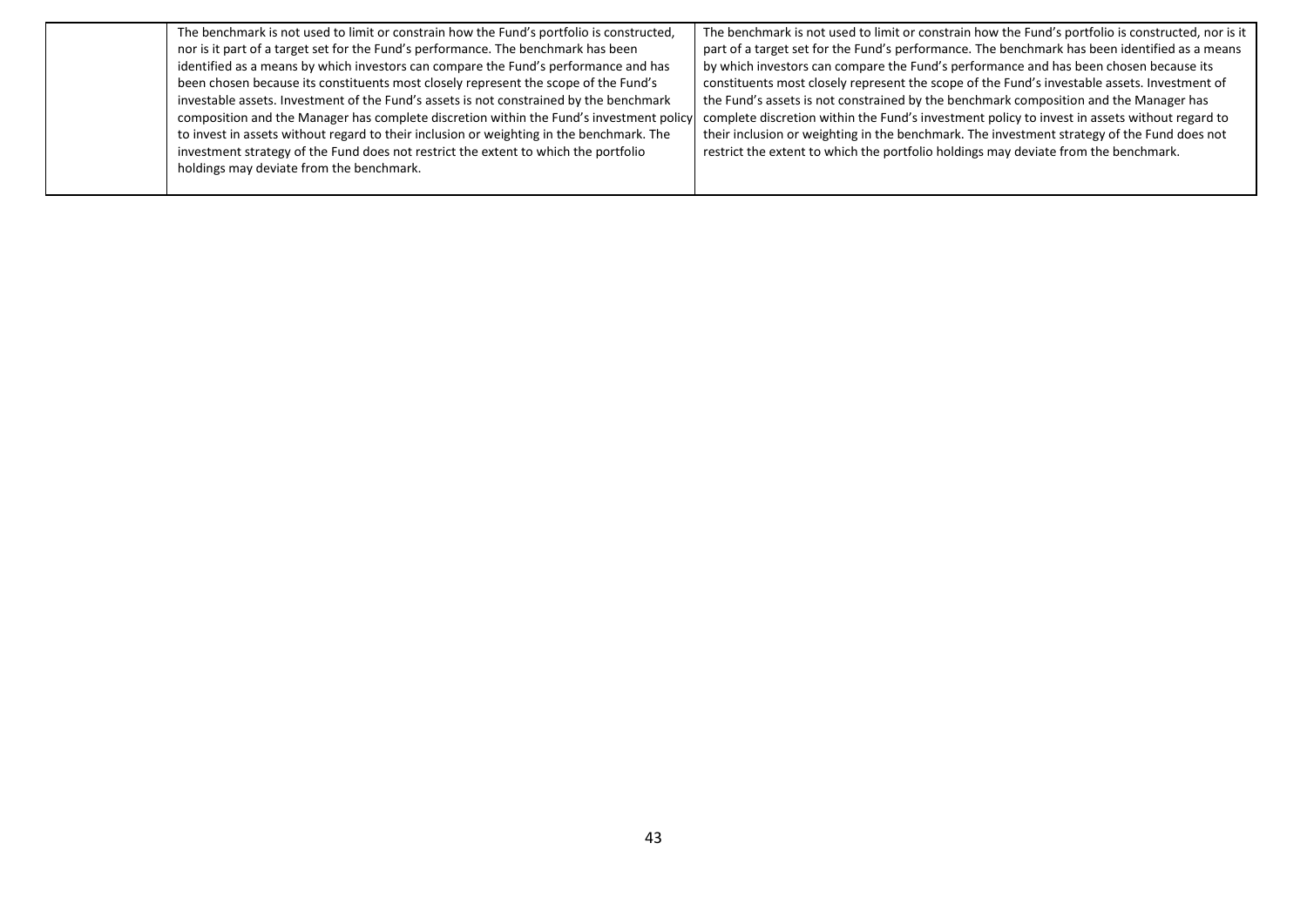| | | |
|---|---|---|
| | The benchmark is not used to limit or constrain how the Fund's portfolio is constructed, nor is it part of a target set for the Fund's performance. The benchmark has been identified as a means by which investors can compare the Fund's performance and has been chosen because its constituents most closely represent the scope of the Fund's investable assets. Investment of the Fund's assets is not constrained by the benchmark composition and the Manager has complete discretion within the Fund's investment policy to invest in assets without regard to their inclusion or weighting in the benchmark. The investment strategy of the Fund does not restrict the extent to which the portfolio holdings may deviate from the benchmark. | The benchmark is not used to limit or constrain how the Fund's portfolio is constructed, nor is it part of a target set for the Fund's performance. The benchmark has been identified as a means by which investors can compare the Fund's performance and has been chosen because its constituents most closely represent the scope of the Fund's investable assets. Investment of the Fund's assets is not constrained by the benchmark composition and the Manager has complete discretion within the Fund's investment policy to invest in assets without regard to their inclusion or weighting in the benchmark. The investment strategy of the Fund does not restrict the extent to which the portfolio holdings may deviate from the benchmark. |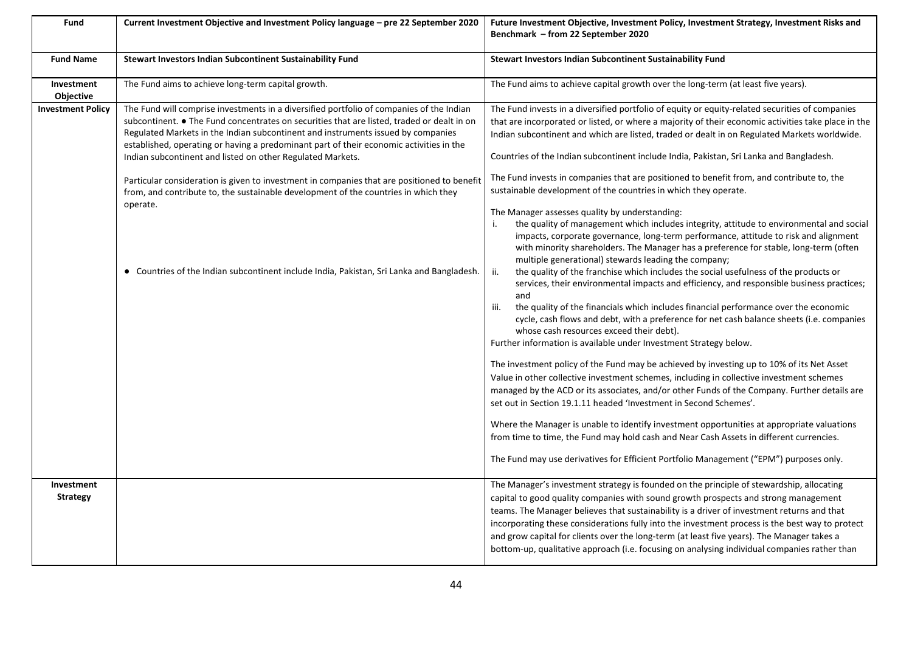| Fund | Current Investment Objective and Investment Policy language – pre 22 September 2020 | Future Investment Objective, Investment Policy, Investment Strategy, Investment Risks and Benchmark – from 22 September 2020 |
|---|---|---|
| **Fund Name** | **Stewart Investors Indian Subcontinent Sustainability Fund** | **Stewart Investors Indian Subcontinent Sustainability Fund** |
| **Investment Objective** | The Fund aims to achieve long-term capital growth. | The Fund aims to achieve capital growth over the long-term (at least five years). |
| **Investment Policy** | The Fund will comprise investments in a diversified portfolio of companies of the Indian subcontinent. ● The Fund concentrates on securities that are listed, traded or dealt in on Regulated Markets in the Indian subcontinent and instruments issued by companies established, operating or having a predominant part of their economic activities in the Indian subcontinent and listed on other Regulated Markets.<br><br>Particular consideration is given to investment in companies that are positioned to benefit from, and contribute to, the sustainable development of the countries in which they operate.<br><br>● Countries of the Indian subcontinent include India, Pakistan, Sri Lanka and Bangladesh. | The Fund invests in a diversified portfolio of equity or equity-related securities of companies that are incorporated or listed, or where a majority of their economic activities take place in the Indian subcontinent and which are listed, traded or dealt in on Regulated Markets worldwide.<br><br>Countries of the Indian subcontinent include India, Pakistan, Sri Lanka and Bangladesh.<br><br>The Fund invests in companies that are positioned to benefit from, and contribute to, the sustainable development of the countries in which they operate.<br><br>The Manager assesses quality by understanding:<br>i. the quality of management which includes integrity, attitude to environmental and social impacts, corporate governance, long-term performance, attitude to risk and alignment with minority shareholders. The Manager has a preference for stable, long-term (often multiple generational) stewards leading the company;<br>ii. the quality of the franchise which includes the social usefulness of the products or services, their environmental impacts and efficiency, and responsible business practices; and<br>iii. the quality of the financials which includes financial performance over the economic cycle, cash flows and debt, with a preference for net cash balance sheets (i.e. companies whose cash resources exceed their debt).<br>Further information is available under Investment Strategy below.<br><br>The investment policy of the Fund may be achieved by investing up to 10% of its Net Asset Value in other collective investment schemes, including in collective investment schemes managed by the ACD or its associates, and/or other Funds of the Company. Further details are set out in Section 19.1.11 headed 'Investment in Second Schemes'.<br><br>Where the Manager is unable to identify investment opportunities at appropriate valuations from time to time, the Fund may hold cash and Near Cash Assets in different currencies.<br><br>The Fund may use derivatives for Efficient Portfolio Management ("EPM") purposes only. |
| **Investment Strategy** | | The Manager's investment strategy is founded on the principle of stewardship, allocating capital to good quality companies with sound growth prospects and strong management teams. The Manager believes that sustainability is a driver of investment returns and that incorporating these considerations fully into the investment process is the best way to protect and grow capital for clients over the long-term (at least five years). The Manager takes a bottom-up, qualitative approach (i.e. focusing on analysing individual companies rather than |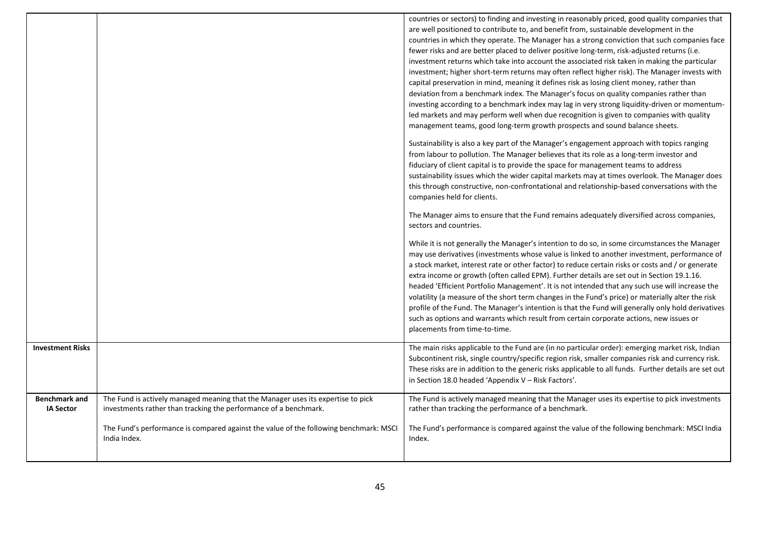| | | |
|---|---|---|
| | | countries or sectors) to finding and investing in reasonably priced, good quality companies that are well positioned to contribute to, and benefit from, sustainable development in the countries in which they operate. The Manager has a strong conviction that such companies face fewer risks and are better placed to deliver positive long-term, risk-adjusted returns (i.e. investment returns which take into account the associated risk taken in making the particular investment; higher short-term returns may often reflect higher risk). The Manager invests with capital preservation in mind, meaning it defines risk as losing client money, rather than deviation from a benchmark index. The Manager's focus on quality companies rather than investing according to a benchmark index may lag in very strong liquidity-driven or momentum-led markets and may perform well when due recognition is given to companies with quality management teams, good long-term growth prospects and sound balance sheets.<br><br>Sustainability is also a key part of the Manager's engagement approach with topics ranging from labour to pollution. The Manager believes that its role as a long-term investor and fiduciary of client capital is to provide the space for management teams to address sustainability issues which the wider capital markets may at times overlook. The Manager does this through constructive, non-confrontational and relationship-based conversations with the companies held for clients.<br><br>The Manager aims to ensure that the Fund remains adequately diversified across companies, sectors and countries.<br><br>While it is not generally the Manager's intention to do so, in some circumstances the Manager may use derivatives (investments whose value is linked to another investment, performance of a stock market, interest rate or other factor) to reduce certain risks or costs and / or generate extra income or growth (often called EPM). Further details are set out in Section 19.1.16. headed 'Efficient Portfolio Management'. It is not intended that any such use will increase the volatility (a measure of the short term changes in the Fund's price) or materially alter the risk profile of the Fund. The Manager's intention is that the Fund will generally only hold derivatives such as options and warrants which result from certain corporate actions, new issues or placements from time-to-time. |
| **Investment Risks** | | The main risks applicable to the Fund are (in no particular order): emerging market risk, Indian Subcontinent risk, single country/specific region risk, smaller companies risk and currency risk. These risks are in addition to the generic risks applicable to all funds. Further details are set out in Section 18.0 headed 'Appendix V – Risk Factors'. |
| **Benchmark and IA Sector** | The Fund is actively managed meaning that the Manager uses its expertise to pick investments rather than tracking the performance of a benchmark.<br><br>The Fund's performance is compared against the value of the following benchmark: MSCI India Index. | The Fund is actively managed meaning that the Manager uses its expertise to pick investments rather than tracking the performance of a benchmark.<br><br>The Fund's performance is compared against the value of the following benchmark: MSCI India Index. |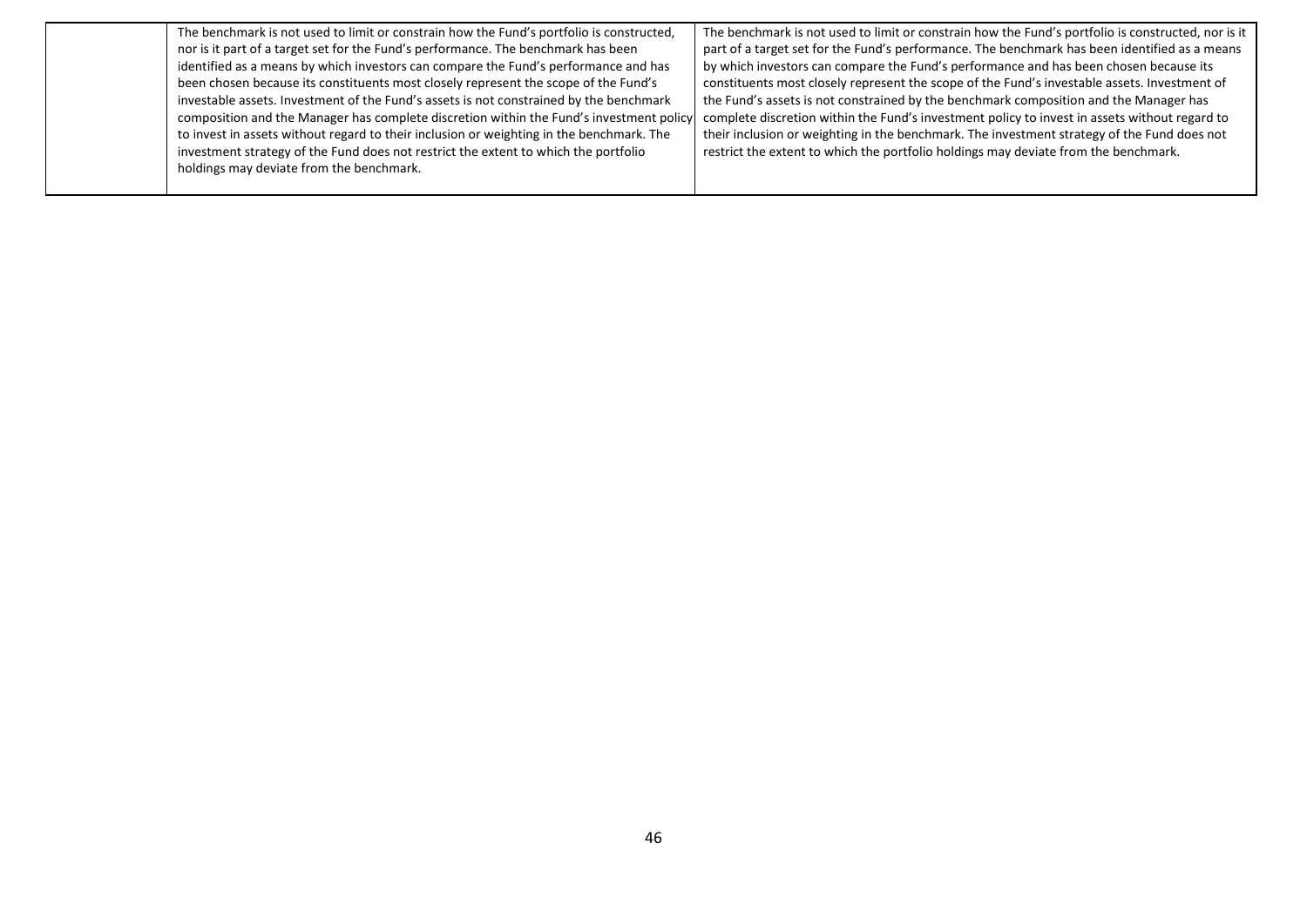|  |  |  |
|---|---|---|
|  | The benchmark is not used to limit or constrain how the Fund's portfolio is constructed, nor is it part of a target set for the Fund's performance. The benchmark has been identified as a means by which investors can compare the Fund's performance and has been chosen because its constituents most closely represent the scope of the Fund's investable assets. Investment of the Fund's assets is not constrained by the benchmark composition and the Manager has complete discretion within the Fund's investment policy to invest in assets without regard to their inclusion or weighting in the benchmark. The investment strategy of the Fund does not restrict the extent to which the portfolio holdings may deviate from the benchmark. | The benchmark is not used to limit or constrain how the Fund's portfolio is constructed, nor is it part of a target set for the Fund's performance. The benchmark has been identified as a means by which investors can compare the Fund's performance and has been chosen because its constituents most closely represent the scope of the Fund's investable assets. Investment of the Fund's assets is not constrained by the benchmark composition and the Manager has complete discretion within the Fund's investment policy to invest in assets without regard to their inclusion or weighting in the benchmark. The investment strategy of the Fund does not restrict the extent to which the portfolio holdings may deviate from the benchmark. |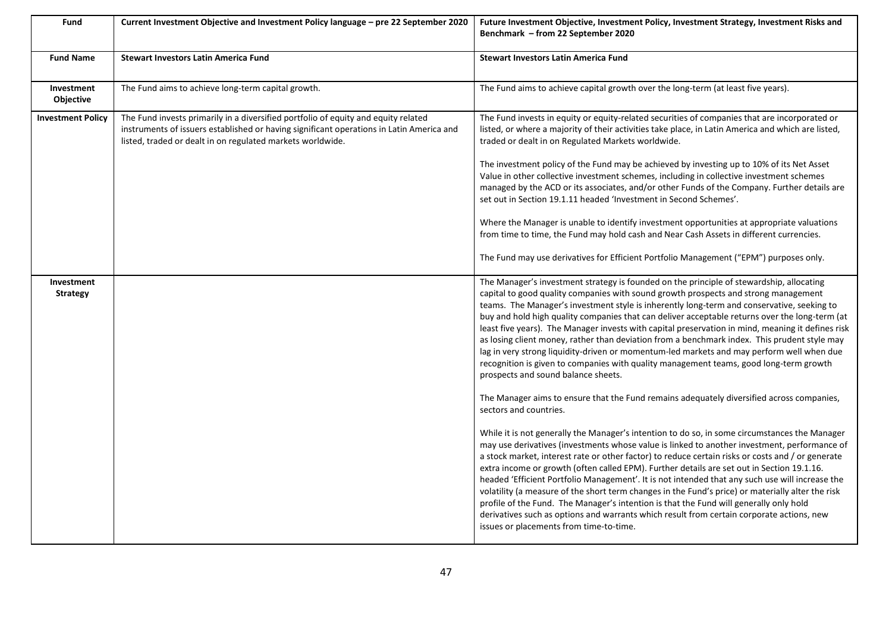| Fund | Current Investment Objective and Investment Policy language – pre 22 September 2020 | Future Investment Objective, Investment Policy, Investment Strategy, Investment Risks and Benchmark – from 22 September 2020 |
|---|---|---|
| **Fund Name** | **Stewart Investors Latin America Fund** | **Stewart Investors Latin America Fund** |
| **Investment Objective** | The Fund aims to achieve long-term capital growth. | The Fund aims to achieve capital growth over the long-term (at least five years). |
| **Investment Policy** | The Fund invests primarily in a diversified portfolio of equity and equity related instruments of issuers established or having significant operations in Latin America and listed, traded or dealt in on regulated markets worldwide. | The Fund invests in equity or equity-related securities of companies that are incorporated or listed, or where a majority of their activities take place, in Latin America and which are listed, traded or dealt in on Regulated Markets worldwide.<br><br>The investment policy of the Fund may be achieved by investing up to 10% of its Net Asset Value in other collective investment schemes, including in collective investment schemes managed by the ACD or its associates, and/or other Funds of the Company. Further details are set out in Section 19.1.11 headed 'Investment in Second Schemes'.<br><br>Where the Manager is unable to identify investment opportunities at appropriate valuations from time to time, the Fund may hold cash and Near Cash Assets in different currencies.<br><br>The Fund may use derivatives for Efficient Portfolio Management ("EPM") purposes only. |
| **Investment Strategy** | | The Manager's investment strategy is founded on the principle of stewardship, allocating capital to good quality companies with sound growth prospects and strong management teams. The Manager's investment style is inherently long-term and conservative, seeking to buy and hold high quality companies that can deliver acceptable returns over the long-term (at least five years). The Manager invests with capital preservation in mind, meaning it defines risk as losing client money, rather than deviation from a benchmark index. This prudent style may lag in very strong liquidity-driven or momentum-led markets and may perform well when due recognition is given to companies with quality management teams, good long-term growth prospects and sound balance sheets.<br><br>The Manager aims to ensure that the Fund remains adequately diversified across companies, sectors and countries.<br><br>While it is not generally the Manager's intention to do so, in some circumstances the Manager may use derivatives (investments whose value is linked to another investment, performance of a stock market, interest rate or other factor) to reduce certain risks or costs and / or generate extra income or growth (often called EPM). Further details are set out in Section 19.1.16. headed 'Efficient Portfolio Management'. It is not intended that any such use will increase the volatility (a measure of the short term changes in the Fund's price) or materially alter the risk profile of the Fund. The Manager's intention is that the Fund will generally only hold derivatives such as options and warrants which result from certain corporate actions, new issues or placements from time-to-time. |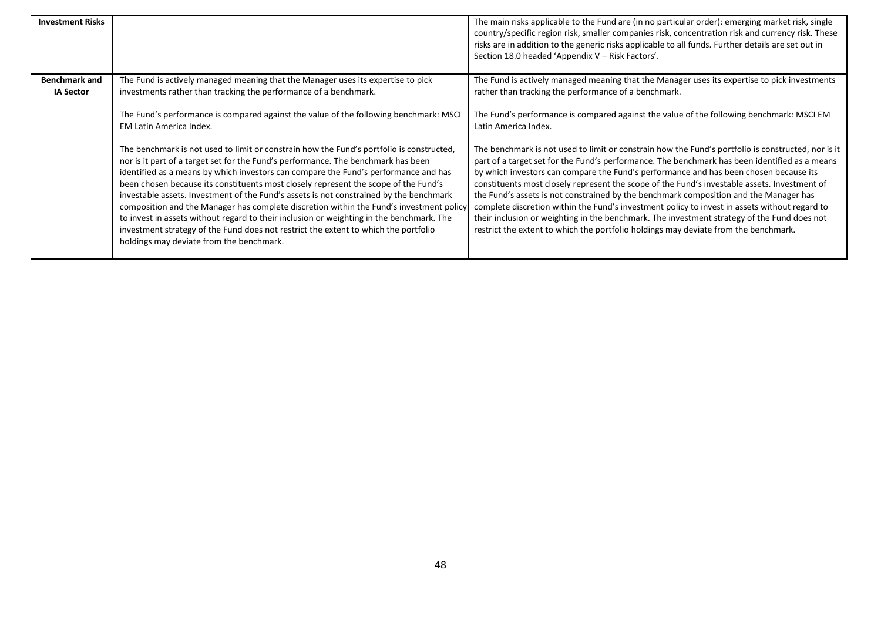| | | |
|---|---|---|
| **Investment Risks** | | The main risks applicable to the Fund are (in no particular order): emerging market risk, single country/specific region risk, smaller companies risk, concentration risk and currency risk. These risks are in addition to the generic risks applicable to all funds. Further details are set out in Section 18.0 headed 'Appendix V – Risk Factors'. |
| **Benchmark and IA Sector** | The Fund is actively managed meaning that the Manager uses its expertise to pick investments rather than tracking the performance of a benchmark.<br><br>The Fund's performance is compared against the value of the following benchmark: MSCI EM Latin America Index.<br><br>The benchmark is not used to limit or constrain how the Fund's portfolio is constructed, nor is it part of a target set for the Fund's performance. The benchmark has been identified as a means by which investors can compare the Fund's performance and has been chosen because its constituents most closely represent the scope of the Fund's investable assets. Investment of the Fund's assets is not constrained by the benchmark composition and the Manager has complete discretion within the Fund's investment policy to invest in assets without regard to their inclusion or weighting in the benchmark. The investment strategy of the Fund does not restrict the extent to which the portfolio holdings may deviate from the benchmark. | The Fund is actively managed meaning that the Manager uses its expertise to pick investments rather than tracking the performance of a benchmark.<br><br>The Fund's performance is compared against the value of the following benchmark: MSCI EM Latin America Index.<br><br>The benchmark is not used to limit or constrain how the Fund's portfolio is constructed, nor is it part of a target set for the Fund's performance. The benchmark has been identified as a means by which investors can compare the Fund's performance and has been chosen because its constituents most closely represent the scope of the Fund's investable assets. Investment of the Fund's assets is not constrained by the benchmark composition and the Manager has complete discretion within the Fund's investment policy to invest in assets without regard to their inclusion or weighting in the benchmark. The investment strategy of the Fund does not restrict the extent to which the portfolio holdings may deviate from the benchmark. |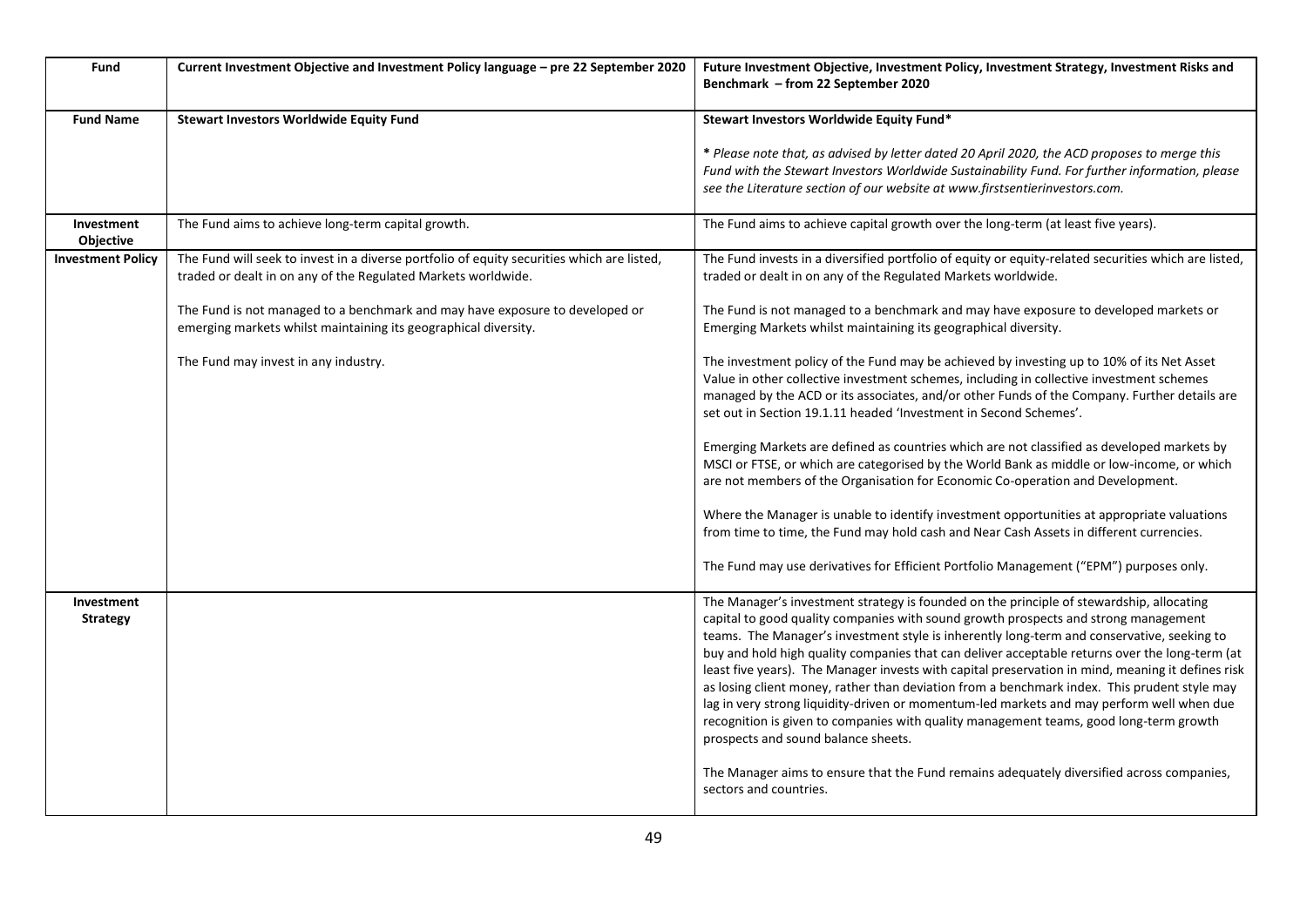| Fund | Current Investment Objective and Investment Policy language – pre 22 September 2020 | Future Investment Objective, Investment Policy, Investment Strategy, Investment Risks and Benchmark – from 22 September 2020 |
|---|---|---|
| **Fund Name** | **Stewart Investors Worldwide Equity Fund** | **Stewart Investors Worldwide Equity Fund*** <br><br> *\* Please note that, as advised by letter dated 20 April 2020, the ACD proposes to merge this Fund with the Stewart Investors Worldwide Sustainability Fund. For further information, please see the Literature section of our website at www.firstsentierinvestors.com.* |
| **Investment Objective** | The Fund aims to achieve long-term capital growth. | The Fund aims to achieve capital growth over the long-term (at least five years). |
| **Investment Policy** | The Fund will seek to invest in a diverse portfolio of equity securities which are listed, traded or dealt in on any of the Regulated Markets worldwide. <br><br> The Fund is not managed to a benchmark and may have exposure to developed or emerging markets whilst maintaining its geographical diversity. <br><br> The Fund may invest in any industry. | The Fund invests in a diversified portfolio of equity or equity-related securities which are listed, traded or dealt in on any of the Regulated Markets worldwide. <br><br> The Fund is not managed to a benchmark and may have exposure to developed markets or Emerging Markets whilst maintaining its geographical diversity. <br><br> The investment policy of the Fund may be achieved by investing up to 10% of its Net Asset Value in other collective investment schemes, including in collective investment schemes managed by the ACD or its associates, and/or other Funds of the Company. Further details are set out in Section 19.1.11 headed 'Investment in Second Schemes'. <br><br> Emerging Markets are defined as countries which are not classified as developed markets by MSCI or FTSE, or which are categorised by the World Bank as middle or low-income, or which are not members of the Organisation for Economic Co-operation and Development. <br><br> Where the Manager is unable to identify investment opportunities at appropriate valuations from time to time, the Fund may hold cash and Near Cash Assets in different currencies. <br><br> The Fund may use derivatives for Efficient Portfolio Management ("EPM") purposes only. |
| **Investment Strategy** | | The Manager's investment strategy is founded on the principle of stewardship, allocating capital to good quality companies with sound growth prospects and strong management teams. The Manager's investment style is inherently long-term and conservative, seeking to buy and hold high quality companies that can deliver acceptable returns over the long-term (at least five years). The Manager invests with capital preservation in mind, meaning it defines risk as losing client money, rather than deviation from a benchmark index. This prudent style may lag in very strong liquidity-driven or momentum-led markets and may perform well when due recognition is given to companies with quality management teams, good long-term growth prospects and sound balance sheets. <br><br> The Manager aims to ensure that the Fund remains adequately diversified across companies, sectors and countries. |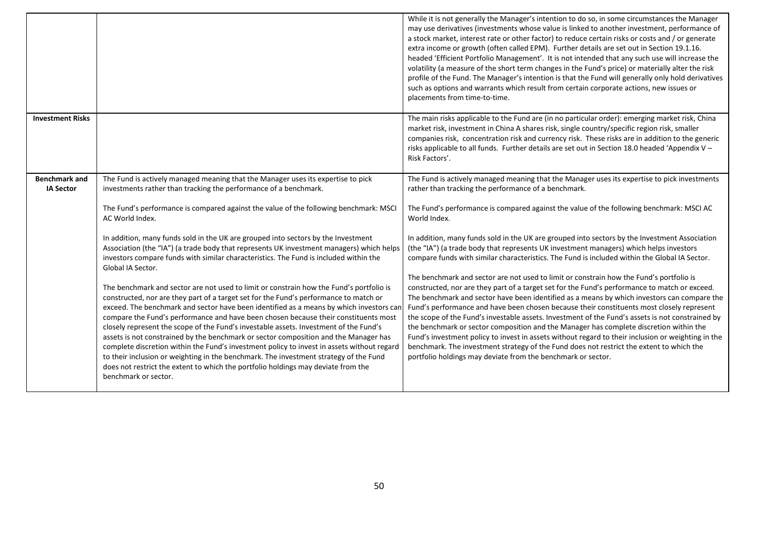| | | |
|---|---|---|
| | | While it is not generally the Manager's intention to do so, in some circumstances the Manager may use derivatives (investments whose value is linked to another investment, performance of a stock market, interest rate or other factor) to reduce certain risks or costs and / or generate extra income or growth (often called EPM). Further details are set out in Section 19.1.16. headed 'Efficient Portfolio Management'. It is not intended that any such use will increase the volatility (a measure of the short term changes in the Fund's price) or materially alter the risk profile of the Fund. The Manager's intention is that the Fund will generally only hold derivatives such as options and warrants which result from certain corporate actions, new issues or placements from time-to-time. |
| **Investment Risks** | | The main risks applicable to the Fund are (in no particular order): emerging market risk, China market risk, investment in China A shares risk, single country/specific region risk, smaller companies risk, concentration risk and currency risk. These risks are in addition to the generic risks applicable to all funds. Further details are set out in Section 18.0 headed 'Appendix V – Risk Factors'. |
| **Benchmark and IA Sector** | The Fund is actively managed meaning that the Manager uses its expertise to pick investments rather than tracking the performance of a benchmark.<br><br>The Fund's performance is compared against the value of the following benchmark: MSCI AC World Index.<br><br>In addition, many funds sold in the UK are grouped into sectors by the Investment Association (the "IA") (a trade body that represents UK investment managers) which helps investors compare funds with similar characteristics. The Fund is included within the Global IA Sector.<br><br>The benchmark and sector are not used to limit or constrain how the Fund's portfolio is constructed, nor are they part of a target set for the Fund's performance to match or exceed. The benchmark and sector have been identified as a means by which investors can compare the Fund's performance and have been chosen because their constituents most closely represent the scope of the Fund's investable assets. Investment of the Fund's assets is not constrained by the benchmark or sector composition and the Manager has complete discretion within the Fund's investment policy to invest in assets without regard to their inclusion or weighting in the benchmark. The investment strategy of the Fund does not restrict the extent to which the portfolio holdings may deviate from the benchmark or sector. | The Fund is actively managed meaning that the Manager uses its expertise to pick investments rather than tracking the performance of a benchmark.<br><br>The Fund's performance is compared against the value of the following benchmark: MSCI AC World Index.<br><br>In addition, many funds sold in the UK are grouped into sectors by the Investment Association (the "IA") (a trade body that represents UK investment managers) which helps investors compare funds with similar characteristics. The Fund is included within the Global IA Sector.<br><br>The benchmark and sector are not used to limit or constrain how the Fund's portfolio is constructed, nor are they part of a target set for the Fund's performance to match or exceed. The benchmark and sector have been identified as a means by which investors can compare the Fund's performance and have been chosen because their constituents most closely represent the scope of the Fund's investable assets. Investment of the Fund's assets is not constrained by the benchmark or sector composition and the Manager has complete discretion within the Fund's investment policy to invest in assets without regard to their inclusion or weighting in the benchmark. The investment strategy of the Fund does not restrict the extent to which the portfolio holdings may deviate from the benchmark or sector. |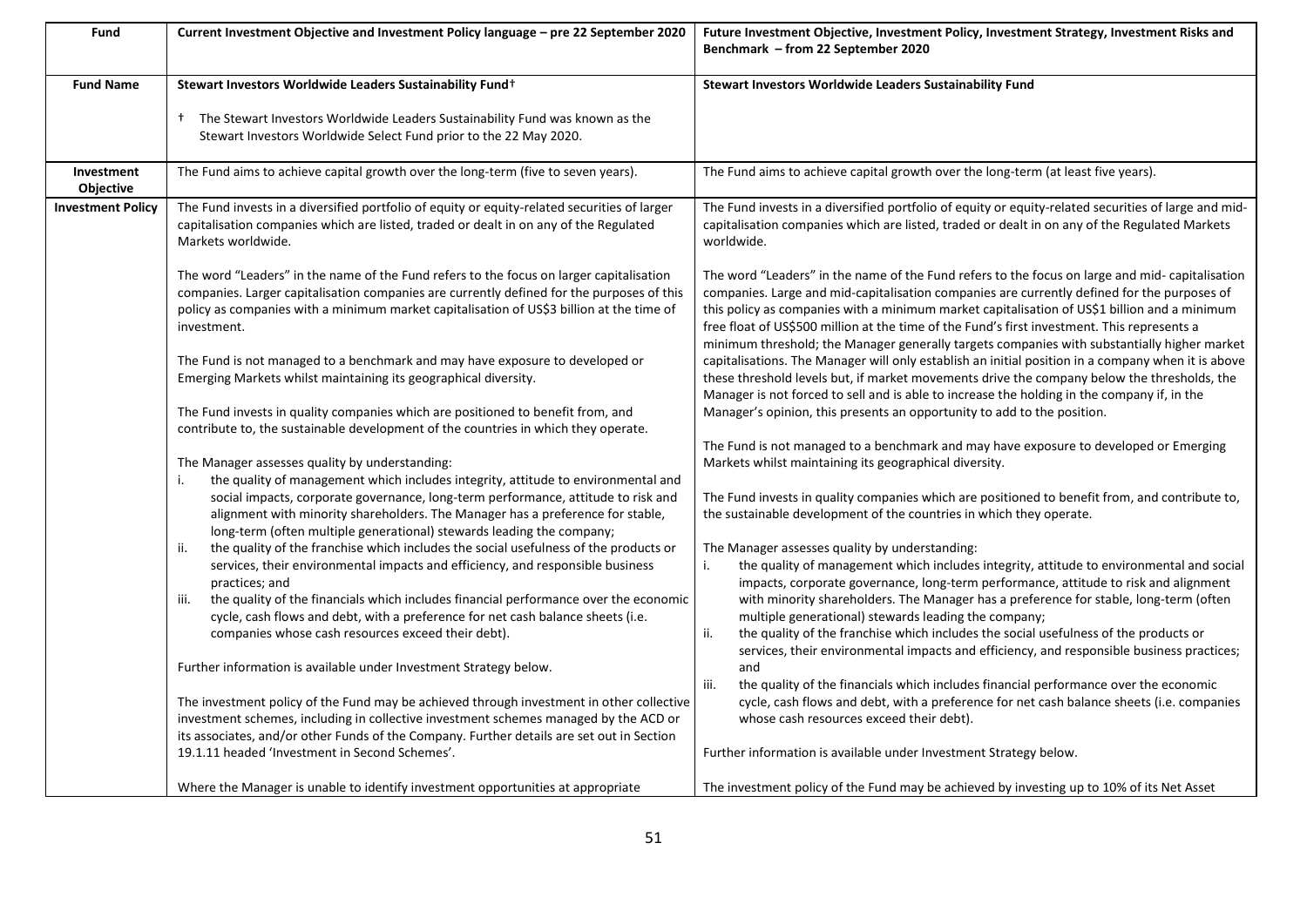| Fund | Current Investment Objective and Investment Policy language – pre 22 September 2020 | Future Investment Objective, Investment Policy, Investment Strategy, Investment Risks and Benchmark – from 22 September 2020 |
|---|---|---|
| **Fund Name** | **Stewart Investors Worldwide Leaders Sustainability Fund†**<br><br>† The Stewart Investors Worldwide Leaders Sustainability Fund was known as the Stewart Investors Worldwide Select Fund prior to the 22 May 2020. | **Stewart Investors Worldwide Leaders Sustainability Fund** |
| **Investment Objective** | The Fund aims to achieve capital growth over the long-term (five to seven years). | The Fund aims to achieve capital growth over the long-term (at least five years). |
| **Investment Policy** | The Fund invests in a diversified portfolio of equity or equity-related securities of larger capitalisation companies which are listed, traded or dealt in on any of the Regulated Markets worldwide.<br><br>The word "Leaders" in the name of the Fund refers to the focus on larger capitalisation companies. Larger capitalisation companies are currently defined for the purposes of this policy as companies with a minimum market capitalisation of US$3 billion at the time of investment.<br><br>The Fund is not managed to a benchmark and may have exposure to developed or Emerging Markets whilst maintaining its geographical diversity.<br><br>The Fund invests in quality companies which are positioned to benefit from, and contribute to, the sustainable development of the countries in which they operate.<br><br>The Manager assesses quality by understanding:<br>i. the quality of management which includes integrity, attitude to environmental and social impacts, corporate governance, long-term performance, attitude to risk and alignment with minority shareholders. The Manager has a preference for stable, long-term (often multiple generational) stewards leading the company;<br>ii. the quality of the franchise which includes the social usefulness of the products or services, their environmental impacts and efficiency, and responsible business practices; and<br>iii. the quality of the financials which includes financial performance over the economic cycle, cash flows and debt, with a preference for net cash balance sheets (i.e. companies whose cash resources exceed their debt).<br><br>Further information is available under Investment Strategy below.<br><br>The investment policy of the Fund may be achieved through investment in other collective investment schemes, including in collective investment schemes managed by the ACD or its associates, and/or other Funds of the Company. Further details are set out in Section 19.1.11 headed 'Investment in Second Schemes'.<br><br>Where the Manager is unable to identify investment opportunities at appropriate | The Fund invests in a diversified portfolio of equity or equity-related securities of large and mid-capitalisation companies which are listed, traded or dealt in on any of the Regulated Markets worldwide.<br><br>The word "Leaders" in the name of the Fund refers to the focus on large and mid- capitalisation companies. Large and mid-capitalisation companies are currently defined for the purposes of this policy as companies with a minimum market capitalisation of US$1 billion and a minimum free float of US$500 million at the time of the Fund's first investment. This represents a minimum threshold; the Manager generally targets companies with substantially higher market capitalisations. The Manager will only establish an initial position in a company when it is above these threshold levels but, if market movements drive the company below the thresholds, the Manager is not forced to sell and is able to increase the holding in the company if, in the Manager's opinion, this presents an opportunity to add to the position.<br><br>The Fund is not managed to a benchmark and may have exposure to developed or Emerging Markets whilst maintaining its geographical diversity.<br><br>The Fund invests in quality companies which are positioned to benefit from, and contribute to, the sustainable development of the countries in which they operate.<br><br>The Manager assesses quality by understanding:<br>i. the quality of management which includes integrity, attitude to environmental and social impacts, corporate governance, long-term performance, attitude to risk and alignment with minority shareholders. The Manager has a preference for stable, long-term (often multiple generational) stewards leading the company;<br>ii. the quality of the franchise which includes the social usefulness of the products or services, their environmental impacts and efficiency, and responsible business practices; and<br>iii. the quality of the financials which includes financial performance over the economic cycle, cash flows and debt, with a preference for net cash balance sheets (i.e. companies whose cash resources exceed their debt).<br><br>Further information is available under Investment Strategy below.<br><br>The investment policy of the Fund may be achieved by investing up to 10% of its Net Asset |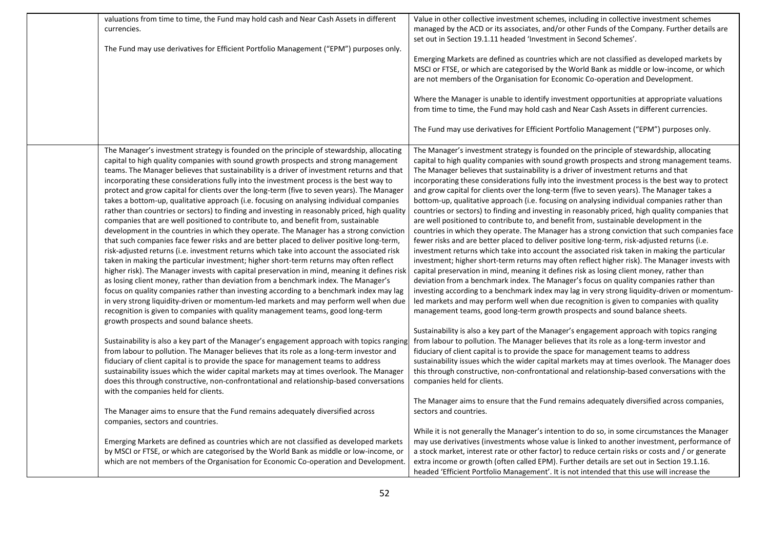| | | |
|---|---|---|
| | valuations from time to time, the Fund may hold cash and Near Cash Assets in different currencies.<br><br>The Fund may use derivatives for Efficient Portfolio Management ("EPM") purposes only. | Value in other collective investment schemes, including in collective investment schemes managed by the ACD or its associates, and/or other Funds of the Company. Further details are set out in Section 19.1.11 headed 'Investment in Second Schemes'.<br><br>Emerging Markets are defined as countries which are not classified as developed markets by MSCI or FTSE, or which are categorised by the World Bank as middle or low-income, or which are not members of the Organisation for Economic Co-operation and Development.<br><br>Where the Manager is unable to identify investment opportunities at appropriate valuations from time to time, the Fund may hold cash and Near Cash Assets in different currencies.<br><br>The Fund may use derivatives for Efficient Portfolio Management ("EPM") purposes only. |
| | The Manager's investment strategy is founded on the principle of stewardship, allocating capital to high quality companies with sound growth prospects and strong management teams. The Manager believes that sustainability is a driver of investment returns and that incorporating these considerations fully into the investment process is the best way to protect and grow capital for clients over the long-term (five to seven years). The Manager takes a bottom-up, qualitative approach (i.e. focusing on analysing individual companies rather than countries or sectors) to finding and investing in reasonably priced, high quality companies that are well positioned to contribute to, and benefit from, sustainable development in the countries in which they operate. The Manager has a strong conviction that such companies face fewer risks and are better placed to deliver positive long-term, risk-adjusted returns (i.e. investment returns which take into account the associated risk taken in making the particular investment; higher short-term returns may often reflect higher risk). The Manager invests with capital preservation in mind, meaning it defines risk as losing client money, rather than deviation from a benchmark index. The Manager's focus on quality companies rather than investing according to a benchmark index may lag in very strong liquidity-driven or momentum-led markets and may perform well when due recognition is given to companies with quality management teams, good long-term growth prospects and sound balance sheets.<br><br>Sustainability is also a key part of the Manager's engagement approach with topics ranging from labour to pollution. The Manager believes that its role as a long-term investor and fiduciary of client capital is to provide the space for management teams to address sustainability issues which the wider capital markets may at times overlook. The Manager does this through constructive, non-confrontational and relationship-based conversations with the companies held for clients.<br><br>The Manager aims to ensure that the Fund remains adequately diversified across companies, sectors and countries.<br><br>Emerging Markets are defined as countries which are not classified as developed markets by MSCI or FTSE, or which are categorised by the World Bank as middle or low-income, or which are not members of the Organisation for Economic Co-operation and Development. | The Manager's investment strategy is founded on the principle of stewardship, allocating capital to high quality companies with sound growth prospects and strong management teams. The Manager believes that sustainability is a driver of investment returns and that incorporating these considerations fully into the investment process is the best way to protect and grow capital for clients over the long-term (five to seven years). The Manager takes a bottom-up, qualitative approach (i.e. focusing on analysing individual companies rather than countries or sectors) to finding and investing in reasonably priced, high quality companies that are well positioned to contribute to, and benefit from, sustainable development in the countries in which they operate. The Manager has a strong conviction that such companies face fewer risks and are better placed to deliver positive long-term, risk-adjusted returns (i.e. investment returns which take into account the associated risk taken in making the particular investment; higher short-term returns may often reflect higher risk). The Manager invests with capital preservation in mind, meaning it defines risk as losing client money, rather than deviation from a benchmark index. The Manager's focus on quality companies rather than investing according to a benchmark index may lag in very strong liquidity-driven or momentum-led markets and may perform well when due recognition is given to companies with quality management teams, good long-term growth prospects and sound balance sheets.<br><br>Sustainability is also a key part of the Manager's engagement approach with topics ranging from labour to pollution. The Manager believes that its role as a long-term investor and fiduciary of client capital is to provide the space for management teams to address sustainability issues which the wider capital markets may at times overlook. The Manager does this through constructive, non-confrontational and relationship-based conversations with the companies held for clients.<br><br>The Manager aims to ensure that the Fund remains adequately diversified across companies, sectors and countries.<br><br>While it is not generally the Manager's intention to do so, in some circumstances the Manager may use derivatives (investments whose value is linked to another investment, performance of a stock market, interest rate or other factor) to reduce certain risks or costs and / or generate extra income or growth (often called EPM). Further details are set out in Section 19.1.16. headed 'Efficient Portfolio Management'. It is not intended that this use will increase the |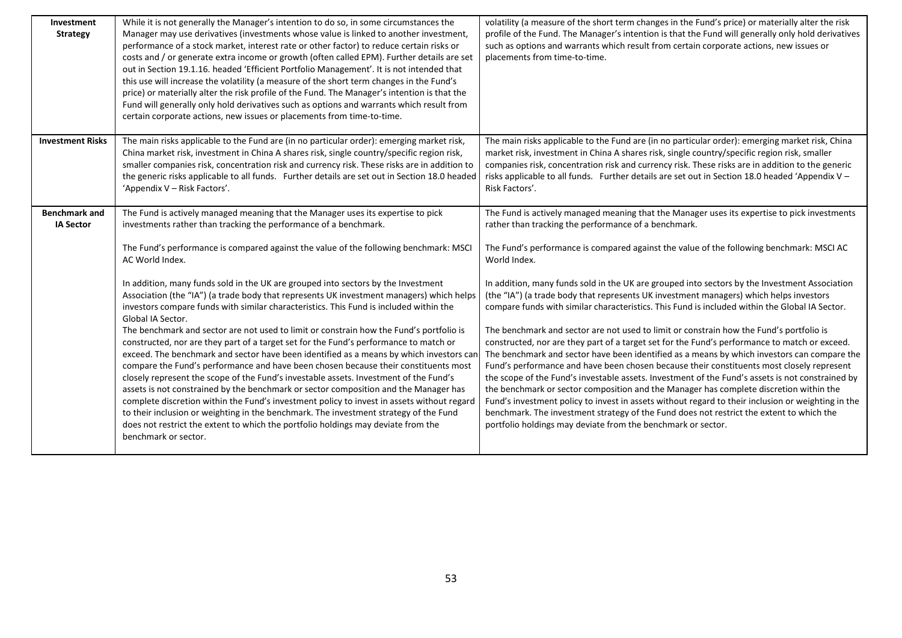| | | |
|---|---|---|
| **Investment Strategy** | While it is not generally the Manager's intention to do so, in some circumstances the Manager may use derivatives (investments whose value is linked to another investment, performance of a stock market, interest rate or other factor) to reduce certain risks or costs and / or generate extra income or growth (often called EPM). Further details are set out in Section 19.1.16. headed 'Efficient Portfolio Management'. It is not intended that this use will increase the volatility (a measure of the short term changes in the Fund's price) or materially alter the risk profile of the Fund. The Manager's intention is that the Fund will generally only hold derivatives such as options and warrants which result from certain corporate actions, new issues or placements from time-to-time. | volatility (a measure of the short term changes in the Fund's price) or materially alter the risk profile of the Fund. The Manager's intention is that the Fund will generally only hold derivatives such as options and warrants which result from certain corporate actions, new issues or placements from time-to-time. |
| **Investment Risks** | The main risks applicable to the Fund are (in no particular order): emerging market risk, China market risk, investment in China A shares risk, single country/specific region risk, smaller companies risk, concentration risk and currency risk. These risks are in addition to the generic risks applicable to all funds. Further details are set out in Section 18.0 headed 'Appendix V – Risk Factors'. | The main risks applicable to the Fund are (in no particular order): emerging market risk, China market risk, investment in China A shares risk, single country/specific region risk, smaller companies risk, concentration risk and currency risk. These risks are in addition to the generic risks applicable to all funds. Further details are set out in Section 18.0 headed 'Appendix V – Risk Factors'. |
| **Benchmark and IA Sector** | The Fund is actively managed meaning that the Manager uses its expertise to pick investments rather than tracking the performance of a benchmark.<br><br>The Fund's performance is compared against the value of the following benchmark: MSCI AC World Index.<br><br>In addition, many funds sold in the UK are grouped into sectors by the Investment Association (the "IA") (a trade body that represents UK investment managers) which helps investors compare funds with similar characteristics. This Fund is included within the Global IA Sector.<br>The benchmark and sector are not used to limit or constrain how the Fund's portfolio is constructed, nor are they part of a target set for the Fund's performance to match or exceed. The benchmark and sector have been identified as a means by which investors can compare the Fund's performance and have been chosen because their constituents most closely represent the scope of the Fund's investable assets. Investment of the Fund's assets is not constrained by the benchmark or sector composition and the Manager has complete discretion within the Fund's investment policy to invest in assets without regard to their inclusion or weighting in the benchmark. The investment strategy of the Fund does not restrict the extent to which the portfolio holdings may deviate from the benchmark or sector. | The Fund is actively managed meaning that the Manager uses its expertise to pick investments rather than tracking the performance of a benchmark.<br><br>The Fund's performance is compared against the value of the following benchmark: MSCI AC World Index.<br><br>In addition, many funds sold in the UK are grouped into sectors by the Investment Association (the "IA") (a trade body that represents UK investment managers) which helps investors compare funds with similar characteristics. This Fund is included within the Global IA Sector.<br><br>The benchmark and sector are not used to limit or constrain how the Fund's portfolio is constructed, nor are they part of a target set for the Fund's performance to match or exceed. The benchmark and sector have been identified as a means by which investors can compare the Fund's performance and have been chosen because their constituents most closely represent the scope of the Fund's investable assets. Investment of the Fund's assets is not constrained by the benchmark or sector composition and the Manager has complete discretion within the Fund's investment policy to invest in assets without regard to their inclusion or weighting in the benchmark. The investment strategy of the Fund does not restrict the extent to which the portfolio holdings may deviate from the benchmark or sector. |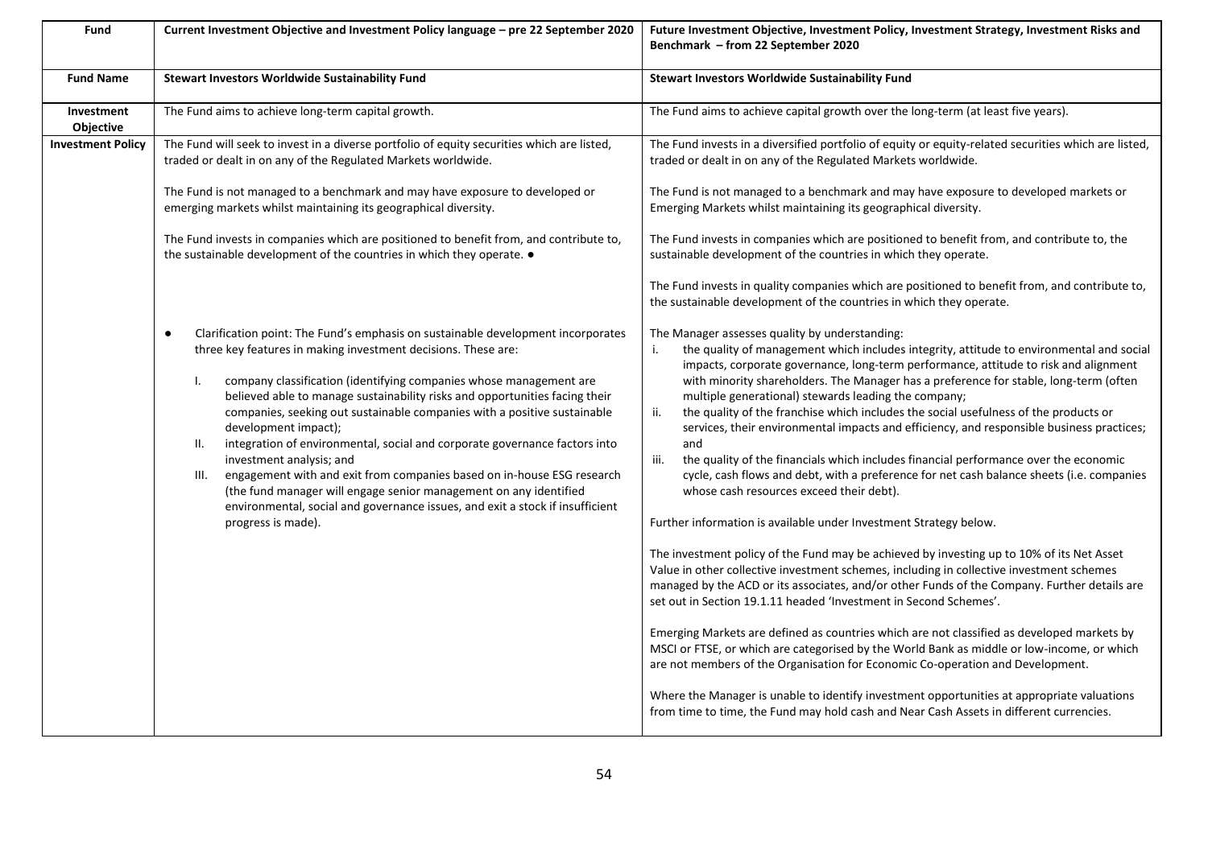| Fund | Current Investment Objective and Investment Policy language – pre 22 September 2020 | Future Investment Objective, Investment Policy, Investment Strategy, Investment Risks and Benchmark – from 22 September 2020 |
|---|---|---|
| **Fund Name** | **Stewart Investors Worldwide Sustainability Fund** | **Stewart Investors Worldwide Sustainability Fund** |
| **Investment Objective** | The Fund aims to achieve long-term capital growth. | The Fund aims to achieve capital growth over the long-term (at least five years). |
| **Investment Policy** | The Fund will seek to invest in a diverse portfolio of equity securities which are listed, traded or dealt in on any of the Regulated Markets worldwide.<br><br>The Fund is not managed to a benchmark and may have exposure to developed or emerging markets whilst maintaining its geographical diversity.<br><br>The Fund invests in companies which are positioned to benefit from, and contribute to, the sustainable development of the countries in which they operate. ●<br><br>● Clarification point: The Fund's emphasis on sustainable development incorporates three key features in making investment decisions. These are:<br>I. company classification (identifying companies whose management are believed able to manage sustainability risks and opportunities facing their companies, seeking out sustainable companies with a positive sustainable development impact);<br>II. integration of environmental, social and corporate governance factors into investment analysis; and<br>III. engagement with and exit from companies based on in-house ESG research (the fund manager will engage senior management on any identified environmental, social and governance issues, and exit a stock if insufficient progress is made). | The Fund invests in a diversified portfolio of equity or equity-related securities which are listed, traded or dealt in on any of the Regulated Markets worldwide.<br><br>The Fund is not managed to a benchmark and may have exposure to developed markets or Emerging Markets whilst maintaining its geographical diversity.<br><br>The Fund invests in companies which are positioned to benefit from, and contribute to, the sustainable development of the countries in which they operate.<br><br>The Fund invests in quality companies which are positioned to benefit from, and contribute to, the sustainable development of the countries in which they operate.<br><br>The Manager assesses quality by understanding:<br>i. the quality of management which includes integrity, attitude to environmental and social impacts, corporate governance, long-term performance, attitude to risk and alignment with minority shareholders. The Manager has a preference for stable, long-term (often multiple generational) stewards leading the company;<br>ii. the quality of the franchise which includes the social usefulness of the products or services, their environmental impacts and efficiency, and responsible business practices; and<br>iii. the quality of the financials which includes financial performance over the economic cycle, cash flows and debt, with a preference for net cash balance sheets (i.e. companies whose cash resources exceed their debt).<br><br>Further information is available under Investment Strategy below.<br><br>The investment policy of the Fund may be achieved by investing up to 10% of its Net Asset Value in other collective investment schemes, including in collective investment schemes managed by the ACD or its associates, and/or other Funds of the Company. Further details are set out in Section 19.1.11 headed 'Investment in Second Schemes'.<br><br>Emerging Markets are defined as countries which are not classified as developed markets by MSCI or FTSE, or which are categorised by the World Bank as middle or low-income, or which are not members of the Organisation for Economic Co-operation and Development.<br><br>Where the Manager is unable to identify investment opportunities at appropriate valuations from time to time, the Fund may hold cash and Near Cash Assets in different currencies. |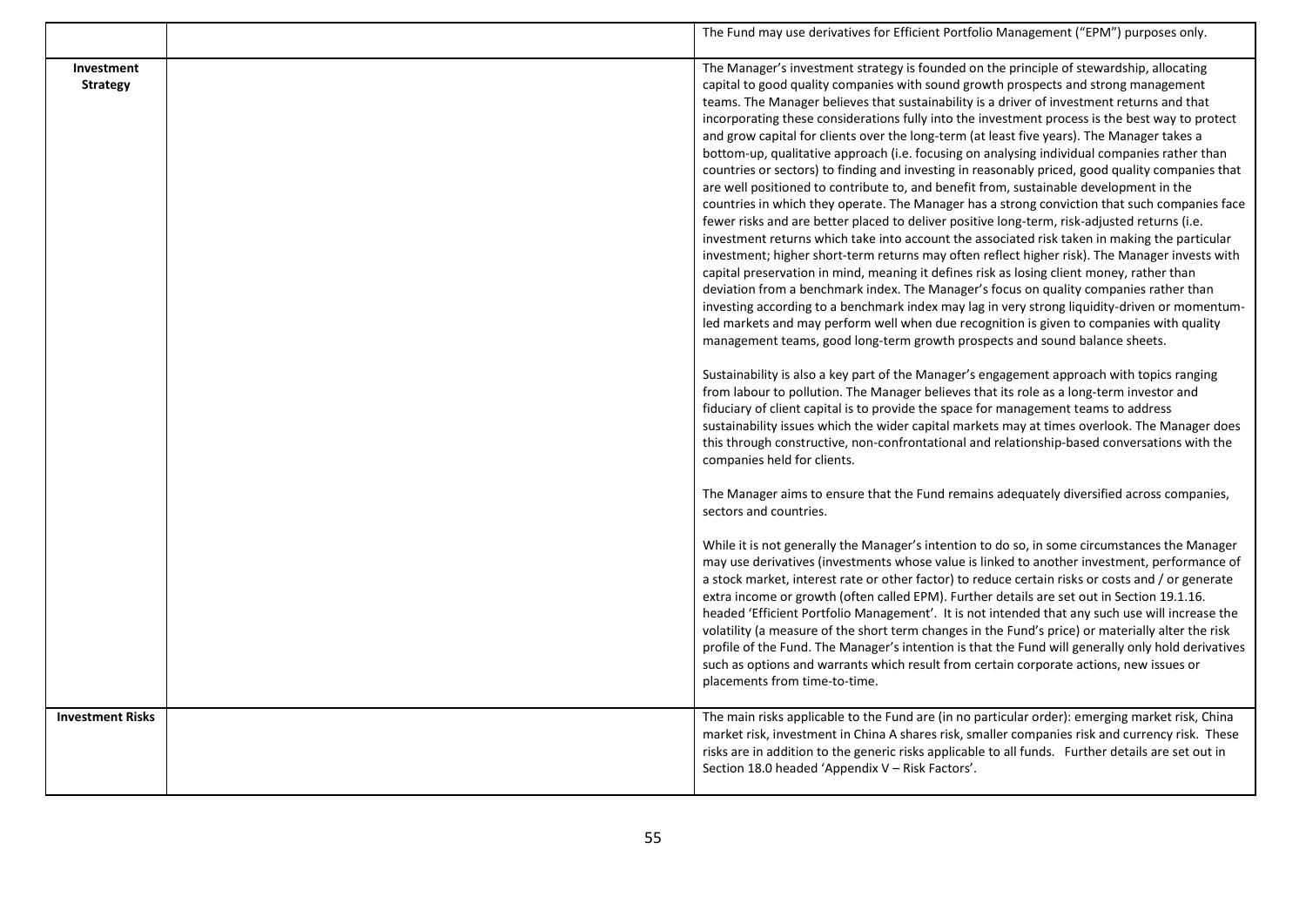| | | |
|---|---|---|
| | | The Fund may use derivatives for Efficient Portfolio Management ("EPM") purposes only. |
| **Investment Strategy** | | The Manager's investment strategy is founded on the principle of stewardship, allocating capital to good quality companies with sound growth prospects and strong management teams. The Manager believes that sustainability is a driver of investment returns and that incorporating these considerations fully into the investment process is the best way to protect and grow capital for clients over the long-term (at least five years). The Manager takes a bottom-up, qualitative approach (i.e. focusing on analysing individual companies rather than countries or sectors) to finding and investing in reasonably priced, good quality companies that are well positioned to contribute to, and benefit from, sustainable development in the countries in which they operate. The Manager has a strong conviction that such companies face fewer risks and are better placed to deliver positive long-term, risk-adjusted returns (i.e. investment returns which take into account the associated risk taken in making the particular investment; higher short-term returns may often reflect higher risk). The Manager invests with capital preservation in mind, meaning it defines risk as losing client money, rather than deviation from a benchmark index. The Manager's focus on quality companies rather than investing according to a benchmark index may lag in very strong liquidity-driven or momentum-led markets and may perform well when due recognition is given to companies with quality management teams, good long-term growth prospects and sound balance sheets.<br><br>Sustainability is also a key part of the Manager's engagement approach with topics ranging from labour to pollution. The Manager believes that its role as a long-term investor and fiduciary of client capital is to provide the space for management teams to address sustainability issues which the wider capital markets may at times overlook. The Manager does this through constructive, non-confrontational and relationship-based conversations with the companies held for clients.<br><br>The Manager aims to ensure that the Fund remains adequately diversified across companies, sectors and countries.<br><br>While it is not generally the Manager's intention to do so, in some circumstances the Manager may use derivatives (investments whose value is linked to another investment, performance of a stock market, interest rate or other factor) to reduce certain risks or costs and / or generate extra income or growth (often called EPM). Further details are set out in Section 19.1.16. headed 'Efficient Portfolio Management'. It is not intended that any such use will increase the volatility (a measure of the short term changes in the Fund's price) or materially alter the risk profile of the Fund. The Manager's intention is that the Fund will generally only hold derivatives such as options and warrants which result from certain corporate actions, new issues or placements from time-to-time. |
| **Investment Risks** | | The main risks applicable to the Fund are (in no particular order): emerging market risk, China market risk, investment in China A shares risk, smaller companies risk and currency risk. These risks are in addition to the generic risks applicable to all funds. Further details are set out in Section 18.0 headed 'Appendix V – Risk Factors'. |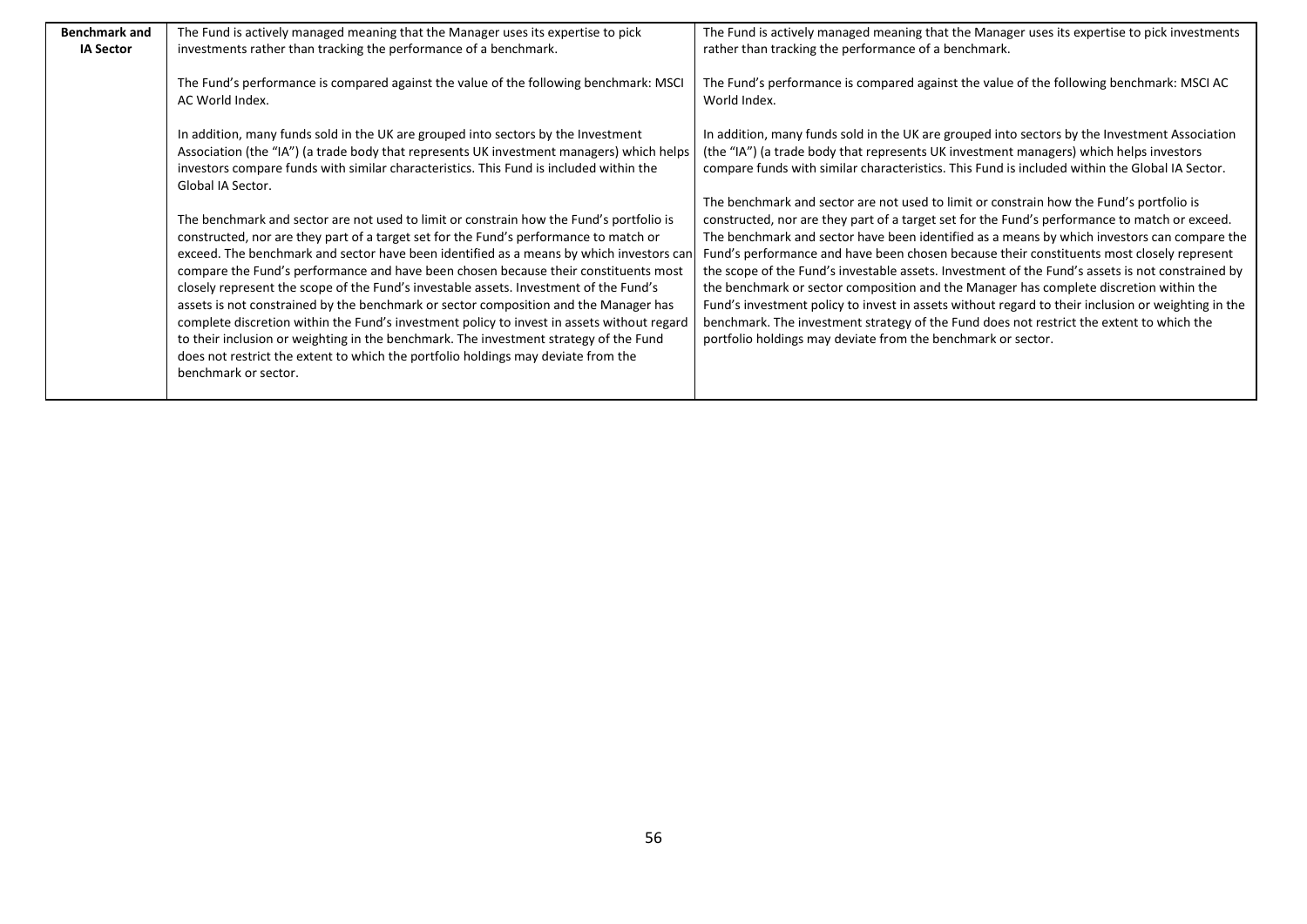| | | |
|---|---|---|
| **Benchmark and IA Sector** | The Fund is actively managed meaning that the Manager uses its expertise to pick investments rather than tracking the performance of a benchmark.<br><br>The Fund's performance is compared against the value of the following benchmark: MSCI AC World Index.<br><br>In addition, many funds sold in the UK are grouped into sectors by the Investment Association (the "IA") (a trade body that represents UK investment managers) which helps investors compare funds with similar characteristics. This Fund is included within the Global IA Sector.<br><br>The benchmark and sector are not used to limit or constrain how the Fund's portfolio is constructed, nor are they part of a target set for the Fund's performance to match or exceed. The benchmark and sector have been identified as a means by which investors can compare the Fund's performance and have been chosen because their constituents most closely represent the scope of the Fund's investable assets. Investment of the Fund's assets is not constrained by the benchmark or sector composition and the Manager has complete discretion within the Fund's investment policy to invest in assets without regard to their inclusion or weighting in the benchmark. The investment strategy of the Fund does not restrict the extent to which the portfolio holdings may deviate from the benchmark or sector. | The Fund is actively managed meaning that the Manager uses its expertise to pick investments rather than tracking the performance of a benchmark.<br><br>The Fund's performance is compared against the value of the following benchmark: MSCI AC World Index.<br><br>In addition, many funds sold in the UK are grouped into sectors by the Investment Association (the "IA") (a trade body that represents UK investment managers) which helps investors compare funds with similar characteristics. This Fund is included within the Global IA Sector.<br><br>The benchmark and sector are not used to limit or constrain how the Fund's portfolio is constructed, nor are they part of a target set for the Fund's performance to match or exceed. The benchmark and sector have been identified as a means by which investors can compare the Fund's performance and have been chosen because their constituents most closely represent the scope of the Fund's investable assets. Investment of the Fund's assets is not constrained by the benchmark or sector composition and the Manager has complete discretion within the Fund's investment policy to invest in assets without regard to their inclusion or weighting in the benchmark. The investment strategy of the Fund does not restrict the extent to which the portfolio holdings may deviate from the benchmark or sector. |